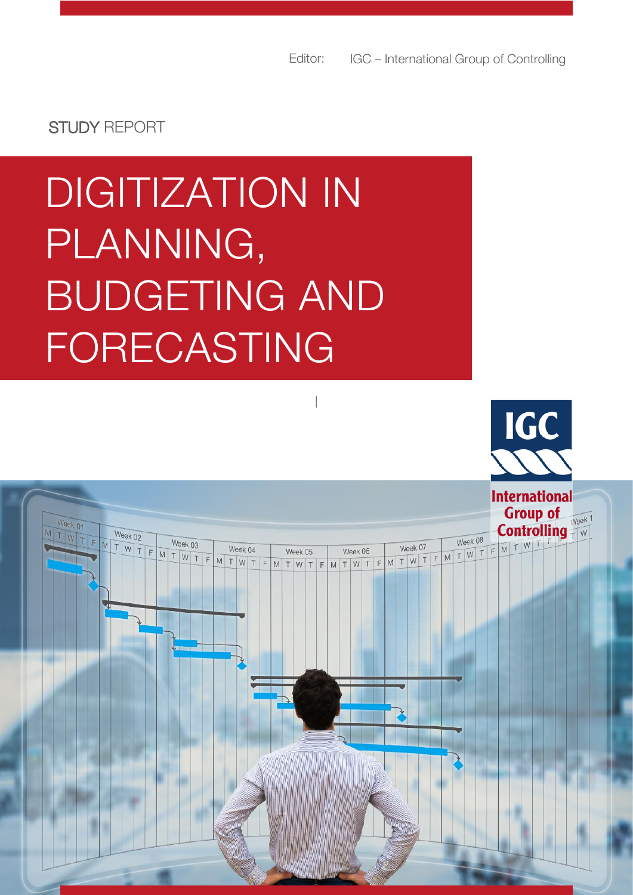Editor: IGC – International Group of Controlling

STUDY REPORT

# DIGITIZATION IN PLANNING, BUDGETING AND FORECASTING

IGC
International Group of Controlling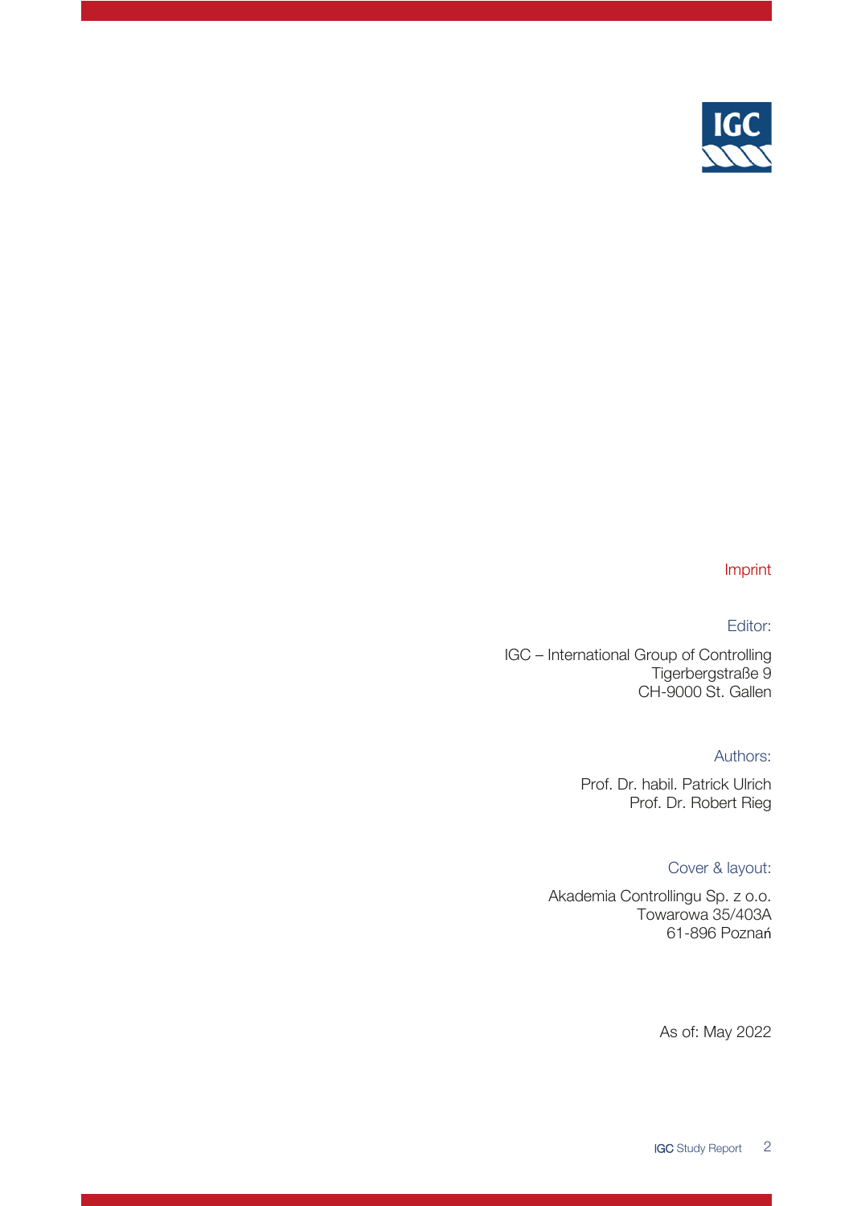## Imprint

**Editor:**

IGC – International Group of Controlling
Tigerbergstraße 9
CH-9000 St. Gallen

**Authors:**

Prof. Dr. habil. Patrick Ulrich
Prof. Dr. Robert Rieg

**Cover & layout:**

Akademia Controllingu Sp. z o.o.
Towarowa 35/403A
61-896 Poznań

As of: May 2022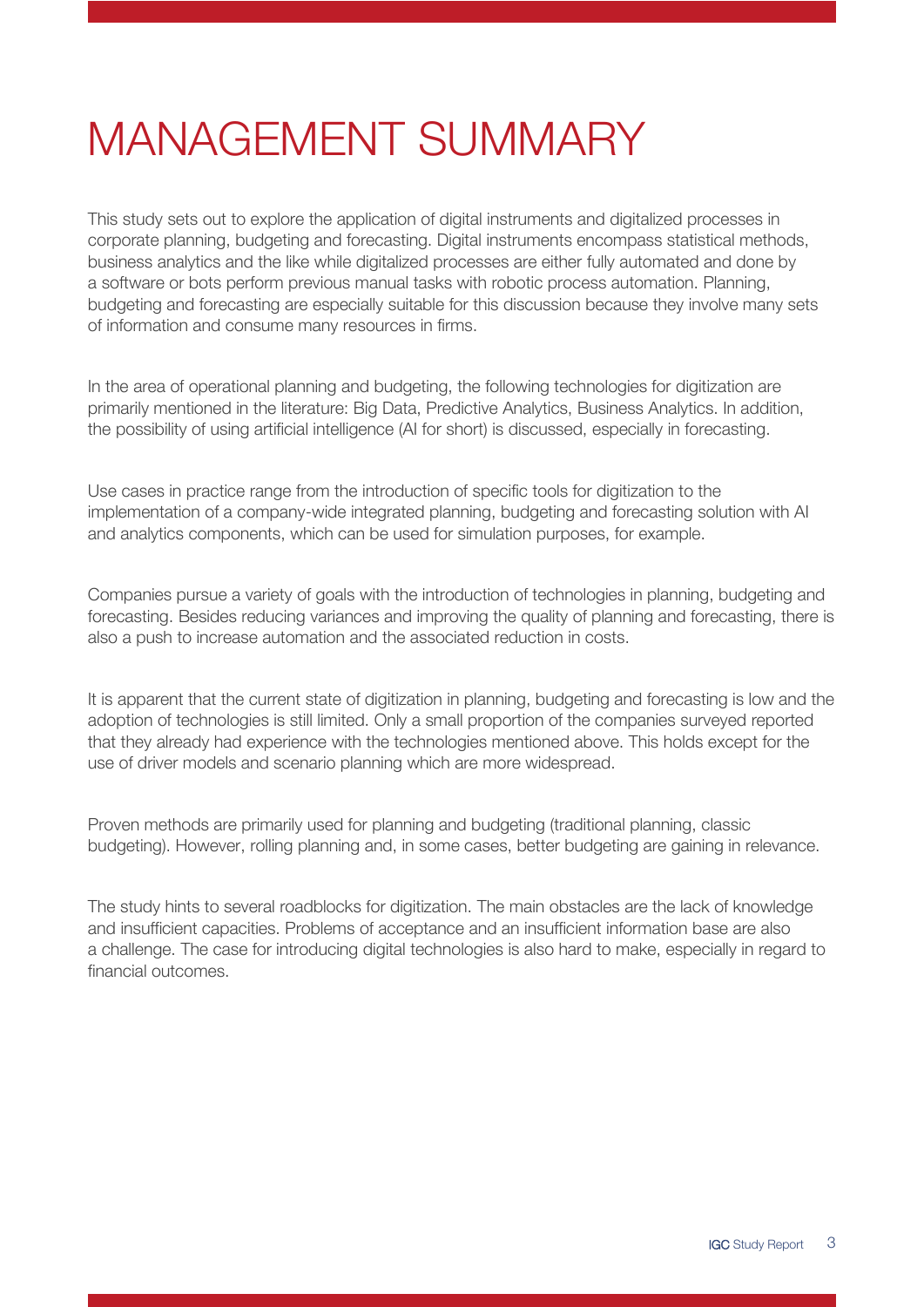# MANAGEMENT SUMMARY

This study sets out to explore the application of digital instruments and digitalized processes in corporate planning, budgeting and forecasting. Digital instruments encompass statistical methods, business analytics and the like while digitalized processes are either fully automated and done by a software or bots perform previous manual tasks with robotic process automation. Planning, budgeting and forecasting are especially suitable for this discussion because they involve many sets of information and consume many resources in firms.

In the area of operational planning and budgeting, the following technologies for digitization are primarily mentioned in the literature: Big Data, Predictive Analytics, Business Analytics. In addition, the possibility of using artificial intelligence (AI for short) is discussed, especially in forecasting.

Use cases in practice range from the introduction of specific tools for digitization to the implementation of a company-wide integrated planning, budgeting and forecasting solution with AI and analytics components, which can be used for simulation purposes, for example.

Companies pursue a variety of goals with the introduction of technologies in planning, budgeting and forecasting. Besides reducing variances and improving the quality of planning and forecasting, there is also a push to increase automation and the associated reduction in costs.

It is apparent that the current state of digitization in planning, budgeting and forecasting is low and the adoption of technologies is still limited. Only a small proportion of the companies surveyed reported that they already had experience with the technologies mentioned above. This holds except for the use of driver models and scenario planning which are more widespread.

Proven methods are primarily used for planning and budgeting (traditional planning, classic budgeting). However, rolling planning and, in some cases, better budgeting are gaining in relevance.

The study hints to several roadblocks for digitization. The main obstacles are the lack of knowledge and insufficient capacities. Problems of acceptance and an insufficient information base are also a challenge. The case for introducing digital technologies is also hard to make, especially in regard to financial outcomes.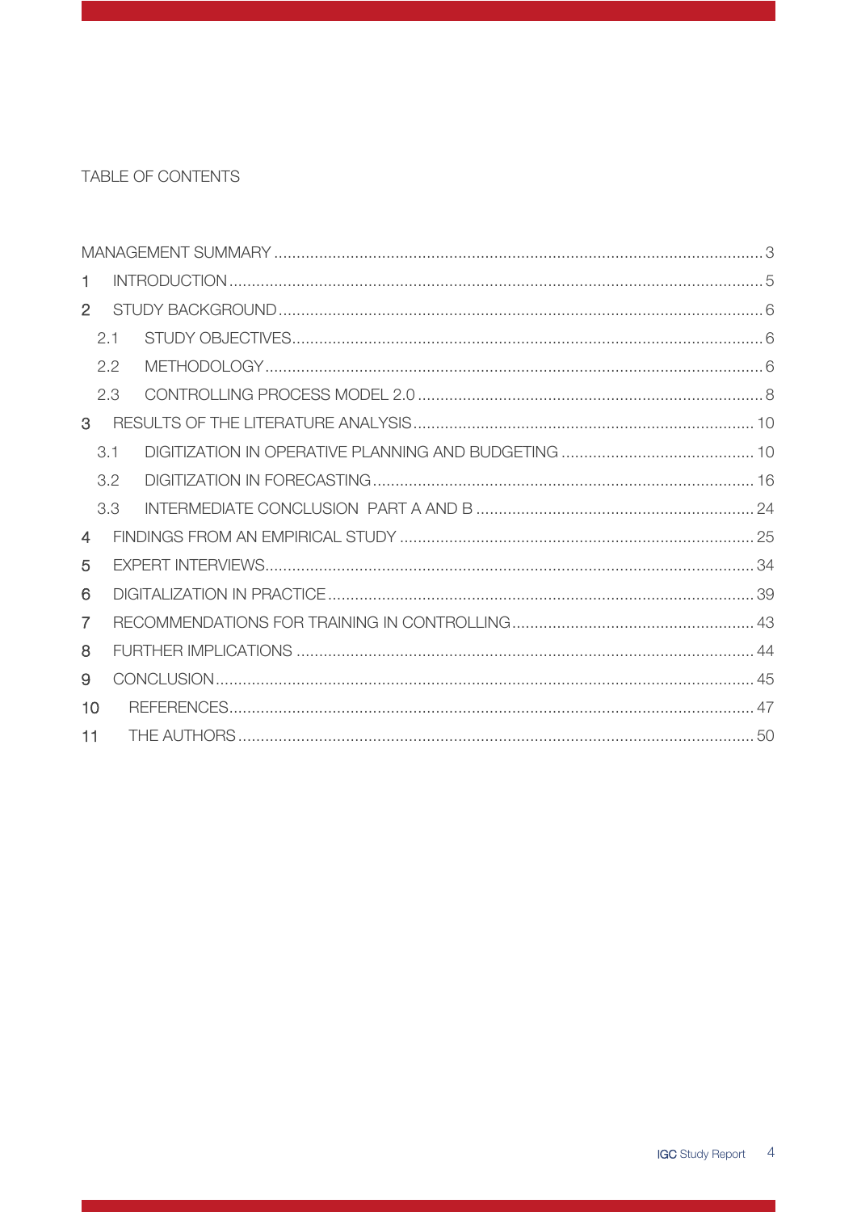TABLE OF CONTENTS

MANAGEMENT SUMMARY ........................................................................................................... 3

1 INTRODUCTION ........................................................................................................................ 5

2 STUDY BACKGROUND ............................................................................................................ 6

2.1 STUDY OBJECTIVES ............................................................................................................ 6

2.2 METHODOLOGY .................................................................................................................. 6

2.3 CONTROLLING PROCESS MODEL 2.0 ................................................................................. 8

3 RESULTS OF THE LITERATURE ANALYSIS ............................................................................ 10

3.1 DIGITIZATION IN OPERATIVE PLANNING AND BUDGETING ............................................. 10

3.2 DIGITIZATION IN FORECASTING ...................................................................................... 16

3.3 INTERMEDIATE CONCLUSION PART A AND B ................................................................. 24

4 FINDINGS FROM AN EMPIRICAL STUDY ............................................................................... 25

5 EXPERT INTERVIEWS ............................................................................................................ 34

6 DIGITALIZATION IN PRACTICE .............................................................................................. 39

7 RECOMMENDATIONS FOR TRAINING IN CONTROLLING ...................................................... 43

8 FURTHER IMPLICATIONS ...................................................................................................... 44

9 CONCLUSION ........................................................................................................................ 45

10 REFERENCES ...................................................................................................................... 47

11 THE AUTHORS ..................................................................................................................... 50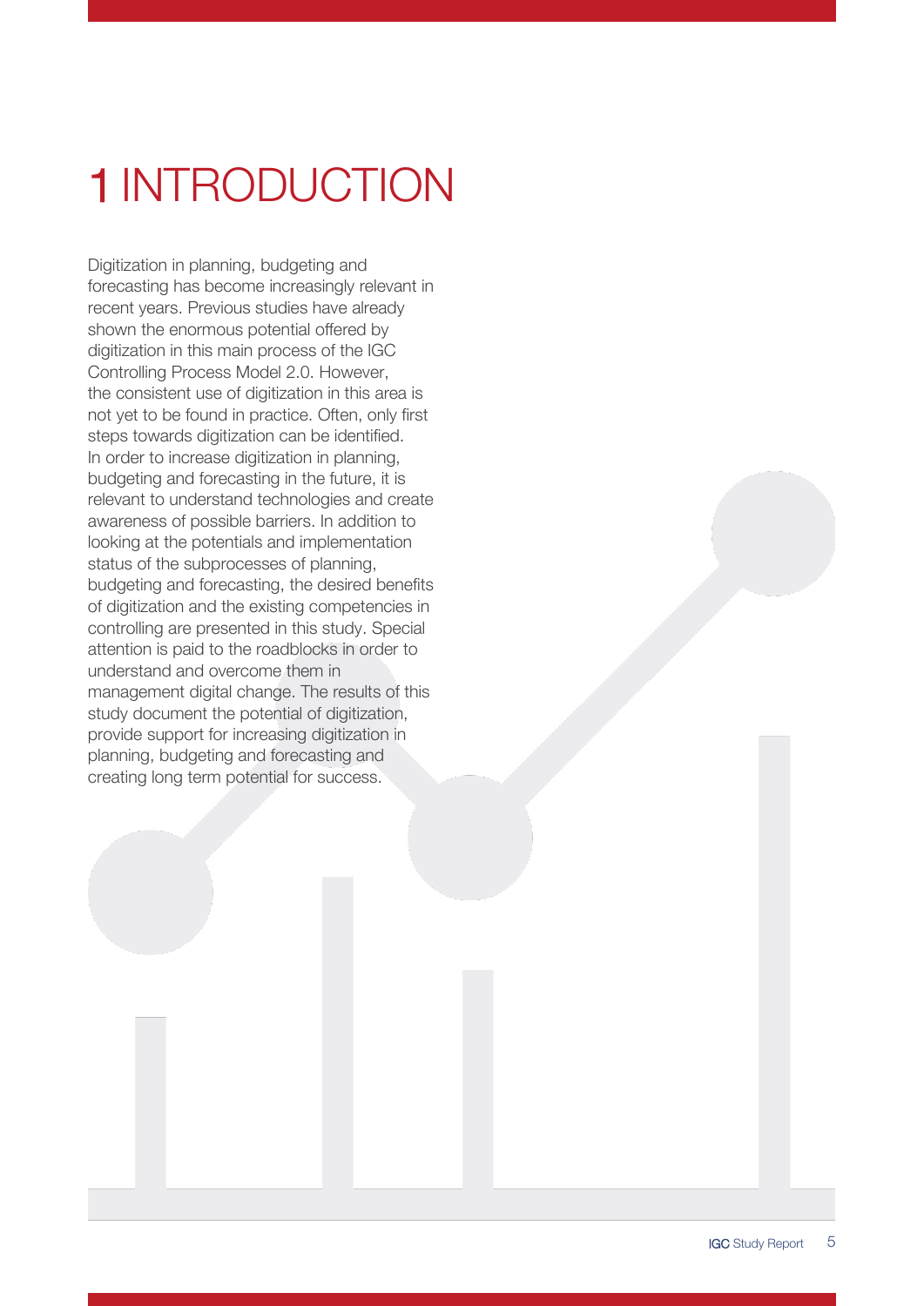# 1 INTRODUCTION

Digitization in planning, budgeting and forecasting has become increasingly relevant in recent years. Previous studies have already shown the enormous potential offered by digitization in this main process of the IGC Controlling Process Model 2.0. However, the consistent use of digitization in this area is not yet to be found in practice. Often, only first steps towards digitization can be identified. In order to increase digitization in planning, budgeting and forecasting in the future, it is relevant to understand technologies and create awareness of possible barriers. In addition to looking at the potentials and implementation status of the subprocesses of planning, budgeting and forecasting, the desired benefits of digitization and the existing competencies in controlling are presented in this study. Special attention is paid to the roadblocks in order to understand and overcome them in management digital change. The results of this study document the potential of digitization, provide support for increasing digitization in planning, budgeting and forecasting and creating long term potential for success.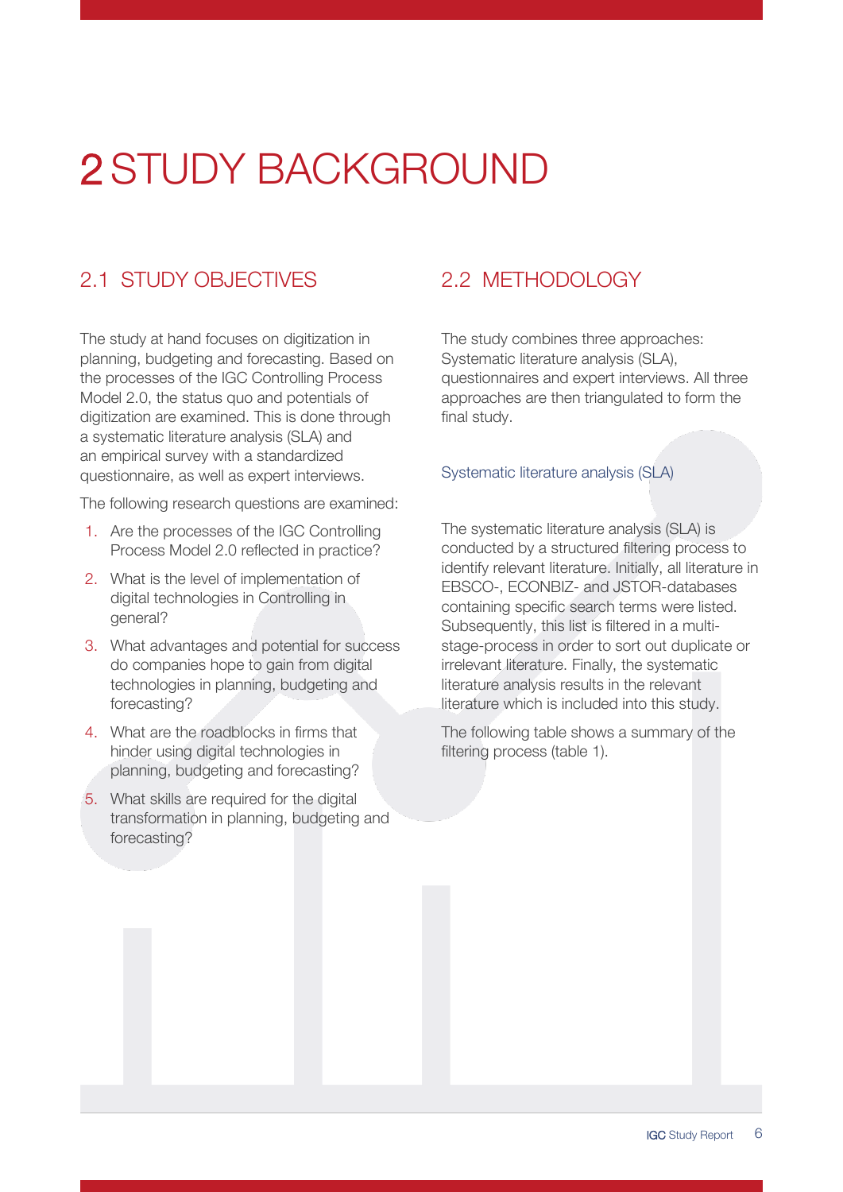# 2 STUDY BACKGROUND

## 2.1 STUDY OBJECTIVES

The study at hand focuses on digitization in planning, budgeting and forecasting. Based on the processes of the IGC Controlling Process Model 2.0, the status quo and potentials of digitization are examined. This is done through a systematic literature analysis (SLA) and an empirical survey with a standardized questionnaire, as well as expert interviews.

The following research questions are examined:

1. Are the processes of the IGC Controlling Process Model 2.0 reflected in practice?
2. What is the level of implementation of digital technologies in Controlling in general?
3. What advantages and potential for success do companies hope to gain from digital technologies in planning, budgeting and forecasting?
4. What are the roadblocks in firms that hinder using digital technologies in planning, budgeting and forecasting?
5. What skills are required for the digital transformation in planning, budgeting and forecasting?

## 2.2 METHODOLOGY

The study combines three approaches: Systematic literature analysis (SLA), questionnaires and expert interviews. All three approaches are then triangulated to form the final study.

### Systematic literature analysis (SLA)

The systematic literature analysis (SLA) is conducted by a structured filtering process to identify relevant literature. Initially, all literature in EBSCO-, ECONBIZ- and JSTOR-databases containing specific search terms were listed. Subsequently, this list is filtered in a multi-stage-process in order to sort out duplicate or irrelevant literature. Finally, the systematic literature analysis results in the relevant literature which is included into this study.

The following table shows a summary of the filtering process (table 1).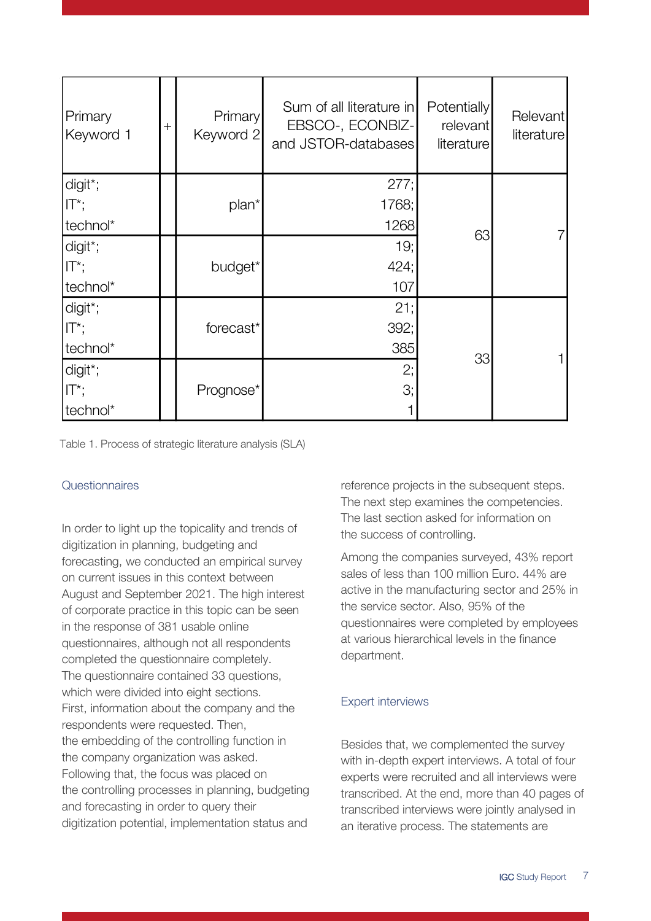| Primary Keyword 1 | + | Primary Keyword 2 | Sum of all literature in EBSCO-, ECONBIZ- and JSTOR-databases | Potentially relevant literature | Relevant literature |
|---|---|---|---|---|---|
| digit*; IT*; technol* | | plan* | 277; 1768; 1268 | 63 | 7 |
| digit*; IT*; technol* | | budget* | 19; 424; 107 | | |
| digit*; IT*; technol* | | forecast* | 21; 392; 385 | 33 | 1 |
| digit*; IT*; technol* | | Prognose* | 2; 3; 1 | | |

Table 1. Process of strategic literature analysis (SLA)

### Questionnaires

In order to light up the topicality and trends of digitization in planning, budgeting and forecasting, we conducted an empirical survey on current issues in this context between August and September 2021. The high interest of corporate practice in this topic can be seen in the response of 381 usable online questionnaires, although not all respondents completed the questionnaire completely. The questionnaire contained 33 questions, which were divided into eight sections. First, information about the company and the respondents were requested. Then, the embedding of the controlling function in the company organization was asked. Following that, the focus was placed on the controlling processes in planning, budgeting and forecasting in order to query their digitization potential, implementation status and reference projects in the subsequent steps. The next step examines the competencies. The last section asked for information on the success of controlling.

Among the companies surveyed, 43% report sales of less than 100 million Euro. 44% are active in the manufacturing sector and 25% in the service sector. Also, 95% of the questionnaires were completed by employees at various hierarchical levels in the finance department.

### Expert interviews

Besides that, we complemented the survey with in-depth expert interviews. A total of four experts were recruited and all interviews were transcribed. At the end, more than 40 pages of transcribed interviews were jointly analysed in an iterative process. The statements are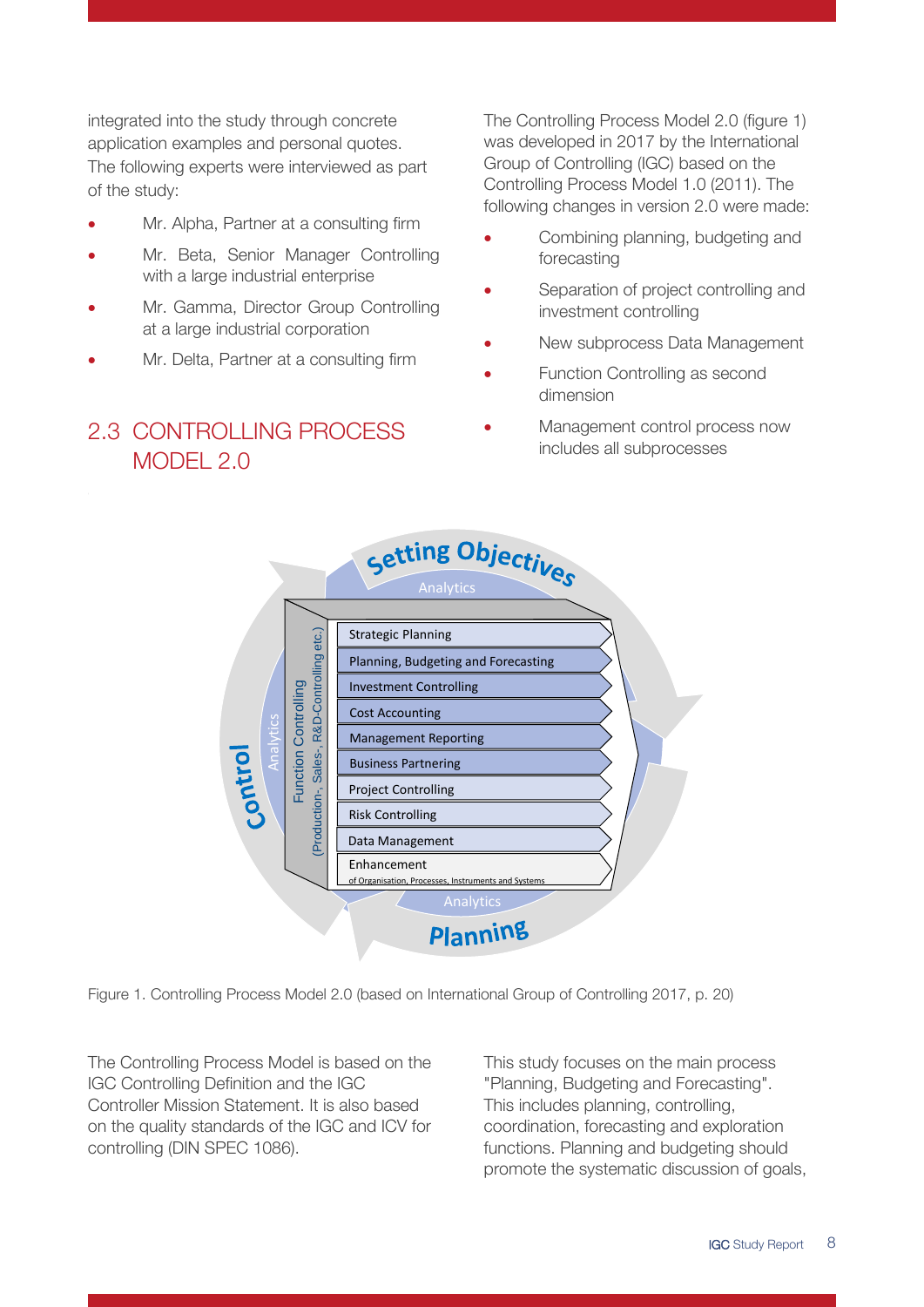integrated into the study through concrete application examples and personal quotes. The following experts were interviewed as part of the study:

- Mr. Alpha, Partner at a consulting firm
- Mr. Beta, Senior Manager Controlling with a large industrial enterprise
- Mr. Gamma, Director Group Controlling at a large industrial corporation
- Mr. Delta, Partner at a consulting firm

## 2.3 CONTROLLING PROCESS MODEL 2.0

The Controlling Process Model 2.0 (figure 1) was developed in 2017 by the International Group of Controlling (IGC) based on the Controlling Process Model 1.0 (2011). The following changes in version 2.0 were made:

- Combining planning, budgeting and forecasting
- Separation of project controlling and investment controlling
- New subprocess Data Management
- Function Controlling as second dimension
- Management control process now includes all subprocesses

Figure 1. Controlling Process Model 2.0 (based on International Group of Controlling 2017, p. 20)

The Controlling Process Model is based on the IGC Controlling Definition and the IGC Controller Mission Statement. It is also based on the quality standards of the IGC and ICV for controlling (DIN SPEC 1086).

This study focuses on the main process "Planning, Budgeting and Forecasting". This includes planning, controlling, coordination, forecasting and exploration functions. Planning and budgeting should promote the systematic discussion of goals,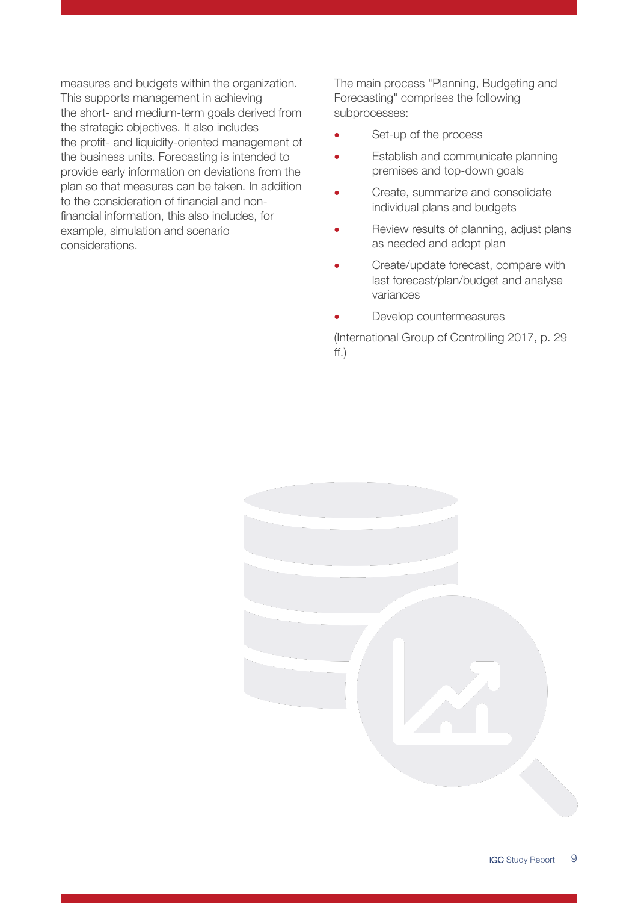measures and budgets within the organization. This supports management in achieving the short- and medium-term goals derived from the strategic objectives. It also includes the profit- and liquidity-oriented management of the business units. Forecasting is intended to provide early information on deviations from the plan so that measures can be taken. In addition to the consideration of financial and non-financial information, this also includes, for example, simulation and scenario considerations.

The main process "Planning, Budgeting and Forecasting" comprises the following subprocesses:

- Set-up of the process
- Establish and communicate planning premises and top-down goals
- Create, summarize and consolidate individual plans and budgets
- Review results of planning, adjust plans as needed and adopt plan
- Create/update forecast, compare with last forecast/plan/budget and analyse variances
- Develop countermeasures

(International Group of Controlling 2017, p. 29 ff.)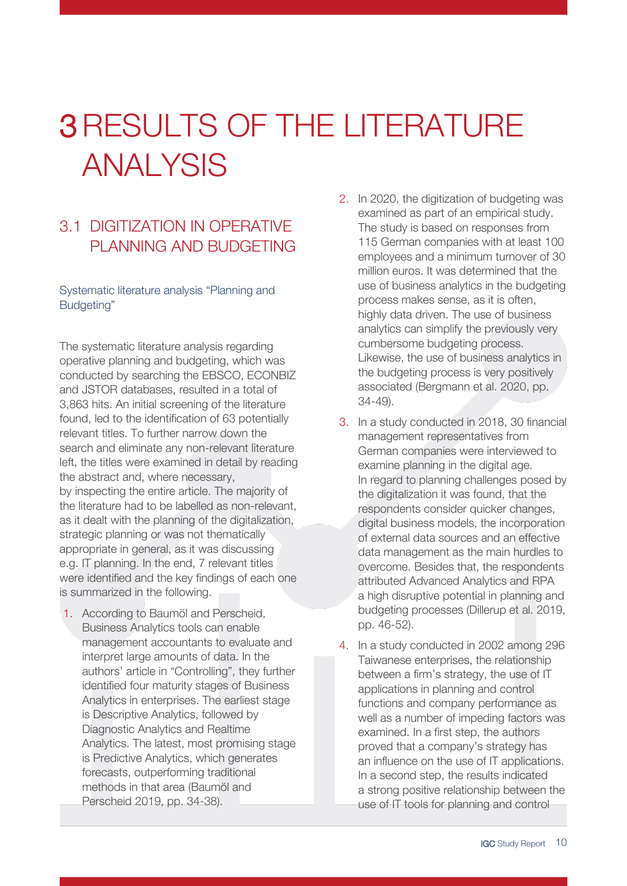# 3 RESULTS OF THE LITERATURE ANALYSIS

## 3.1 DIGITIZATION IN OPERATIVE PLANNING AND BUDGETING

### Systematic literature analysis "Planning and Budgeting"

The systematic literature analysis regarding operative planning and budgeting, which was conducted by searching the EBSCO, ECONBIZ and JSTOR databases, resulted in a total of 3,863 hits. An initial screening of the literature found, led to the identification of 63 potentially relevant titles. To further narrow down the search and eliminate any non-relevant literature left, the titles were examined in detail by reading the abstract and, where necessary, by inspecting the entire article. The majority of the literature had to be labelled as non-relevant, as it dealt with the planning of the digitalization, strategic planning or was not thematically appropriate in general, as it was discussing e.g. IT planning. In the end, 7 relevant titles were identified and the key findings of each one is summarized in the following.

1. According to Baumöl and Perscheid, Business Analytics tools can enable management accountants to evaluate and interpret large amounts of data. In the authors' article in "Controlling", they further identified four maturity stages of Business Analytics in enterprises. The earliest stage is Descriptive Analytics, followed by Diagnostic Analytics and Realtime Analytics. The latest, most promising stage is Predictive Analytics, which generates forecasts, outperforming traditional methods in that area (Baumöl and Perscheid 2019, pp. 34-38).
2. In 2020, the digitization of budgeting was examined as part of an empirical study. The study is based on responses from 115 German companies with at least 100 employees and a minimum turnover of 30 million euros. It was determined that the use of business analytics in the budgeting process makes sense, as it is often, highly data driven. The use of business analytics can simplify the previously very cumbersome budgeting process. Likewise, the use of business analytics in the budgeting process is very positively associated (Bergmann et al. 2020, pp. 34-49).
3. In a study conducted in 2018, 30 financial management representatives from German companies were interviewed to examine planning in the digital age. In regard to planning challenges posed by the digitalization it was found, that the respondents consider quicker changes, digital business models, the incorporation of external data sources and an effective data management as the main hurdles to overcome. Besides that, the respondents attributed Advanced Analytics and RPA a high disruptive potential in planning and budgeting processes (Dillerup et al. 2019, pp. 46-52).
4. In a study conducted in 2002 among 296 Taiwanese enterprises, the relationship between a firm's strategy, the use of IT applications in planning and control functions and company performance as well as a number of impeding factors was examined. In a first step, the authors proved that a company's strategy has an influence on the use of IT applications. In a second step, the results indicated a strong positive relationship between the use of IT tools for planning and control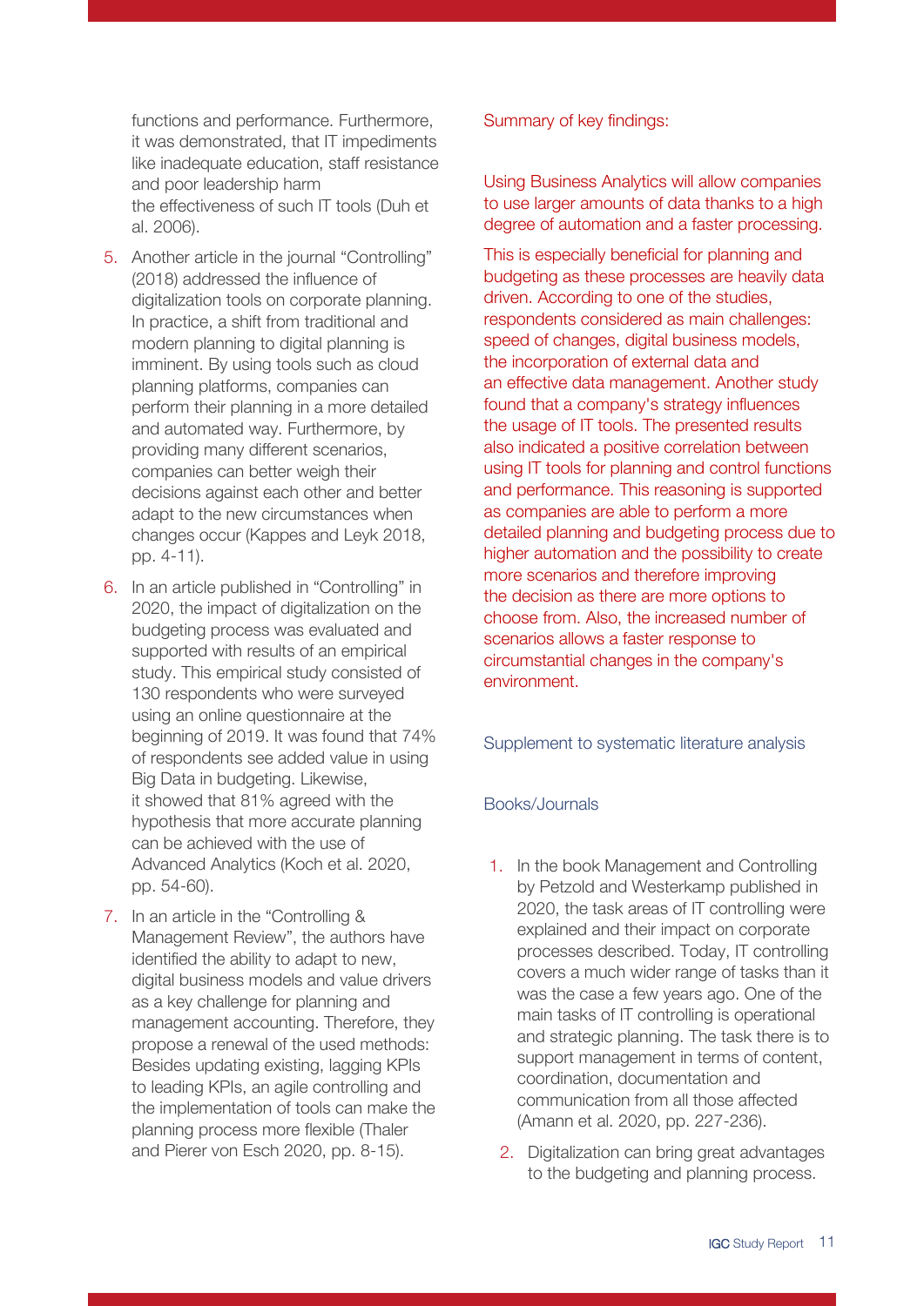functions and performance. Furthermore, it was demonstrated, that IT impediments like inadequate education, staff resistance and poor leadership harm the effectiveness of such IT tools (Duh et al. 2006).

5. Another article in the journal "Controlling" (2018) addressed the influence of digitalization tools on corporate planning. In practice, a shift from traditional and modern planning to digital planning is imminent. By using tools such as cloud planning platforms, companies can perform their planning in a more detailed and automated way. Furthermore, by providing many different scenarios, companies can better weigh their decisions against each other and better adapt to the new circumstances when changes occur (Kappes and Leyk 2018, pp. 4-11).
6. In an article published in "Controlling" in 2020, the impact of digitalization on the budgeting process was evaluated and supported with results of an empirical study. This empirical study consisted of 130 respondents who were surveyed using an online questionnaire at the beginning of 2019. It was found that 74% of respondents see added value in using Big Data in budgeting. Likewise, it showed that 81% agreed with the hypothesis that more accurate planning can be achieved with the use of Advanced Analytics (Koch et al. 2020, pp. 54-60).
7. In an article in the "Controlling & Management Review", the authors have identified the ability to adapt to new, digital business models and value drivers as a key challenge for planning and management accounting. Therefore, they propose a renewal of the used methods: Besides updating existing, lagging KPIs to leading KPIs, an agile controlling and the implementation of tools can make the planning process more flexible (Thaler and Pierer von Esch 2020, pp. 8-15).

Summary of key findings:

Using Business Analytics will allow companies to use larger amounts of data thanks to a high degree of automation and a faster processing.

This is especially beneficial for planning and budgeting as these processes are heavily data driven. According to one of the studies, respondents considered as main challenges: speed of changes, digital business models, the incorporation of external data and an effective data management. Another study found that a company's strategy influences the usage of IT tools. The presented results also indicated a positive correlation between using IT tools for planning and control functions and performance. This reasoning is supported as companies are able to perform a more detailed planning and budgeting process due to higher automation and the possibility to create more scenarios and therefore improving the decision as there are more options to choose from. Also, the increased number of scenarios allows a faster response to circumstantial changes in the company's environment.

## Supplement to systematic literature analysis

### Books/Journals

1. In the book Management and Controlling by Petzold and Westerkamp published in 2020, the task areas of IT controlling were explained and their impact on corporate processes described. Today, IT controlling covers a much wider range of tasks than it was the case a few years ago. One of the main tasks of IT controlling is operational and strategic planning. The task there is to support management in terms of content, coordination, documentation and communication from all those affected (Amann et al. 2020, pp. 227-236).
2. Digitalization can bring great advantages to the budgeting and planning process.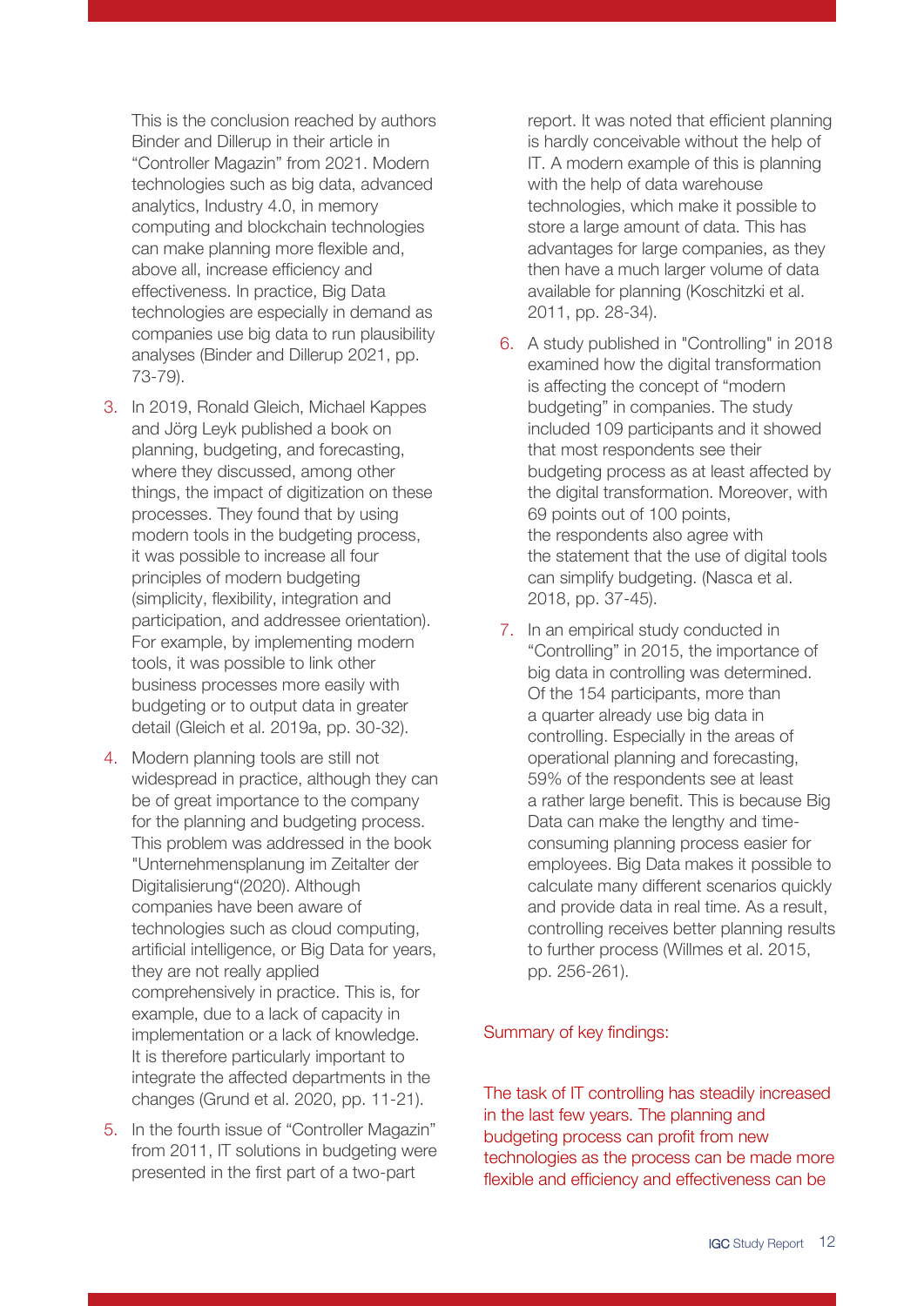This is the conclusion reached by authors Binder and Dillerup in their article in "Controller Magazin" from 2021. Modern technologies such as big data, advanced analytics, Industry 4.0, in memory computing and blockchain technologies can make planning more flexible and, above all, increase efficiency and effectiveness. In practice, Big Data technologies are especially in demand as companies use big data to run plausibility analyses (Binder and Dillerup 2021, pp. 73-79).

3. In 2019, Ronald Gleich, Michael Kappes and Jörg Leyk published a book on planning, budgeting, and forecasting, where they discussed, among other things, the impact of digitization on these processes. They found that by using modern tools in the budgeting process, it was possible to increase all four principles of modern budgeting (simplicity, flexibility, integration and participation, and addressee orientation). For example, by implementing modern tools, it was possible to link other business processes more easily with budgeting or to output data in greater detail (Gleich et al. 2019a, pp. 30-32).
4. Modern planning tools are still not widespread in practice, although they can be of great importance to the company for the planning and budgeting process. This problem was addressed in the book "Unternehmensplanung im Zeitalter der Digitalisierung"(2020). Although companies have been aware of technologies such as cloud computing, artificial intelligence, or Big Data for years, they are not really applied comprehensively in practice. This is, for example, due to a lack of capacity in implementation or a lack of knowledge. It is therefore particularly important to integrate the affected departments in the changes (Grund et al. 2020, pp. 11-21).
5. In the fourth issue of "Controller Magazin" from 2011, IT solutions in budgeting were presented in the first part of a two-part report. It was noted that efficient planning is hardly conceivable without the help of IT. A modern example of this is planning with the help of data warehouse technologies, which make it possible to store a large amount of data. This has advantages for large companies, as they then have a much larger volume of data available for planning (Koschitzki et al. 2011, pp. 28-34).
6. A study published in "Controlling" in 2018 examined how the digital transformation is affecting the concept of "modern budgeting" in companies. The study included 109 participants and it showed that most respondents see their budgeting process as at least affected by the digital transformation. Moreover, with 69 points out of 100 points, the respondents also agree with the statement that the use of digital tools can simplify budgeting. (Nasca et al. 2018, pp. 37-45).
7. In an empirical study conducted in "Controlling" in 2015, the importance of big data in controlling was determined. Of the 154 participants, more than a quarter already use big data in controlling. Especially in the areas of operational planning and forecasting, 59% of the respondents see at least a rather large benefit. This is because Big Data can make the lengthy and time-consuming planning process easier for employees. Big Data makes it possible to calculate many different scenarios quickly and provide data in real time. As a result, controlling receives better planning results to further process (Willmes et al. 2015, pp. 256-261).

Summary of key findings:

The task of IT controlling has steadily increased in the last few years. The planning and budgeting process can profit from new technologies as the process can be made more flexible and efficiency and effectiveness can be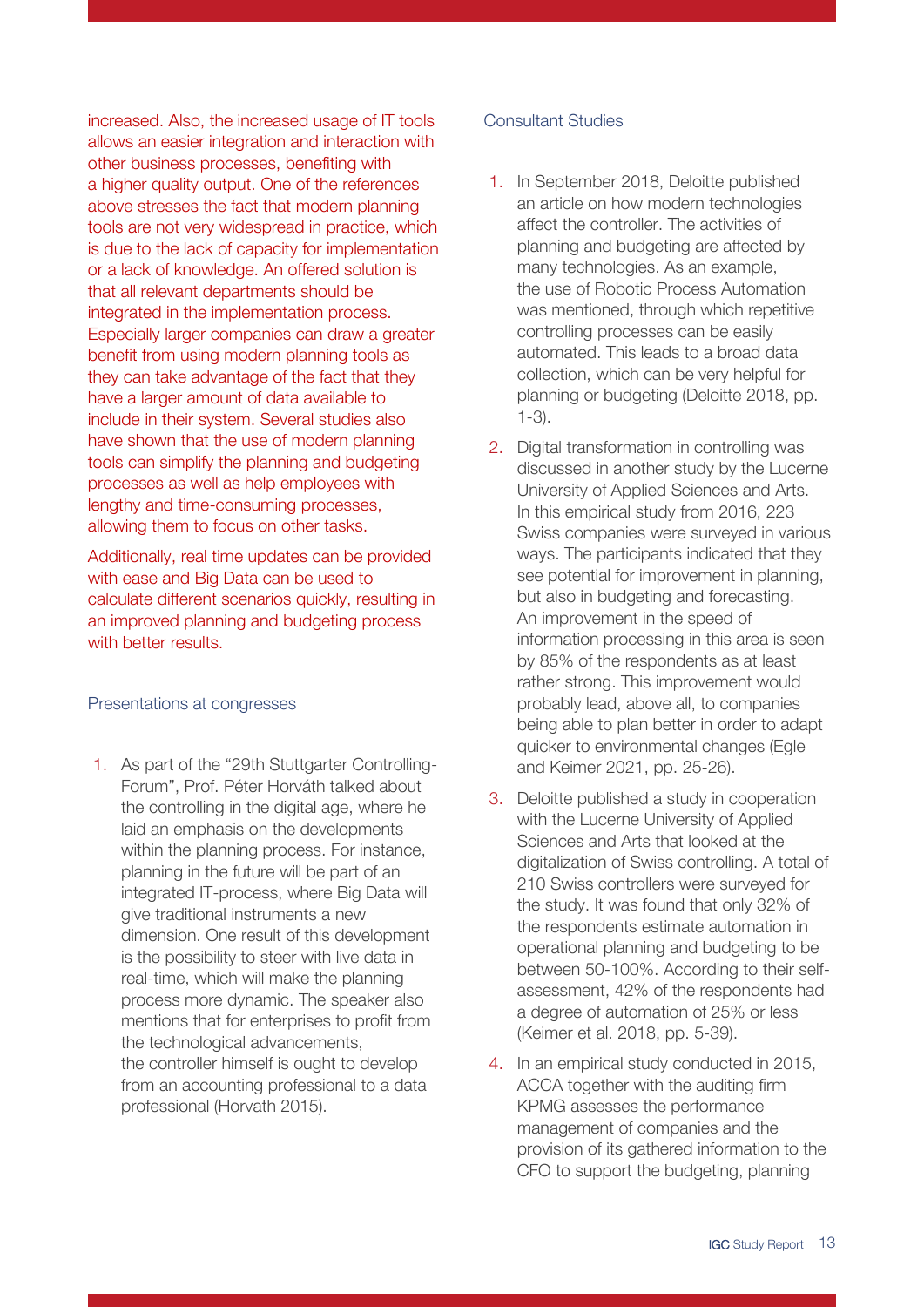increased. Also, the increased usage of IT tools allows an easier integration and interaction with other business processes, benefiting with a higher quality output. One of the references above stresses the fact that modern planning tools are not very widespread in practice, which is due to the lack of capacity for implementation or a lack of knowledge. An offered solution is that all relevant departments should be integrated in the implementation process. Especially larger companies can draw a greater benefit from using modern planning tools as they can take advantage of the fact that they have a larger amount of data available to include in their system. Several studies also have shown that the use of modern planning tools can simplify the planning and budgeting processes as well as help employees with lengthy and time-consuming processes, allowing them to focus on other tasks.

Additionally, real time updates can be provided with ease and Big Data can be used to calculate different scenarios quickly, resulting in an improved planning and budgeting process with better results.

### Presentations at congresses

1. As part of the "29th Stuttgarter Controlling-Forum", Prof. Péter Horváth talked about the controlling in the digital age, where he laid an emphasis on the developments within the planning process. For instance, planning in the future will be part of an integrated IT-process, where Big Data will give traditional instruments a new dimension. One result of this development is the possibility to steer with live data in real-time, which will make the planning process more dynamic. The speaker also mentions that for enterprises to profit from the technological advancements, the controller himself is ought to develop from an accounting professional to a data professional (Horvath 2015).

### Consultant Studies

1. In September 2018, Deloitte published an article on how modern technologies affect the controller. The activities of planning and budgeting are affected by many technologies. As an example, the use of Robotic Process Automation was mentioned, through which repetitive controlling processes can be easily automated. This leads to a broad data collection, which can be very helpful for planning or budgeting (Deloitte 2018, pp. 1-3).
2. Digital transformation in controlling was discussed in another study by the Lucerne University of Applied Sciences and Arts. In this empirical study from 2016, 223 Swiss companies were surveyed in various ways. The participants indicated that they see potential for improvement in planning, but also in budgeting and forecasting. An improvement in the speed of information processing in this area is seen by 85% of the respondents as at least rather strong. This improvement would probably lead, above all, to companies being able to plan better in order to adapt quicker to environmental changes (Egle and Keimer 2021, pp. 25-26).
3. Deloitte published a study in cooperation with the Lucerne University of Applied Sciences and Arts that looked at the digitalization of Swiss controlling. A total of 210 Swiss controllers were surveyed for the study. It was found that only 32% of the respondents estimate automation in operational planning and budgeting to be between 50-100%. According to their self-assessment, 42% of the respondents had a degree of automation of 25% or less (Keimer et al. 2018, pp. 5-39).
4. In an empirical study conducted in 2015, ACCA together with the auditing firm KPMG assesses the performance management of companies and the provision of its gathered information to the CFO to support the budgeting, planning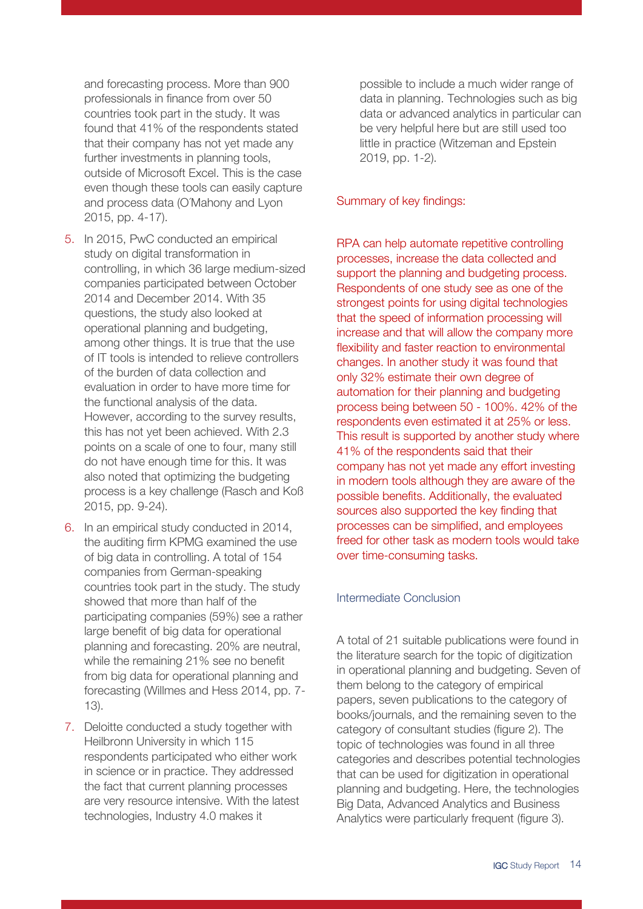and forecasting process. More than 900 professionals in finance from over 50 countries took part in the study. It was found that 41% of the respondents stated that their company has not yet made any further investments in planning tools, outside of Microsoft Excel. This is the case even though these tools can easily capture and process data (O´Mahony and Lyon 2015, pp. 4-17).

5. In 2015, PwC conducted an empirical study on digital transformation in controlling, in which 36 large medium-sized companies participated between October 2014 and December 2014. With 35 questions, the study also looked at operational planning and budgeting, among other things. It is true that the use of IT tools is intended to relieve controllers of the burden of data collection and evaluation in order to have more time for the functional analysis of the data. However, according to the survey results, this has not yet been achieved. With 2.3 points on a scale of one to four, many still do not have enough time for this. It was also noted that optimizing the budgeting process is a key challenge (Rasch and Koß 2015, pp. 9-24).
6. In an empirical study conducted in 2014, the auditing firm KPMG examined the use of big data in controlling. A total of 154 companies from German-speaking countries took part in the study. The study showed that more than half of the participating companies (59%) see a rather large benefit of big data for operational planning and forecasting. 20% are neutral, while the remaining 21% see no benefit from big data for operational planning and forecasting (Willmes and Hess 2014, pp. 7-13).
7. Deloitte conducted a study together with Heilbronn University in which 115 respondents participated who either work in science or in practice. They addressed the fact that current planning processes are very resource intensive. With the latest technologies, Industry 4.0 makes it possible to include a much wider range of data in planning. Technologies such as big data or advanced analytics in particular can be very helpful here but are still used too little in practice (Witzeman and Epstein 2019, pp. 1-2).

Summary of key findings:

RPA can help automate repetitive controlling processes, increase the data collected and support the planning and budgeting process. Respondents of one study see as one of the strongest points for using digital technologies that the speed of information processing will increase and that will allow the company more flexibility and faster reaction to environmental changes. In another study it was found that only 32% estimate their own degree of automation for their planning and budgeting process being between 50 - 100%. 42% of the respondents even estimated it at 25% or less. This result is supported by another study where 41% of the respondents said that their company has not yet made any effort investing in modern tools although they are aware of the possible benefits. Additionally, the evaluated sources also supported the key finding that processes can be simplified, and employees freed for other task as modern tools would take over time-consuming tasks.

## Intermediate Conclusion

A total of 21 suitable publications were found in the literature search for the topic of digitization in operational planning and budgeting. Seven of them belong to the category of empirical papers, seven publications to the category of books/journals, and the remaining seven to the category of consultant studies (figure 2). The topic of technologies was found in all three categories and describes potential technologies that can be used for digitization in operational planning and budgeting. Here, the technologies Big Data, Advanced Analytics and Business Analytics were particularly frequent (figure 3).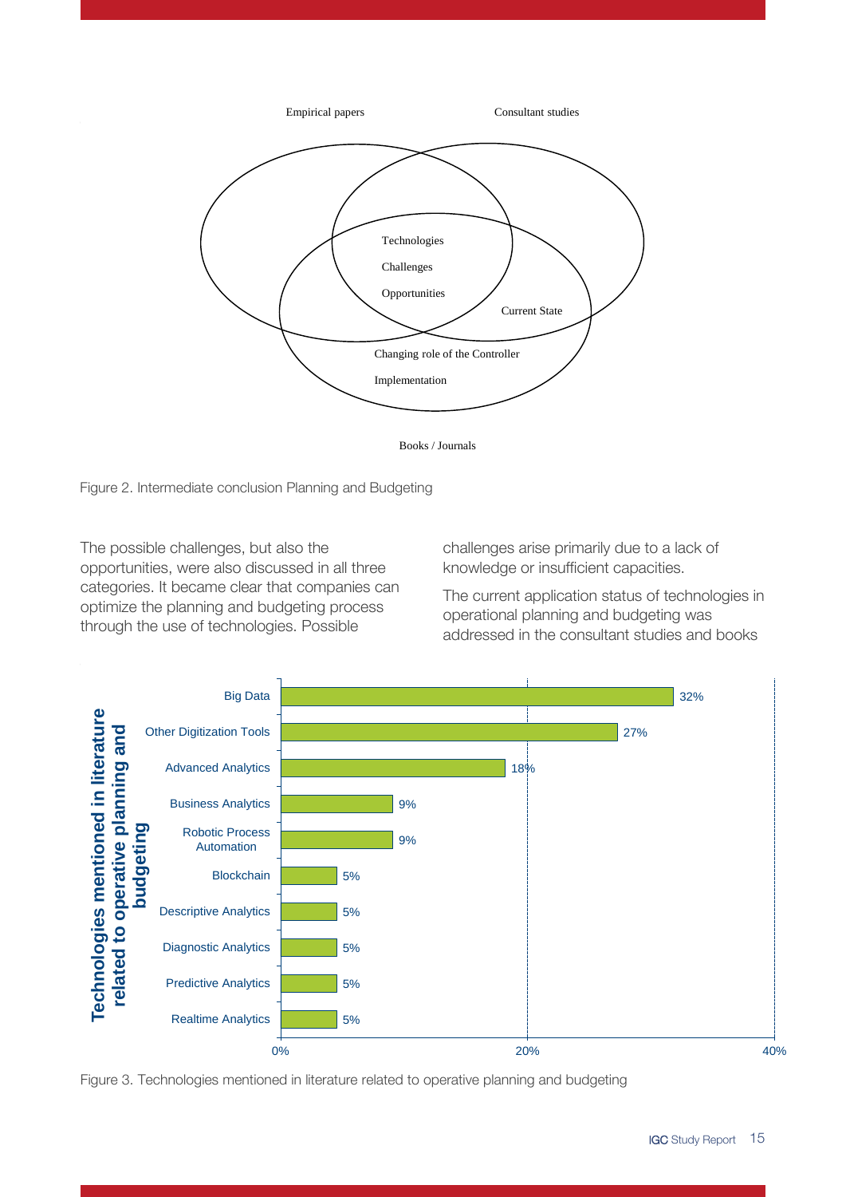Figure 2. Intermediate conclusion Planning and Budgeting

The possible challenges, but also the opportunities, were also discussed in all three categories. It became clear that companies can optimize the planning and budgeting process through the use of technologies. Possible challenges arise primarily due to a lack of knowledge or insufficient capacities.

The current application status of technologies in operational planning and budgeting was addressed in the consultant studies and books

Figure 3. Technologies mentioned in literature related to operative planning and budgeting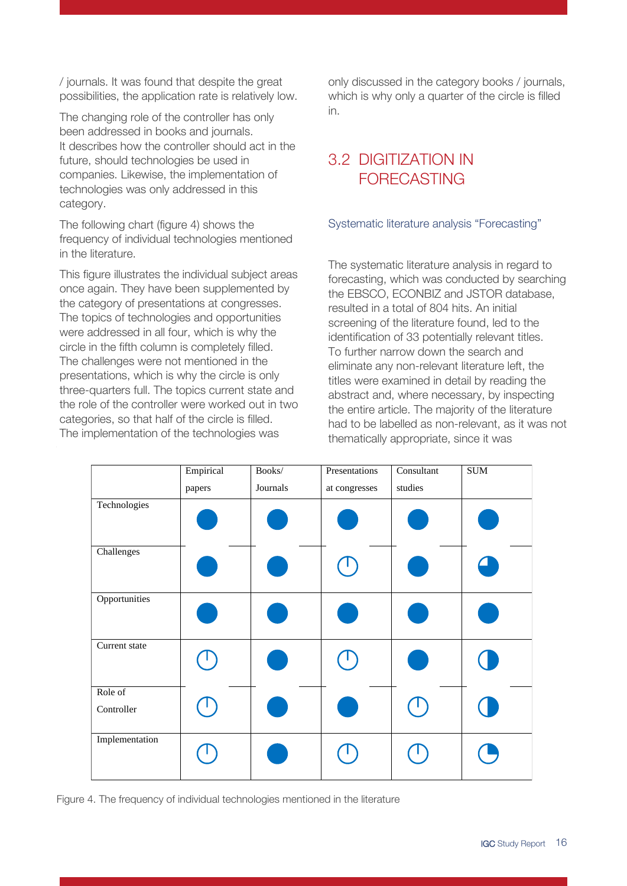/ journals. It was found that despite the great possibilities, the application rate is relatively low.

The changing role of the controller has only been addressed in books and journals. It describes how the controller should act in the future, should technologies be used in companies. Likewise, the implementation of technologies was only addressed in this category.

The following chart (figure 4) shows the frequency of individual technologies mentioned in the literature.

This figure illustrates the individual subject areas once again. They have been supplemented by the category of presentations at congresses. The topics of technologies and opportunities were addressed in all four, which is why the circle in the fifth column is completely filled. The challenges were not mentioned in the presentations, which is why the circle is only three-quarters full. The topics current state and the role of the controller were worked out in two categories, so that half of the circle is filled. The implementation of the technologies was only discussed in the category books / journals, which is why only a quarter of the circle is filled in.

## 3.2 DIGITIZATION IN FORECASTING

### Systematic literature analysis "Forecasting"

The systematic literature analysis in regard to forecasting, which was conducted by searching the EBSCO, ECONBIZ and JSTOR database, resulted in a total of 804 hits. An initial screening of the literature found, led to the identification of 33 potentially relevant titles. To further narrow down the search and eliminate any non-relevant literature left, the titles were examined in detail by reading the abstract and, where necessary, by inspecting the entire article. The majority of the literature had to be labelled as non-relevant, as it was not thematically appropriate, since it was

| | Empirical papers | Books/ Journals | Presentations at congresses | Consultant studies | SUM |
|---|---|---|---|---|---|
| Technologies | ● | ● | ● | ● | ● |
| Challenges | ● | ● | ○ | ● | ◕ |
| Opportunities | ● | ● | ● | ● | ● |
| Current state | ○ | ● | ○ | ● | ◑ |
| Role of Controller | ○ | ● | ● | ○ | ◑ |
| Implementation | ○ | ● | ○ | ○ | ◔ |

Figure 4. The frequency of individual technologies mentioned in the literature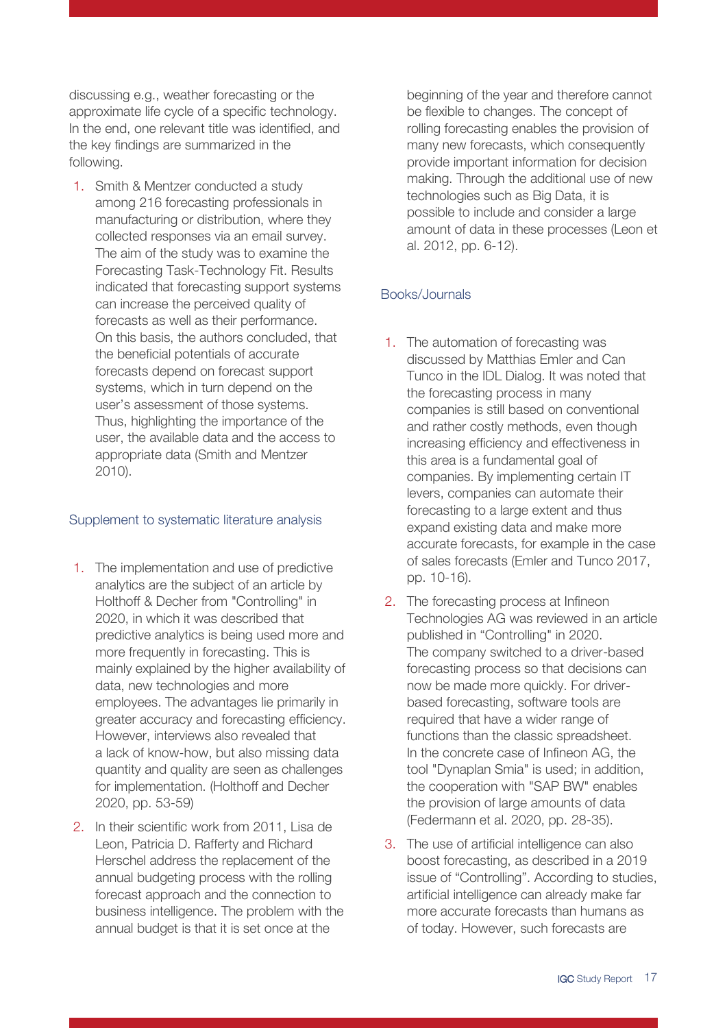discussing e.g., weather forecasting or the approximate life cycle of a specific technology. In the end, one relevant title was identified, and the key findings are summarized in the following.

1. Smith & Mentzer conducted a study among 216 forecasting professionals in manufacturing or distribution, where they collected responses via an email survey. The aim of the study was to examine the Forecasting Task-Technology Fit. Results indicated that forecasting support systems can increase the perceived quality of forecasts as well as their performance. On this basis, the authors concluded, that the beneficial potentials of accurate forecasts depend on forecast support systems, which in turn depend on the user's assessment of those systems. Thus, highlighting the importance of the user, the available data and the access to appropriate data (Smith and Mentzer 2010).

### Supplement to systematic literature analysis

1. The implementation and use of predictive analytics are the subject of an article by Holthoff & Decher from "Controlling" in 2020, in which it was described that predictive analytics is being used more and more frequently in forecasting. This is mainly explained by the higher availability of data, new technologies and more employees. The advantages lie primarily in greater accuracy and forecasting efficiency. However, interviews also revealed that a lack of know-how, but also missing data quantity and quality are seen as challenges for implementation. (Holthoff and Decher 2020, pp. 53-59)
2. In their scientific work from 2011, Lisa de Leon, Patricia D. Rafferty and Richard Herschel address the replacement of the annual budgeting process with the rolling forecast approach and the connection to business intelligence. The problem with the annual budget is that it is set once at the beginning of the year and therefore cannot be flexible to changes. The concept of rolling forecasting enables the provision of many new forecasts, which consequently provide important information for decision making. Through the additional use of new technologies such as Big Data, it is possible to include and consider a large amount of data in these processes (Leon et al. 2012, pp. 6-12).

### Books/Journals

1. The automation of forecasting was discussed by Matthias Emler and Can Tunco in the IDL Dialog. It was noted that the forecasting process in many companies is still based on conventional and rather costly methods, even though increasing efficiency and effectiveness in this area is a fundamental goal of companies. By implementing certain IT levers, companies can automate their forecasting to a large extent and thus expand existing data and make more accurate forecasts, for example in the case of sales forecasts (Emler and Tunco 2017, pp. 10-16).
2. The forecasting process at Infineon Technologies AG was reviewed in an article published in "Controlling" in 2020. The company switched to a driver-based forecasting process so that decisions can now be made more quickly. For driver-based forecasting, software tools are required that have a wider range of functions than the classic spreadsheet. In the concrete case of Infineon AG, the tool "Dynaplan Smia" is used; in addition, the cooperation with "SAP BW" enables the provision of large amounts of data (Federmann et al. 2020, pp. 28-35).
3. The use of artificial intelligence can also boost forecasting, as described in a 2019 issue of "Controlling". According to studies, artificial intelligence can already make far more accurate forecasts than humans as of today. However, such forecasts are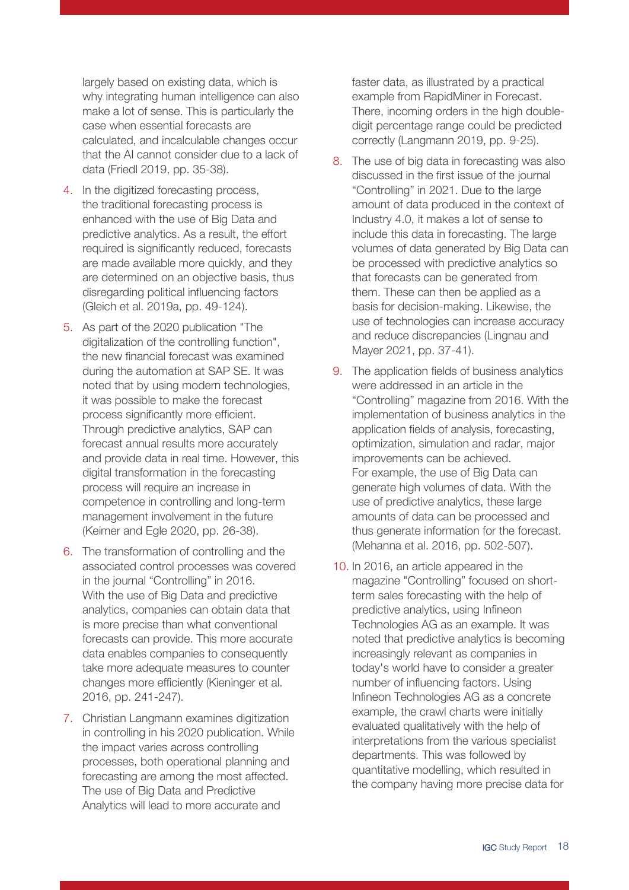largely based on existing data, which is why integrating human intelligence can also make a lot of sense. This is particularly the case when essential forecasts are calculated, and incalculable changes occur that the AI cannot consider due to a lack of data (Friedl 2019, pp. 35-38).

4. In the digitized forecasting process, the traditional forecasting process is enhanced with the use of Big Data and predictive analytics. As a result, the effort required is significantly reduced, forecasts are made available more quickly, and they are determined on an objective basis, thus disregarding political influencing factors (Gleich et al. 2019a, pp. 49-124).

5. As part of the 2020 publication "The digitalization of the controlling function", the new financial forecast was examined during the automation at SAP SE. It was noted that by using modern technologies, it was possible to make the forecast process significantly more efficient. Through predictive analytics, SAP can forecast annual results more accurately and provide data in real time. However, this digital transformation in the forecasting process will require an increase in competence in controlling and long-term management involvement in the future (Keimer and Egle 2020, pp. 26-38).

6. The transformation of controlling and the associated control processes was covered in the journal "Controlling" in 2016. With the use of Big Data and predictive analytics, companies can obtain data that is more precise than what conventional forecasts can provide. This more accurate data enables companies to consequently take more adequate measures to counter changes more efficiently (Kieninger et al. 2016, pp. 241-247).

7. Christian Langmann examines digitization in controlling in his 2020 publication. While the impact varies across controlling processes, both operational planning and forecasting are among the most affected. The use of Big Data and Predictive Analytics will lead to more accurate and faster data, as illustrated by a practical example from RapidMiner in Forecast. There, incoming orders in the high double-digit percentage range could be predicted correctly (Langmann 2019, pp. 9-25).

8. The use of big data in forecasting was also discussed in the first issue of the journal "Controlling" in 2021. Due to the large amount of data produced in the context of Industry 4.0, it makes a lot of sense to include this data in forecasting. The large volumes of data generated by Big Data can be processed with predictive analytics so that forecasts can be generated from them. These can then be applied as a basis for decision-making. Likewise, the use of technologies can increase accuracy and reduce discrepancies (Lingnau and Mayer 2021, pp. 37-41).

9. The application fields of business analytics were addressed in an article in the "Controlling" magazine from 2016. With the implementation of business analytics in the application fields of analysis, forecasting, optimization, simulation and radar, major improvements can be achieved. For example, the use of Big Data can generate high volumes of data. With the use of predictive analytics, these large amounts of data can be processed and thus generate information for the forecast. (Mehanna et al. 2016, pp. 502-507).

10. In 2016, an article appeared in the magazine "Controlling" focused on short-term sales forecasting with the help of predictive analytics, using Infineon Technologies AG as an example. It was noted that predictive analytics is becoming increasingly relevant as companies in today's world have to consider a greater number of influencing factors. Using Infineon Technologies AG as a concrete example, the crawl charts were initially evaluated qualitatively with the help of interpretations from the various specialist departments. This was followed by quantitative modelling, which resulted in the company having more precise data for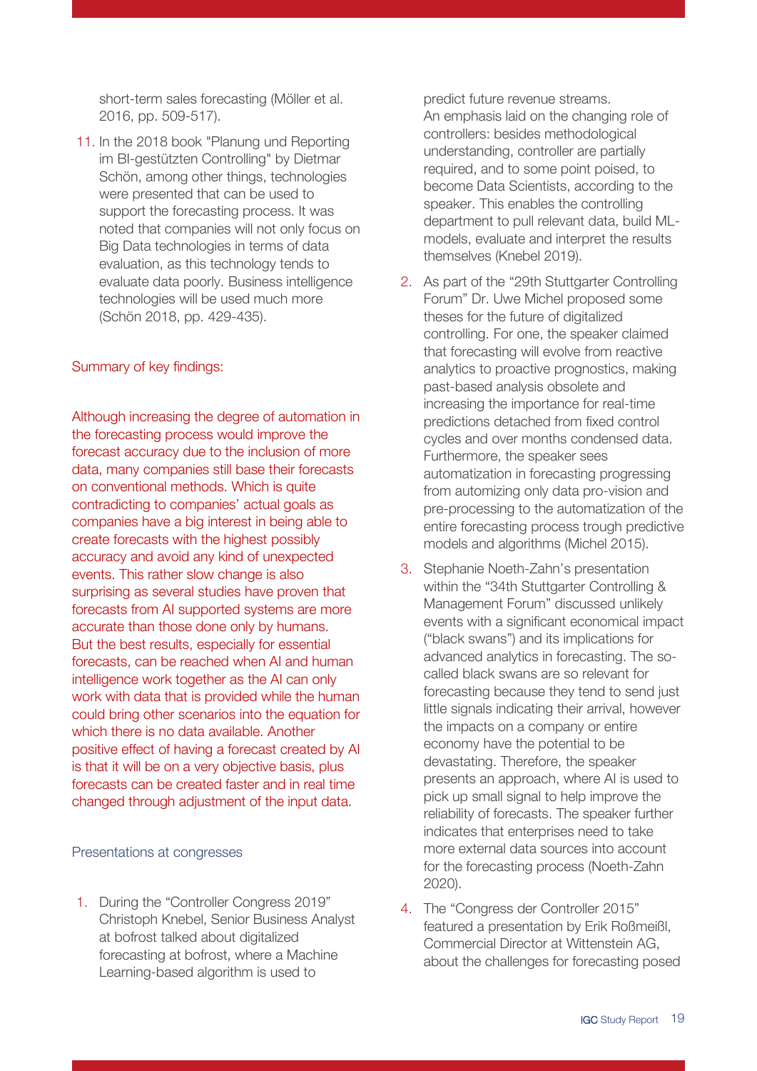short-term sales forecasting (Möller et al. 2016, pp. 509-517).

11. In the 2018 book "Planung und Reporting im BI-gestützten Controlling" by Dietmar Schön, among other things, technologies were presented that can be used to support the forecasting process. It was noted that companies will not only focus on Big Data technologies in terms of data evaluation, as this technology tends to evaluate data poorly. Business intelligence technologies will be used much more (Schön 2018, pp. 429-435).

### Summary of key findings:

Although increasing the degree of automation in the forecasting process would improve the forecast accuracy due to the inclusion of more data, many companies still base their forecasts on conventional methods. Which is quite contradicting to companies' actual goals as companies have a big interest in being able to create forecasts with the highest possibly accuracy and avoid any kind of unexpected events. This rather slow change is also surprising as several studies have proven that forecasts from AI supported systems are more accurate than those done only by humans. But the best results, especially for essential forecasts, can be reached when AI and human intelligence work together as the AI can only work with data that is provided while the human could bring other scenarios into the equation for which there is no data available. Another positive effect of having a forecast created by AI is that it will be on a very objective basis, plus forecasts can be created faster and in real time changed through adjustment of the input data.

### Presentations at congresses

1. During the "Controller Congress 2019" Christoph Knebel, Senior Business Analyst at bofrost talked about digitalized forecasting at bofrost, where a Machine Learning-based algorithm is used to predict future revenue streams. An emphasis laid on the changing role of controllers: besides methodological understanding, controller are partially required, and to some point poised, to become Data Scientists, according to the speaker. This enables the controlling department to pull relevant data, build ML-models, evaluate and interpret the results themselves (Knebel 2019).

2. As part of the "29th Stuttgarter Controlling Forum" Dr. Uwe Michel proposed some theses for the future of digitalized controlling. For one, the speaker claimed that forecasting will evolve from reactive analytics to proactive prognostics, making past-based analysis obsolete and increasing the importance for real-time predictions detached from fixed control cycles and over months condensed data. Furthermore, the speaker sees automatization in forecasting progressing from automizing only data pro-vision and pre-processing to the automatization of the entire forecasting process trough predictive models and algorithms (Michel 2015).

3. Stephanie Noeth-Zahn's presentation within the "34th Stuttgarter Controlling & Management Forum" discussed unlikely events with a significant economical impact ("black swans") and its implications for advanced analytics in forecasting. The so-called black swans are so relevant for forecasting because they tend to send just little signals indicating their arrival, however the impacts on a company or entire economy have the potential to be devastating. Therefore, the speaker presents an approach, where AI is used to pick up small signal to help improve the reliability of forecasts. The speaker further indicates that enterprises need to take more external data sources into account for the forecasting process (Noeth-Zahn 2020).

4. The "Congress der Controller 2015" featured a presentation by Erik Roßmeißl, Commercial Director at Wittenstein AG, about the challenges for forecasting posed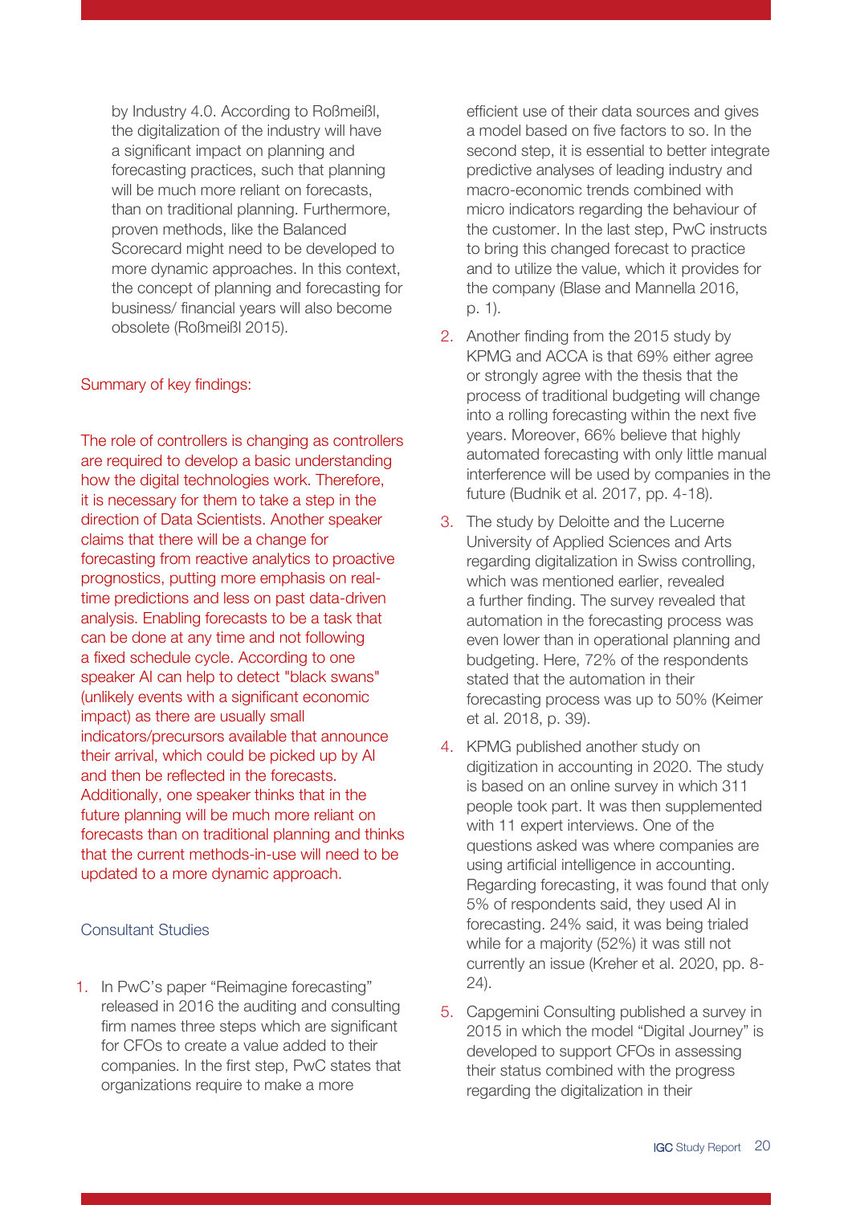by Industry 4.0. According to Roßmeißl, the digitalization of the industry will have a significant impact on planning and forecasting practices, such that planning will be much more reliant on forecasts, than on traditional planning. Furthermore, proven methods, like the Balanced Scorecard might need to be developed to more dynamic approaches. In this context, the concept of planning and forecasting for business/ financial years will also become obsolete (Roßmeißl 2015).

Summary of key findings:

The role of controllers is changing as controllers are required to develop a basic understanding how the digital technologies work. Therefore, it is necessary for them to take a step in the direction of Data Scientists. Another speaker claims that there will be a change for forecasting from reactive analytics to proactive prognostics, putting more emphasis on real-time predictions and less on past data-driven analysis. Enabling forecasts to be a task that can be done at any time and not following a fixed schedule cycle. According to one speaker AI can help to detect "black swans" (unlikely events with a significant economic impact) as there are usually small indicators/precursors available that announce their arrival, which could be picked up by AI and then be reflected in the forecasts. Additionally, one speaker thinks that in the future planning will be much more reliant on forecasts than on traditional planning and thinks that the current methods-in-use will need to be updated to a more dynamic approach.

## Consultant Studies

1. In PwC's paper "Reimagine forecasting" released in 2016 the auditing and consulting firm names three steps which are significant for CFOs to create a value added to their companies. In the first step, PwC states that organizations require to make a more efficient use of their data sources and gives a model based on five factors to so. In the second step, it is essential to better integrate predictive analyses of leading industry and macro-economic trends combined with micro indicators regarding the behaviour of the customer. In the last step, PwC instructs to bring this changed forecast to practice and to utilize the value, which it provides for the company (Blase and Mannella 2016, p. 1).
2. Another finding from the 2015 study by KPMG and ACCA is that 69% either agree or strongly agree with the thesis that the process of traditional budgeting will change into a rolling forecasting within the next five years. Moreover, 66% believe that highly automated forecasting with only little manual interference will be used by companies in the future (Budnik et al. 2017, pp. 4-18).
3. The study by Deloitte and the Lucerne University of Applied Sciences and Arts regarding digitalization in Swiss controlling, which was mentioned earlier, revealed a further finding. The survey revealed that automation in the forecasting process was even lower than in operational planning and budgeting. Here, 72% of the respondents stated that the automation in their forecasting process was up to 50% (Keimer et al. 2018, p. 39).
4. KPMG published another study on digitization in accounting in 2020. The study is based on an online survey in which 311 people took part. It was then supplemented with 11 expert interviews. One of the questions asked was where companies are using artificial intelligence in accounting. Regarding forecasting, it was found that only 5% of respondents said, they used AI in forecasting. 24% said, it was being trialed while for a majority (52%) it was still not currently an issue (Kreher et al. 2020, pp. 8-24).
5. Capgemini Consulting published a survey in 2015 in which the model "Digital Journey" is developed to support CFOs in assessing their status combined with the progress regarding the digitalization in their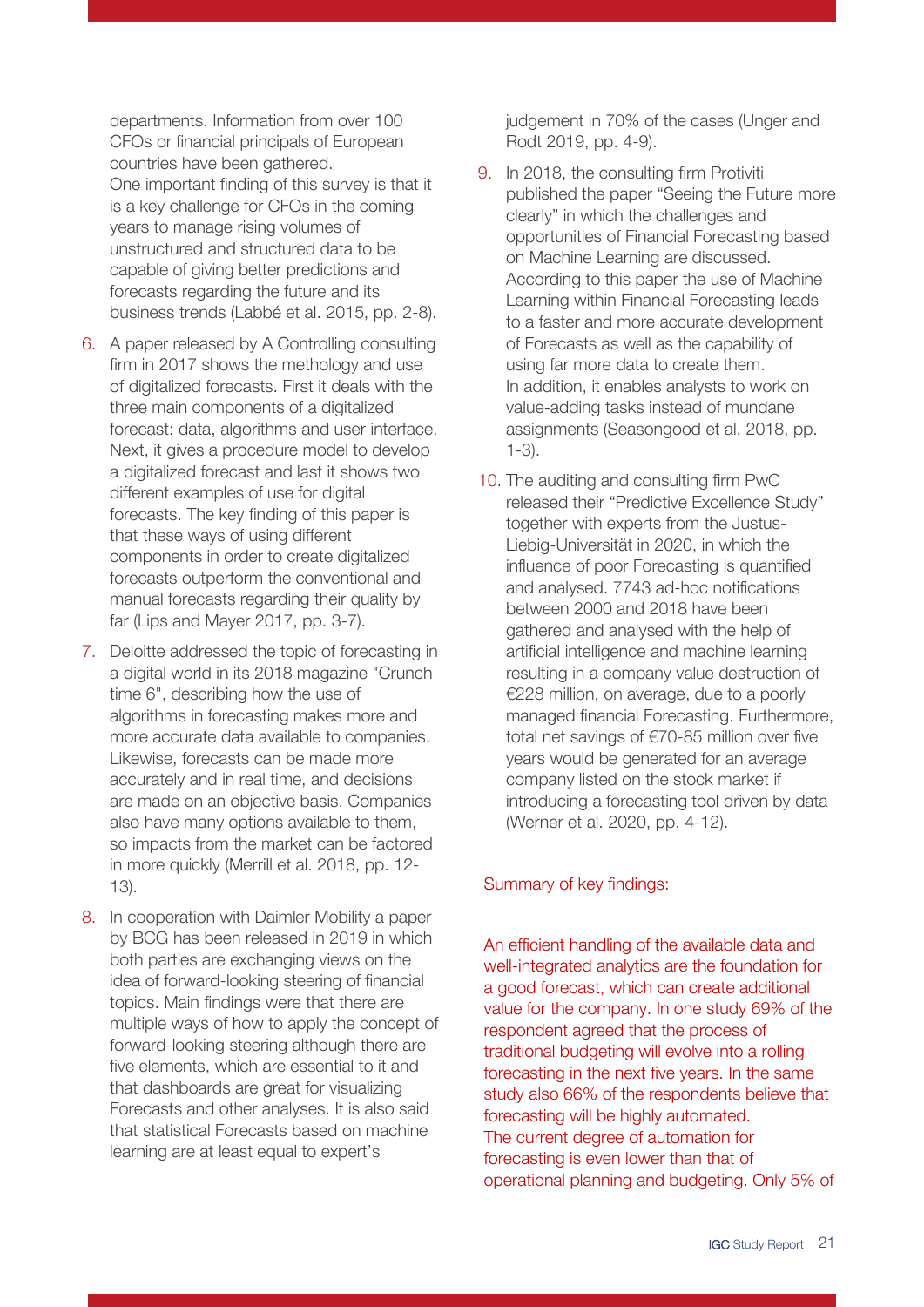departments. Information from over 100 CFOs or financial principals of European countries have been gathered.
One important finding of this survey is that it is a key challenge for CFOs in the coming years to manage rising volumes of unstructured and structured data to be capable of giving better predictions and forecasts regarding the future and its business trends (Labbé et al. 2015, pp. 2-8).

6. A paper released by A Controlling consulting firm in 2017 shows the methology and use of digitalized forecasts. First it deals with the three main components of a digitalized forecast: data, algorithms and user interface. Next, it gives a procedure model to develop a digitalized forecast and last it shows two different examples of use for digital forecasts. The key finding of this paper is that these ways of using different components in order to create digitalized forecasts outperform the conventional and manual forecasts regarding their quality by far (Lips and Mayer 2017, pp. 3-7).
7. Deloitte addressed the topic of forecasting in a digital world in its 2018 magazine "Crunch time 6", describing how the use of algorithms in forecasting makes more and more accurate data available to companies. Likewise, forecasts can be made more accurately and in real time, and decisions are made on an objective basis. Companies also have many options available to them, so impacts from the market can be factored in more quickly (Merrill et al. 2018, pp. 12-13).
8. In cooperation with Daimler Mobility a paper by BCG has been released in 2019 in which both parties are exchanging views on the idea of forward-looking steering of financial topics. Main findings were that there are multiple ways of how to apply the concept of forward-looking steering although there are five elements, which are essential to it and that dashboards are great for visualizing Forecasts and other analyses. It is also said that statistical Forecasts based on machine learning are at least equal to expert's judgement in 70% of the cases (Unger and Rodt 2019, pp. 4-9).
9. In 2018, the consulting firm Protiviti published the paper "Seeing the Future more clearly" in which the challenges and opportunities of Financial Forecasting based on Machine Learning are discussed. According to this paper the use of Machine Learning within Financial Forecasting leads to a faster and more accurate development of Forecasts as well as the capability of using far more data to create them.
In addition, it enables analysts to work on value-adding tasks instead of mundane assignments (Seasongood et al. 2018, pp. 1-3).
10. The auditing and consulting firm PwC released their "Predictive Excellence Study" together with experts from the Justus-Liebig-Universität in 2020, in which the influence of poor Forecasting is quantified and analysed. 7743 ad-hoc notifications between 2000 and 2018 have been gathered and analysed with the help of artificial intelligence and machine learning resulting in a company value destruction of €228 million, on average, due to a poorly managed financial Forecasting. Furthermore, total net savings of €70-85 million over five years would be generated for an average company listed on the stock market if introducing a forecasting tool driven by data (Werner et al. 2020, pp. 4-12).

Summary of key findings:

An efficient handling of the available data and well-integrated analytics are the foundation for a good forecast, which can create additional value for the company. In one study 69% of the respondent agreed that the process of traditional budgeting will evolve into a rolling forecasting in the next five years. In the same study also 66% of the respondents believe that forecasting will be highly automated.
The current degree of automation for forecasting is even lower than that of operational planning and budgeting. Only 5% of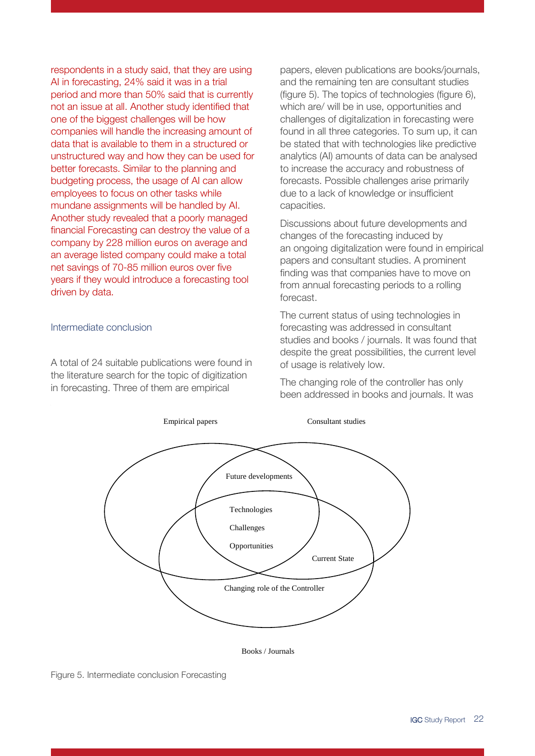respondents in a study said, that they are using AI in forecasting, 24% said it was in a trial period and more than 50% said that is currently not an issue at all. Another study identified that one of the biggest challenges will be how companies will handle the increasing amount of data that is available to them in a structured or unstructured way and how they can be used for better forecasts. Similar to the planning and budgeting process, the usage of AI can allow employees to focus on other tasks while mundane assignments will be handled by AI. Another study revealed that a poorly managed financial Forecasting can destroy the value of a company by 228 million euros on average and an average listed company could make a total net savings of 70-85 million euros over five years if they would introduce a forecasting tool driven by data.

### Intermediate conclusion

A total of 24 suitable publications were found in the literature search for the topic of digitization in forecasting. Three of them are empirical papers, eleven publications are books/journals, and the remaining ten are consultant studies (figure 5). The topics of technologies (figure 6), which are/ will be in use, opportunities and challenges of digitalization in forecasting were found in all three categories. To sum up, it can be stated that with technologies like predictive analytics (AI) amounts of data can be analysed to increase the accuracy and robustness of forecasts. Possible challenges arise primarily due to a lack of knowledge or insufficient capacities.

Discussions about future developments and changes of the forecasting induced by an ongoing digitalization were found in empirical papers and consultant studies. A prominent finding was that companies have to move on from annual forecasting periods to a rolling forecast.

The current status of using technologies in forecasting was addressed in consultant studies and books / journals. It was found that despite the great possibilities, the current level of usage is relatively low.

The changing role of the controller has only been addressed in books and journals. It was

Empirical papers | Consultant studies | Books / Journals

Future developments

Technologies

Challenges

Opportunities

Current State

Changing role of the Controller

Figure 5. Intermediate conclusion Forecasting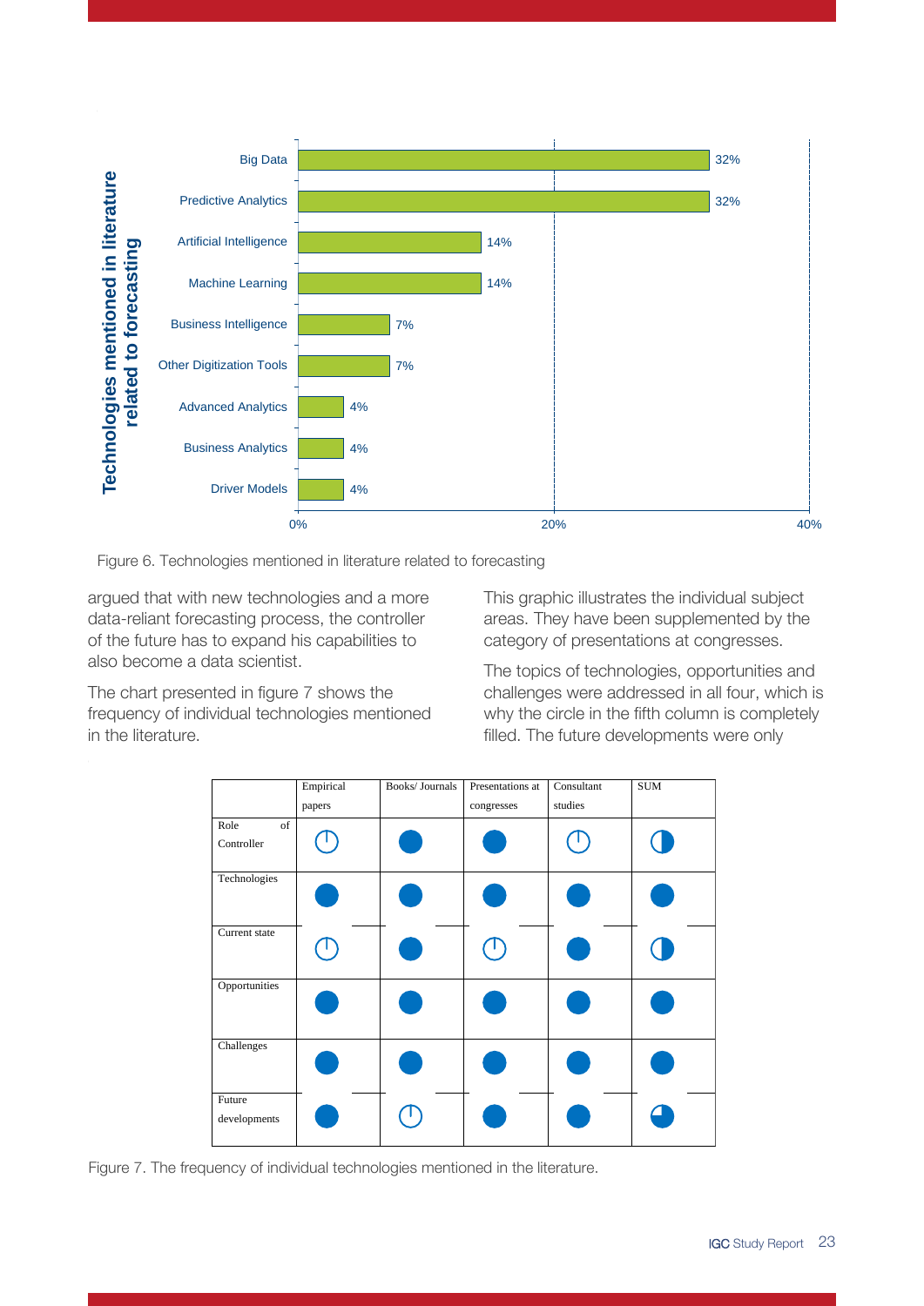| Technologies mentioned in literature related to forecasting | |
|---|---|
| Big Data | 32% |
| Predictive Analytics | 32% |
| Artificial Intelligence | 14% |
| Machine Learning | 14% |
| Business Intelligence | 7% |
| Other Digitization Tools | 7% |
| Advanced Analytics | 4% |
| Business Analytics | 4% |
| Driver Models | 4% |

Figure 6. Technologies mentioned in literature related to forecasting

argued that with new technologies and a more data-reliant forecasting process, the controller of the future has to expand his capabilities to also become a data scientist.

The chart presented in figure 7 shows the frequency of individual technologies mentioned in the literature.

This graphic illustrates the individual subject areas. They have been supplemented by the category of presentations at congresses.

The topics of technologies, opportunities and challenges were addressed in all four, which is why the circle in the fifth column is completely filled. The future developments were only

| | Empirical papers | Books/ Journals | Presentations at congresses | Consultant studies | SUM |
|---|---|---|---|---|---|
| Role of Controller | ◔ | ● | ● | ◔ | ◑ |
| Technologies | ● | ● | ● | ● | ● |
| Current state | ◔ | ● | ◔ | ● | ◑ |
| Opportunities | ● | ● | ● | ● | ● |
| Challenges | ● | ● | ● | ● | ● |
| Future developments | ● | ◔ | ● | ● | ◕ |

Figure 7. The frequency of individual technologies mentioned in the literature.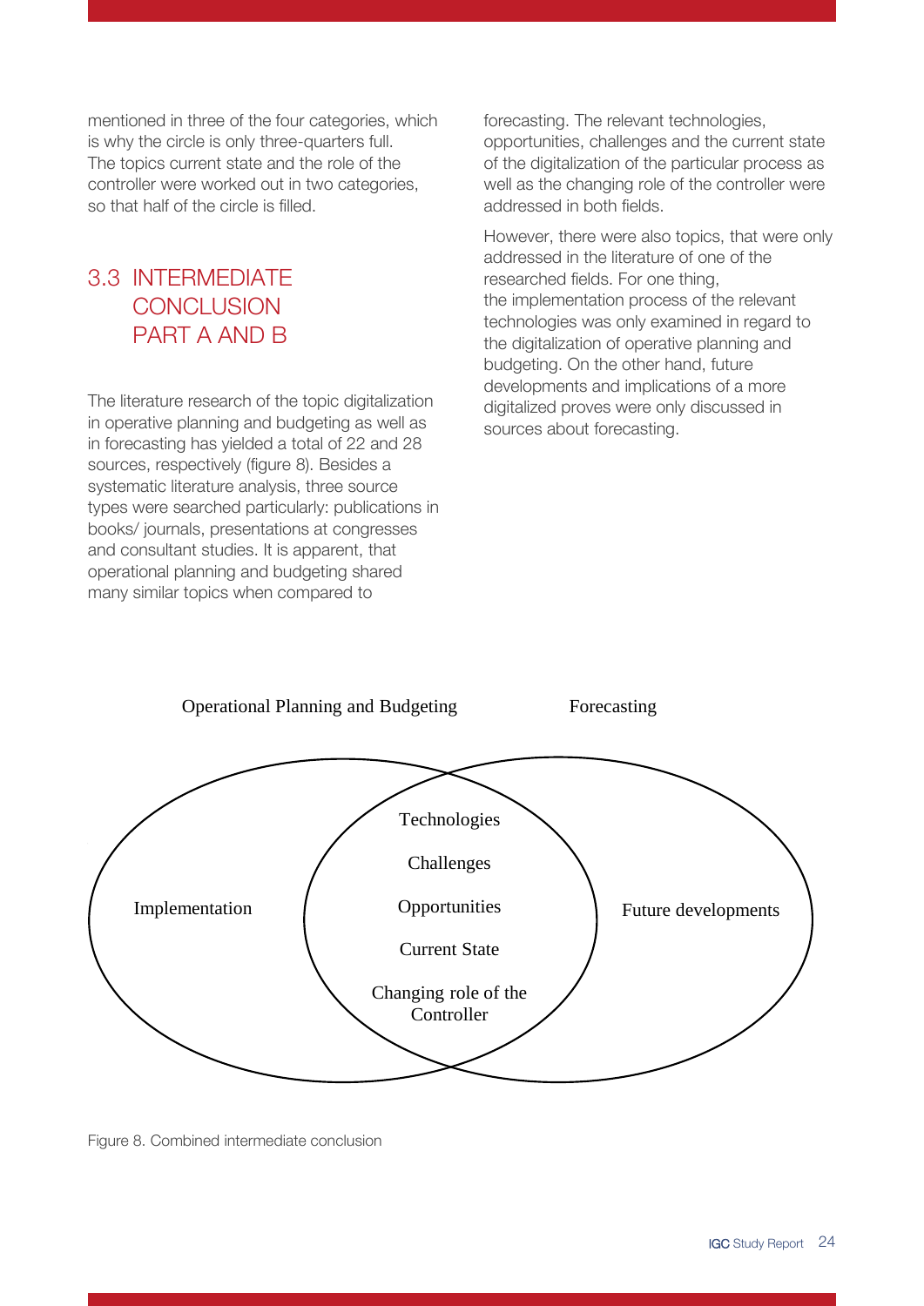mentioned in three of the four categories, which is why the circle is only three-quarters full. The topics current state and the role of the controller were worked out in two categories, so that half of the circle is filled.

## 3.3 INTERMEDIATE CONCLUSION PART A AND B

The literature research of the topic digitalization in operative planning and budgeting as well as in forecasting has yielded a total of 22 and 28 sources, respectively (figure 8). Besides a systematic literature analysis, three source types were searched particularly: publications in books/ journals, presentations at congresses and consultant studies. It is apparent, that operational planning and budgeting shared many similar topics when compared to forecasting. The relevant technologies, opportunities, challenges and the current state of the digitalization of the particular process as well as the changing role of the controller were addressed in both fields.

However, there were also topics, that were only addressed in the literature of one of the researched fields. For one thing, the implementation process of the relevant technologies was only examined in regard to the digitalization of operative planning and budgeting. On the other hand, future developments and implications of a more digitalized proves were only discussed in sources about forecasting.

Operational Planning and Budgeting | Forecasting

Implementation

Technologies
Challenges
Opportunities
Current State
Changing role of the Controller

Future developments

Figure 8. Combined intermediate conclusion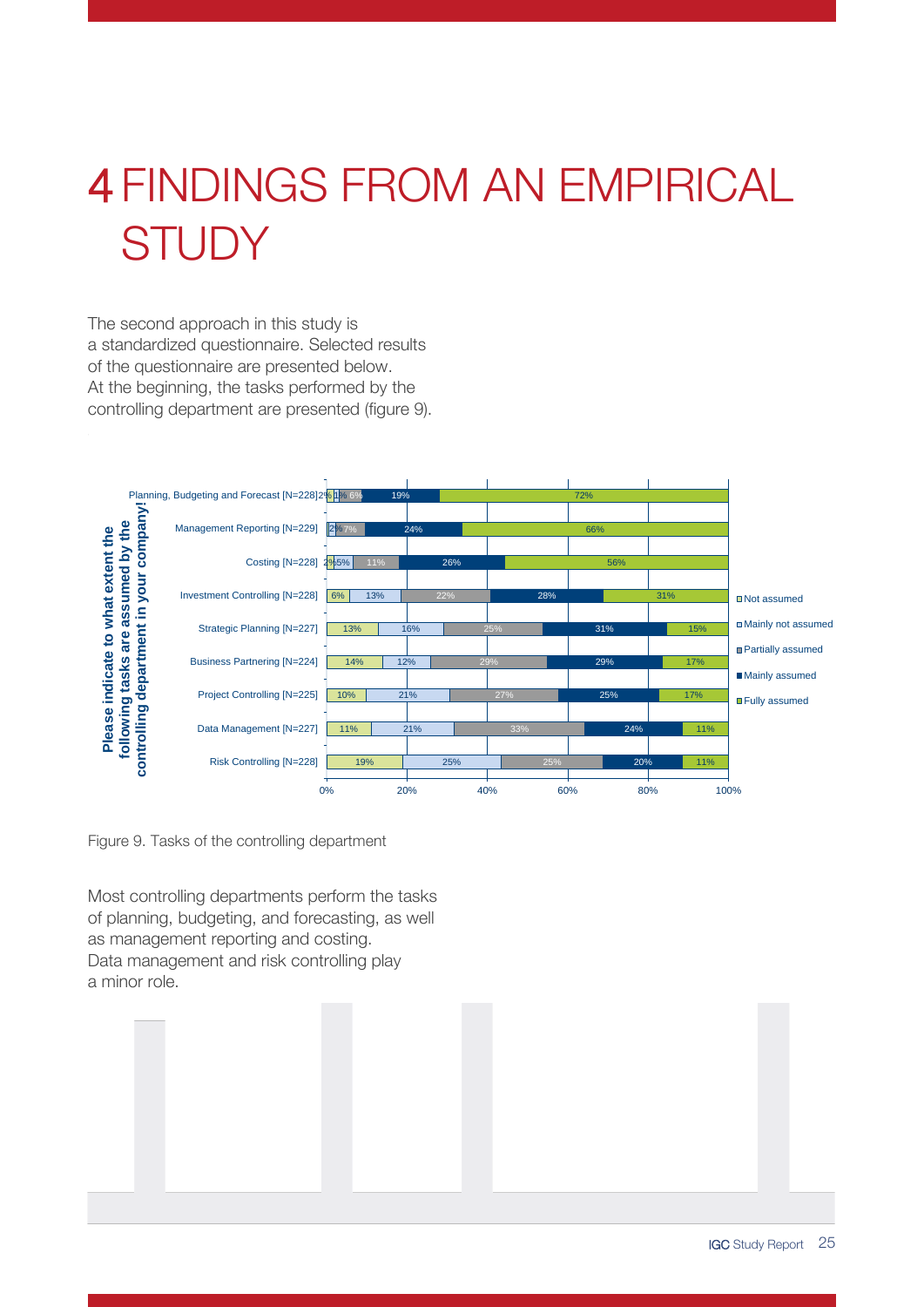# 4 FINDINGS FROM AN EMPIRICAL STUDY

The second approach in this study is a standardized questionnaire. Selected results of the questionnaire are presented below. At the beginning, the tasks performed by the controlling department are presented (figure 9).

Please indicate to what extent the following tasks are assumed by the controlling department in your company!

| Task | Not assumed | Mainly not assumed | Partially assumed | Mainly assumed | Fully assumed |
|---|---|---|---|---|---|
| Planning, Budgeting and Forecast [N=228] | 2% | 1% | 6% | 19% | 72% |
| Management Reporting [N=229] | | 2% | 7% | 24% | 66% |
| Costing [N=228] | 2% | 5% | 11% | 26% | 56% |
| Investment Controlling [N=228] | 6% | 13% | 22% | 28% | 31% |
| Strategic Planning [N=227] | 13% | 16% | 25% | 31% | 15% |
| Business Partnering [N=224] | 14% | 12% | 29% | 29% | 17% |
| Project Controlling [N=225] | 10% | 21% | 27% | 25% | 17% |
| Data Management [N=227] | 11% | 21% | 33% | 24% | 11% |
| Risk Controlling [N=228] | 19% | 25% | 25% | 20% | 11% |

Figure 9. Tasks of the controlling department

Most controlling departments perform the tasks of planning, budgeting, and forecasting, as well as management reporting and costing. Data management and risk controlling play a minor role.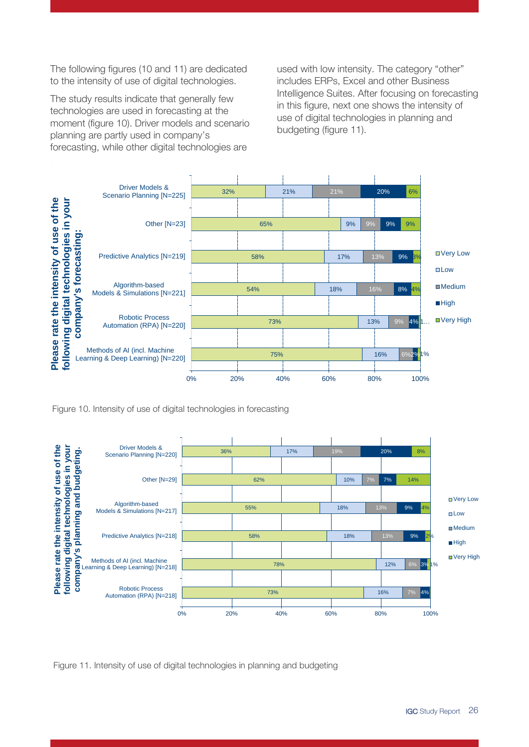The following figures (10 and 11) are dedicated to the intensity of use of digital technologies.

The study results indicate that generally few technologies are used in forecasting at the moment (figure 10). Driver models and scenario planning are partly used in company's forecasting, while other digital technologies are used with low intensity. The category "other" includes ERPs, Excel and other Business Intelligence Suites. After focusing on forecasting in this figure, next one shows the intensity of use of digital technologies in planning and budgeting (figure 11).

**Please rate the intensity of use of the following digital technologies in your company's forecasting:**

| Technology | Very Low | Low | Medium | High | Very High |
|---|---|---|---|---|---|
| Driver Models & Scenario Planning [N=225] | 32% | 21% | 21% | 20% | 6% |
| Other [N=23] | 65% | 9% | 9% | 9% | 9% |
| Predictive Analytics [N=219] | 58% | 17% | 13% | 9% | 3% |
| Algorithm-based Models & Simulations [N=221] | 54% | 18% | 16% | 8% | 4% |
| Robotic Process Automation (RPA) [N=220] | 73% | 13% | 9% | 4% | 1… |
| Methods of AI (incl. Machine Learning & Deep Learning) [N=220] | 75% | 16% | 6% | 2% | 1% |

Figure 10. Intensity of use of digital technologies in forecasting

**Please rate the intensity of use of the following digital technologies in your company's planning and budgeting.**

| Technology | Very Low | Low | Medium | High | Very High |
|---|---|---|---|---|---|
| Driver Models & Scenario Planning [N=220] | 36% | 17% | 19% | 20% | 8% |
| Other [N=29] | 62% | 10% | 7% | 7% | 14% |
| Algorithm-based Models & Simulations [N=217] | 55% | 18% | 13% | 9% | 4% |
| Predictive Analytics [N=218] | 58% | 18% | 13% | 9% | 2% |
| Methods of AI (incl. Machine Learning & Deep Learning) [N=218] | 78% | 12% | 6% | 3% | 1% |
| Robotic Process Automation (RPA) [N=218] | 73% | 16% | 7% | 4% | |

Figure 11. Intensity of use of digital technologies in planning and budgeting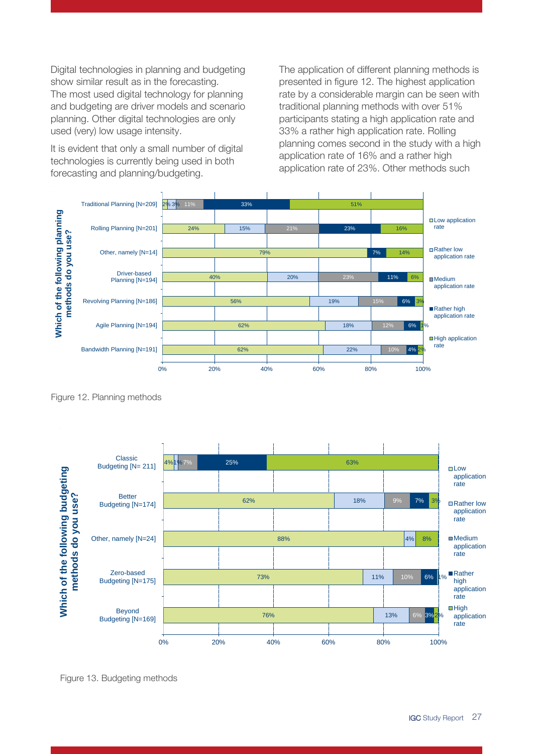Digital technologies in planning and budgeting show similar result as in the forecasting. The most used digital technology for planning and budgeting are driver models and scenario planning. Other digital technologies are only used (very) low usage intensity.

It is evident that only a small number of digital technologies is currently being used in both forecasting and planning/budgeting.

The application of different planning methods is presented in figure 12. The highest application rate by a considerable margin can be seen with traditional planning methods with over 51% participants stating a high application rate and 33% a rather high application rate. Rolling planning comes second in the study with a high application rate of 16% and a rather high application rate of 23%. Other methods such

**Which of the following planning methods do you use?**

| Planning method | Low application rate | Rather low application rate | Medium application rate | Rather high application rate | High application rate |
|---|---|---|---|---|---|
| Traditional Planning [N=209] | 2% | 3% | 11% | 33% | 51% |
| Rolling Planning [N=201] | 24% | 15% | 21% | 23% | 16% |
| Other, namely [N=14] | 79% | | | 7% | 14% |
| Driver-based Planning [N=194] | 40% | 20% | 23% | 11% | 6% |
| Revolving Planning [N=186] | 56% | 19% | 15% | 6% | 3% |
| Agile Planning [N=194] | 62% | 18% | 12% | 6% | 1% |
| Bandwidth Planning [N=191] | 62% | 22% | 10% | 4% | 2% |

Figure 12. Planning methods

**Which of the following budgeting methods do you use?**

| Budgeting method | Low application rate | Rather low application rate | Medium application rate | Rather high application rate | High application rate |
|---|---|---|---|---|---|
| Classic Budgeting [N= 211] | 4% | 1% | 7% | 25% | 63% |
| Better Budgeting [N=174] | 62% | 18% | 9% | 7% | 3% |
| Other, namely [N=24] | 88% | 4% | | | 8% |
| Zero-based Budgeting [N=175] | 73% | 11% | 10% | 6% | 1% |
| Beyond Budgeting [N=169] | 76% | 13% | 6% | 3% | 2% |

Figure 13. Budgeting methods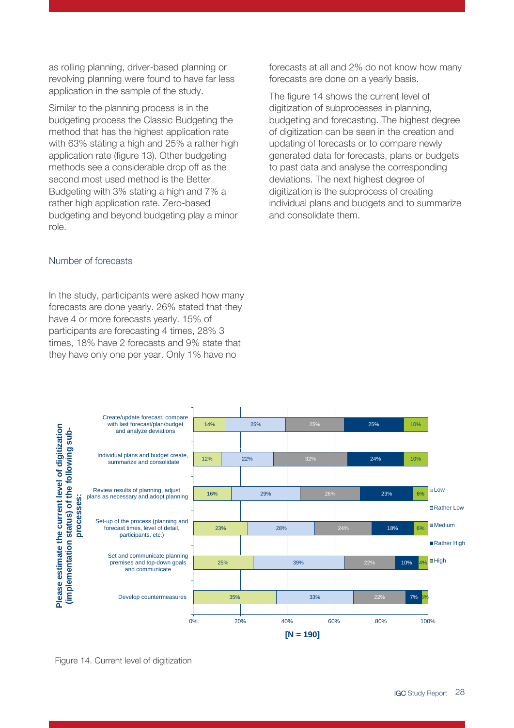as rolling planning, driver-based planning or revolving planning were found to have far less application in the sample of the study.

Similar to the planning process is in the budgeting process the Classic Budgeting the method that has the highest application rate with 63% stating a high and 25% a rather high application rate (figure 13). Other budgeting methods see a considerable drop off as the second most used method is the Better Budgeting with 3% stating a high and 7% a rather high application rate. Zero-based budgeting and beyond budgeting play a minor role.

## Number of forecasts

In the study, participants were asked how many forecasts are done yearly. 26% stated that they have 4 or more forecasts yearly. 15% of participants are forecasting 4 times, 28% 3 times, 18% have 2 forecasts and 9% state that they have only one per year. Only 1% have no forecasts at all and 2% do not know how many forecasts are done on a yearly basis.

The figure 14 shows the current level of digitization of subprocesses in planning, budgeting and forecasting. The highest degree of digitization can be seen in the creation and updating of forecasts or to compare newly generated data for forecasts, plans or budgets to past data and analyse the corresponding deviations. The next highest degree of digitization is the subprocess of creating individual plans and budgets and to summarize and consolidate them.

Please estimate the current level of digitization (implementation status) of the following sub-processes: [N = 190]

| Sub-process | Low | Rather Low | Medium | Rather High | High |
|---|---|---|---|---|---|
| Create/update forecast, compare with last forecast/plan/budget and analyze deviations | 14% | 25% | 25% | 25% | 10% |
| Individual plans and budget create, summarize and consolidate | 12% | 22% | 32% | 24% | 10% |
| Review results of planning, adjust plans as necessary and adopt planning | 16% | 29% | 26% | 23% | 6% |
| Set-up of the process (planning and forecast times, level of detail, participants, etc.) | 23% | 28% | 24% | 18% | 6% |
| Set and communicate planning premises and top-down goals and communicate | 25% | 39% | 22% | 10% | 4% |
| Develop countermeasures | 35% | 33% | 22% | 7% | 3% |

Figure 14. Current level of digitization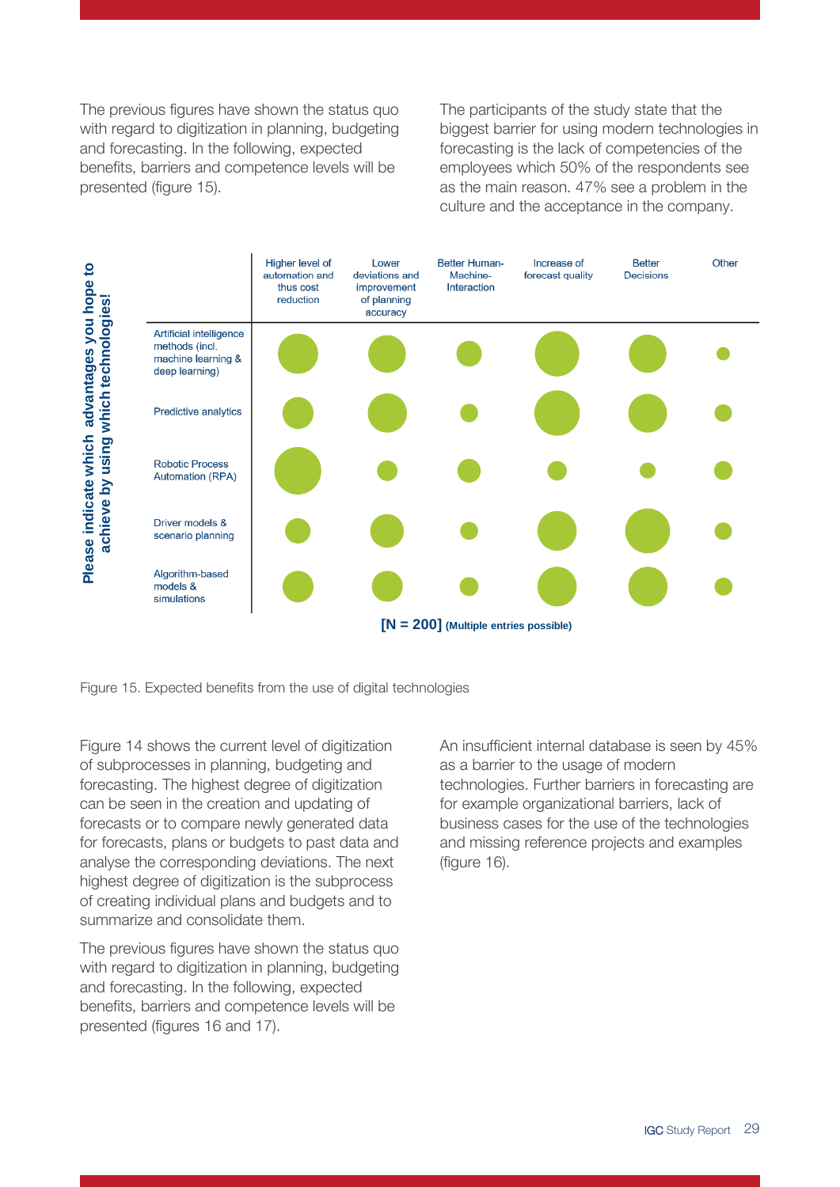The previous figures have shown the status quo with regard to digitization in planning, budgeting and forecasting. In the following, expected benefits, barriers and competence levels will be presented (figure 15).

The participants of the study state that the biggest barrier for using modern technologies in forecasting is the lack of competencies of the employees which 50% of the respondents see as the main reason. 47% see a problem in the culture and the acceptance in the company.

**Please indicate which advantages you hope to achieve by using which technologies!**

| | Higher level of automation and thus cost reduction | Lower deviations and improvement of planning accuracy | Better Human-Machine-Interaction | Increase of forecast quality | Better Decisions | Other |
|---|---|---|---|---|---|---|
| Artificial intelligence methods (incl. machine learning & deep learning) | | | | | | |
| Predictive analytics | | | | | | |
| Robotic Process Automation (RPA) | | | | | | |
| Driver models & scenario planning | | | | | | |
| Algorithm-based models & simulations | | | | | | |

**[N = 200]** **(Multiple entries possible)**

Figure 15. Expected benefits from the use of digital technologies

Figure 14 shows the current level of digitization of subprocesses in planning, budgeting and forecasting. The highest degree of digitization can be seen in the creation and updating of forecasts or to compare newly generated data for forecasts, plans or budgets to past data and analyse the corresponding deviations. The next highest degree of digitization is the subprocess of creating individual plans and budgets and to summarize and consolidate them.

The previous figures have shown the status quo with regard to digitization in planning, budgeting and forecasting. In the following, expected benefits, barriers and competence levels will be presented (figures 16 and 17).

An insufficient internal database is seen by 45% as a barrier to the usage of modern technologies. Further barriers in forecasting are for example organizational barriers, lack of business cases for the use of the technologies and missing reference projects and examples (figure 16).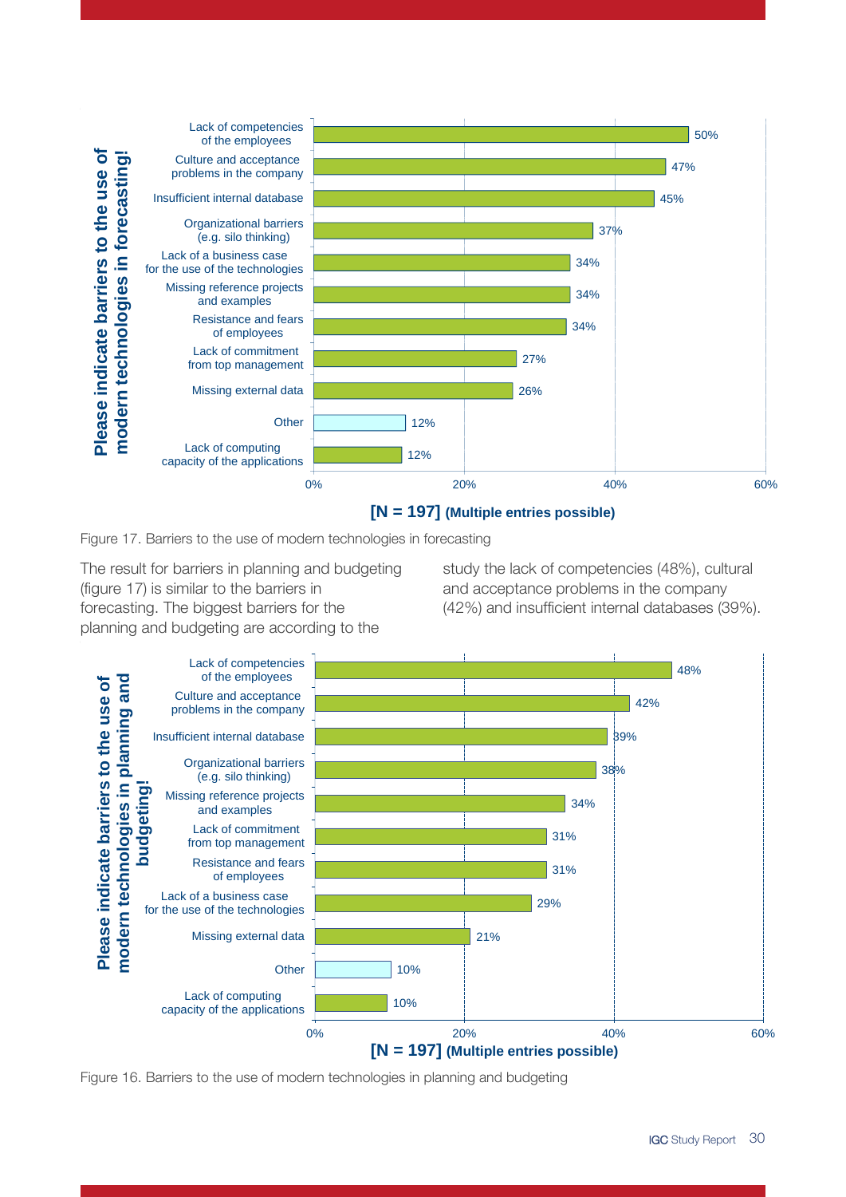| Please indicate barriers to the use of modern technologies in forecasting! | |
|---|---|
| Lack of competencies of the employees | 50% |
| Culture and acceptance problems in the company | 47% |
| Insufficient internal database | 45% |
| Organizational barriers (e.g. silo thinking) | 37% |
| Lack of a business case for the use of the technologies | 34% |
| Missing reference projects and examples | 34% |
| Resistance and fears of employees | 34% |
| Lack of commitment from top management | 27% |
| Missing external data | 26% |
| Other | 12% |
| Lack of computing capacity of the applications | 12% |

**[N = 197] (Multiple entries possible)**

Figure 17. Barriers to the use of modern technologies in forecasting

The result for barriers in planning and budgeting (figure 17) is similar to the barriers in forecasting. The biggest barriers for the planning and budgeting are according to the study the lack of competencies (48%), cultural and acceptance problems in the company (42%) and insufficient internal databases (39%).

| Please indicate barriers to the use of modern technologies in planning and budgeting! | |
|---|---|
| Lack of competencies of the employees | 48% |
| Culture and acceptance problems in the company | 42% |
| Insufficient internal database | 39% |
| Organizational barriers (e.g. silo thinking) | 38% |
| Missing reference projects and examples | 34% |
| Lack of commitment from top management | 31% |
| Resistance and fears of employees | 31% |
| Lack of a business case for the use of the technologies | 29% |
| Missing external data | 21% |
| Other | 10% |
| Lack of computing capacity of the applications | 10% |

**[N = 197] (Multiple entries possible)**

Figure 16. Barriers to the use of modern technologies in planning and budgeting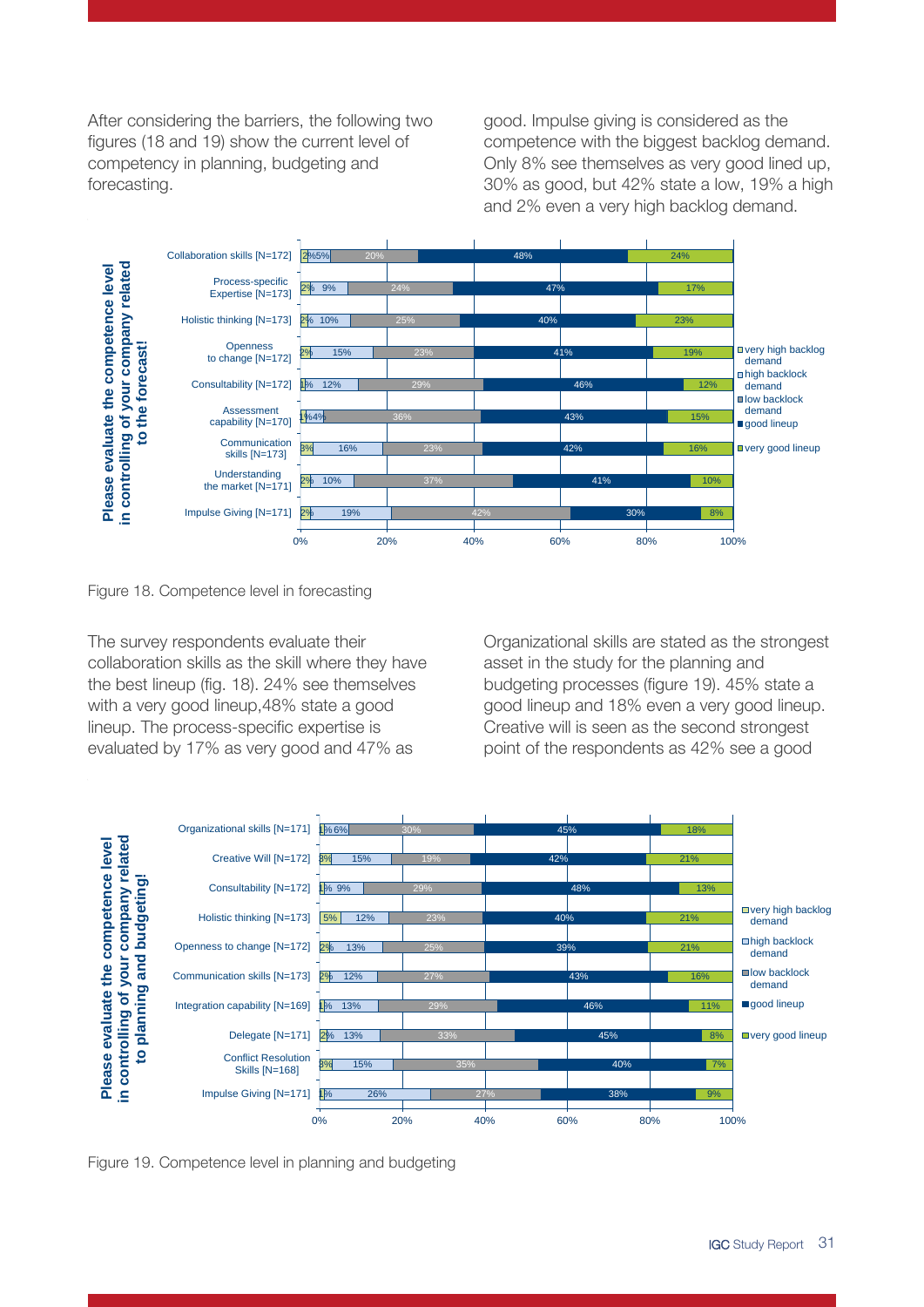After considering the barriers, the following two figures (18 and 19) show the current level of competency in planning, budgeting and forecasting.

good. Impulse giving is considered as the competence with the biggest backlog demand. Only 8% see themselves as very good lined up, 30% as good, but 42% state a low, 19% a high and 2% even a very high backlog demand.

**Please evaluate the competence level in controlling of your company related to the forecast!**

| | very high backlog demand | high backlock demand | low backlock demand | good lineup | very good lineup |
|---|---|---|---|---|---|
| Collaboration skills [N=172] | 2% | 5% | 20% | 48% | 24% |
| Process-specific Expertise [N=173] | 2% | 9% | 24% | 47% | 17% |
| Holistic thinking [N=173] | 2% | 10% | 25% | 40% | 23% |
| Openness to change [N=172] | 2% | 15% | 23% | 41% | 19% |
| Consultability [N=172] | 1% | 12% | 29% | 46% | 12% |
| Assessment capability [N=170] | 1% | 4% | 36% | 43% | 15% |
| Communication skills [N=173] | 3% | 16% | 23% | 42% | 16% |
| Understanding the market [N=171] | 2% | 10% | 37% | 41% | 10% |
| Impulse Giving [N=171] | 2% | 19% | 42% | 30% | 8% |

Figure 18. Competence level in forecasting

The survey respondents evaluate their collaboration skills as the skill where they have the best lineup (fig. 18). 24% see themselves with a very good lineup,48% state a good lineup. The process-specific expertise is evaluated by 17% as very good and 47% as

Organizational skills are stated as the strongest asset in the study for the planning and budgeting processes (figure 19). 45% state a good lineup and 18% even a very good lineup. Creative will is seen as the second strongest point of the respondents as 42% see a good

**Please evaluate the competence level in controlling of your company related to planning and budgeting!**

| | very high backlog demand | high backlock demand | low backlock demand | good lineup | very good lineup |
|---|---|---|---|---|---|
| Organizational skills [N=171] | 1% | 6% | 30% | 45% | 18% |
| Creative Will [N=172] | 3% | 15% | 19% | 42% | 21% |
| Consultability [N=172] | 1% | 9% | 29% | 48% | 13% |
| Holistic thinking [N=173] | 5% | 12% | 23% | 40% | 21% |
| Openness to change [N=172] | 2% | 13% | 25% | 39% | 21% |
| Communication skills [N=173] | 2% | 12% | 27% | 43% | 16% |
| Integration capability [N=169] | 1% | 13% | 29% | 46% | 11% |
| Delegate [N=171] | 2% | 13% | 33% | 45% | 8% |
| Conflict Resolution Skills [N=168] | 3% | 15% | 35% | 40% | 7% |
| Impulse Giving [N=171] | 1% | 26% | 27% | 38% | 9% |

Figure 19. Competence level in planning and budgeting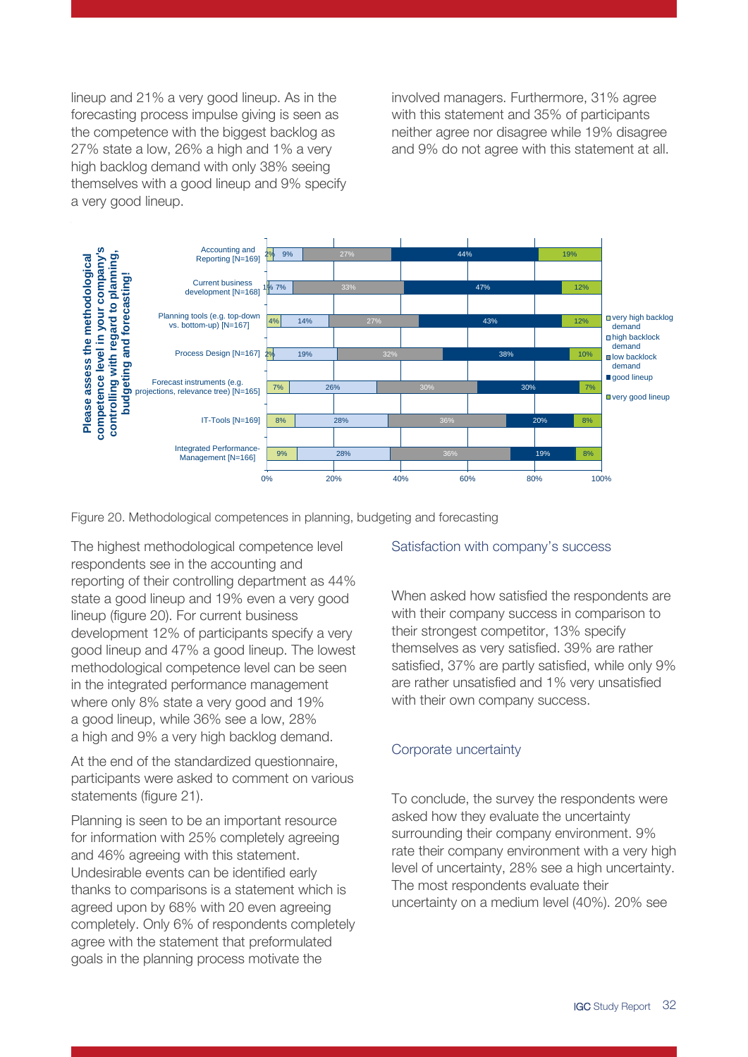lineup and 21% a very good lineup. As in the forecasting process impulse giving is seen as the competence with the biggest backlog as 27% state a low, 26% a high and 1% a very high backlog demand with only 38% seeing themselves with a good lineup and 9% specify a very good lineup.

involved managers. Furthermore, 31% agree with this statement and 35% of participants neither agree nor disagree while 19% disagree and 9% do not agree with this statement at all.

**Please assess the methodological competence level in your company's controlling with regard to planning, budgeting and forecasting!**

| | very high backlog demand | high backlock demand | low backlock demand | good lineup | very good lineup |
|---|---|---|---|---|---|
| Accounting and Reporting [N=169] | 2% | 9% | 27% | 44% | 19% |
| Current business development [N=168] | 1% | 7% | 33% | 47% | 12% |
| Planning tools (e.g. top-down vs. bottom-up) [N=167] | 4% | 14% | 27% | 43% | 12% |
| Process Design [N=167] | 2% | 19% | 32% | 38% | 10% |
| Forecast instruments (e.g. projections, relevance tree) [N=165] | 7% | 26% | 30% | 30% | 7% |
| IT-Tools [N=169] | 8% | 28% | 36% | 20% | 8% |
| Integrated Performance-Management [N=166] | 9% | 28% | 36% | 19% | 8% |

Figure 20. Methodological competences in planning, budgeting and forecasting

The highest methodological competence level respondents see in the accounting and reporting of their controlling department as 44% state a good lineup and 19% even a very good lineup (figure 20). For current business development 12% of participants specify a very good lineup and 47% a good lineup. The lowest methodological competence level can be seen in the integrated performance management where only 8% state a very good and 19% a good lineup, while 36% see a low, 28% a high and 9% a very high backlog demand.

At the end of the standardized questionnaire, participants were asked to comment on various statements (figure 21).

Planning is seen to be an important resource for information with 25% completely agreeing and 46% agreeing with this statement. Undesirable events can be identified early thanks to comparisons is a statement which is agreed upon by 68% with 20 even agreeing completely. Only 6% of respondents completely agree with the statement that preformulated goals in the planning process motivate the

## Satisfaction with company's success

When asked how satisfied the respondents are with their company success in comparison to their strongest competitor, 13% specify themselves as very satisfied. 39% are rather satisfied, 37% are partly satisfied, while only 9% are rather unsatisfied and 1% very unsatisfied with their own company success.

## Corporate uncertainty

To conclude, the survey the respondents were asked how they evaluate the uncertainty surrounding their company environment. 9% rate their company environment with a very high level of uncertainty, 28% see a high uncertainty. The most respondents evaluate their uncertainty on a medium level (40%). 20% see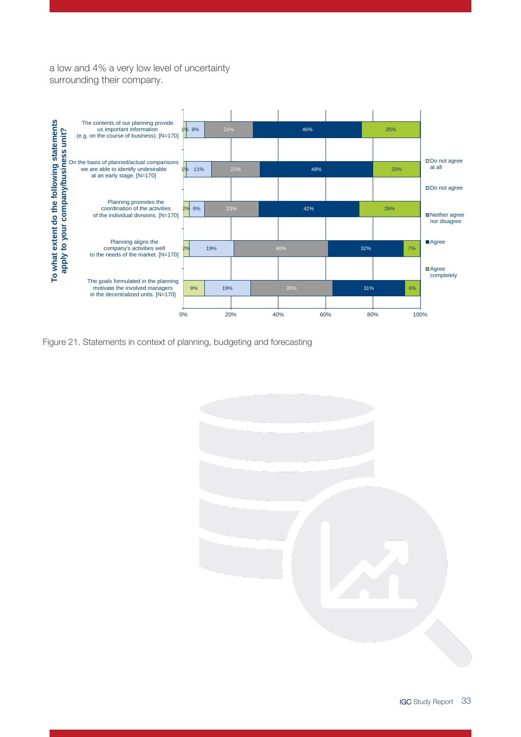a low and 4% a very low level of uncertainty surrounding their company.

**To what extent do the following statements apply to your company/business unit?**

| Statement | Do not agree at all | Do not agree | Neither agree nor disagree | Agree | Agree completely |
|---|---|---|---|---|---|
| The contents of our planning provide us important information (e.g. on the course of business). [N=170] | 1% | 8% | 21% | 46% | 25% |
| On the basis of planned/actual comparisons we are able to identify undesirable at an early stage. [N=170] | 1% | 11% | 21% | 48% | 20% |
| Planning promotes the coordination of the activities of the individual divisions. [N=170] | 2% | 6% | 23% | 42% | 26% |
| Planning aligns the company's activities well to the needs of the market. [N=170] | 2% | 19% | 40% | 32% | 7% |
| The goals formulated in the planning motivate the involved managers in the decentralized units. [N=170] | 9% | 19% | 35% | 31% | 6% |

Figure 21. Statements in context of planning, budgeting and forecasting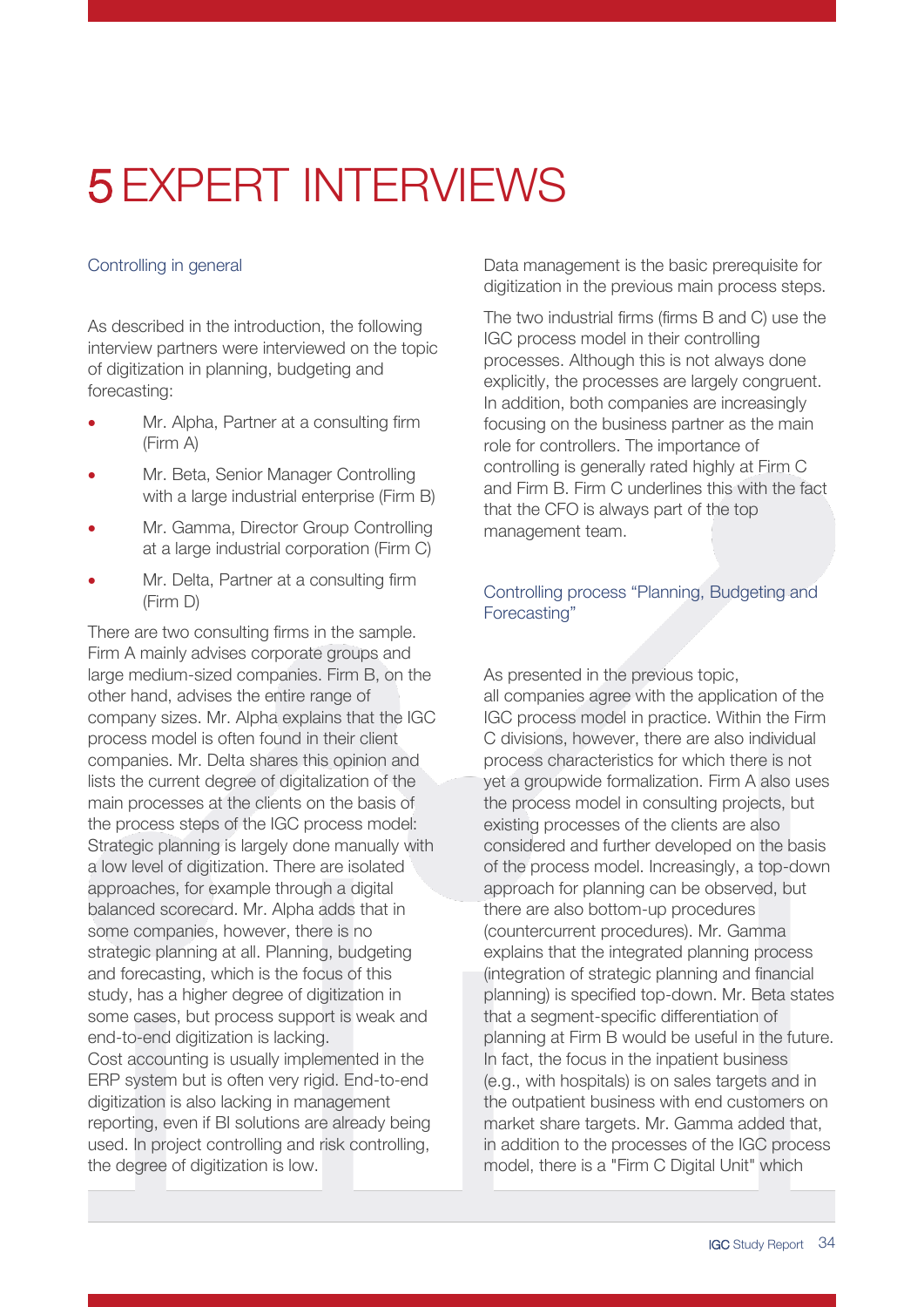# 5 EXPERT INTERVIEWS

### Controlling in general

As described in the introduction, the following interview partners were interviewed on the topic of digitization in planning, budgeting and forecasting:

- Mr. Alpha, Partner at a consulting firm (Firm A)
- Mr. Beta, Senior Manager Controlling with a large industrial enterprise (Firm B)
- Mr. Gamma, Director Group Controlling at a large industrial corporation (Firm C)
- Mr. Delta, Partner at a consulting firm (Firm D)

There are two consulting firms in the sample. Firm A mainly advises corporate groups and large medium-sized companies. Firm B, on the other hand, advises the entire range of company sizes. Mr. Alpha explains that the IGC process model is often found in their client companies. Mr. Delta shares this opinion and lists the current degree of digitalization of the main processes at the clients on the basis of the process steps of the IGC process model: Strategic planning is largely done manually with a low level of digitization. There are isolated approaches, for example through a digital balanced scorecard. Mr. Alpha adds that in some companies, however, there is no strategic planning at all. Planning, budgeting and forecasting, which is the focus of this study, has a higher degree of digitization in some cases, but process support is weak and end-to-end digitization is lacking.
Cost accounting is usually implemented in the ERP system but is often very rigid. End-to-end digitization is also lacking in management reporting, even if BI solutions are already being used. In project controlling and risk controlling, the degree of digitization is low.

Data management is the basic prerequisite for digitization in the previous main process steps.

The two industrial firms (firms B and C) use the IGC process model in their controlling processes. Although this is not always done explicitly, the processes are largely congruent. In addition, both companies are increasingly focusing on the business partner as the main role for controllers. The importance of controlling is generally rated highly at Firm C and Firm B. Firm C underlines this with the fact that the CFO is always part of the top management team.

### Controlling process “Planning, Budgeting and Forecasting”

As presented in the previous topic, all companies agree with the application of the IGC process model in practice. Within the Firm C divisions, however, there are also individual process characteristics for which there is not yet a groupwide formalization. Firm A also uses the process model in consulting projects, but existing processes of the clients are also considered and further developed on the basis of the process model. Increasingly, a top-down approach for planning can be observed, but there are also bottom-up procedures (countercurrent procedures). Mr. Gamma explains that the integrated planning process (integration of strategic planning and financial planning) is specified top-down. Mr. Beta states that a segment-specific differentiation of planning at Firm B would be useful in the future. In fact, the focus in the inpatient business (e.g., with hospitals) is on sales targets and in the outpatient business with end customers on market share targets. Mr. Gamma added that, in addition to the processes of the IGC process model, there is a "Firm C Digital Unit" which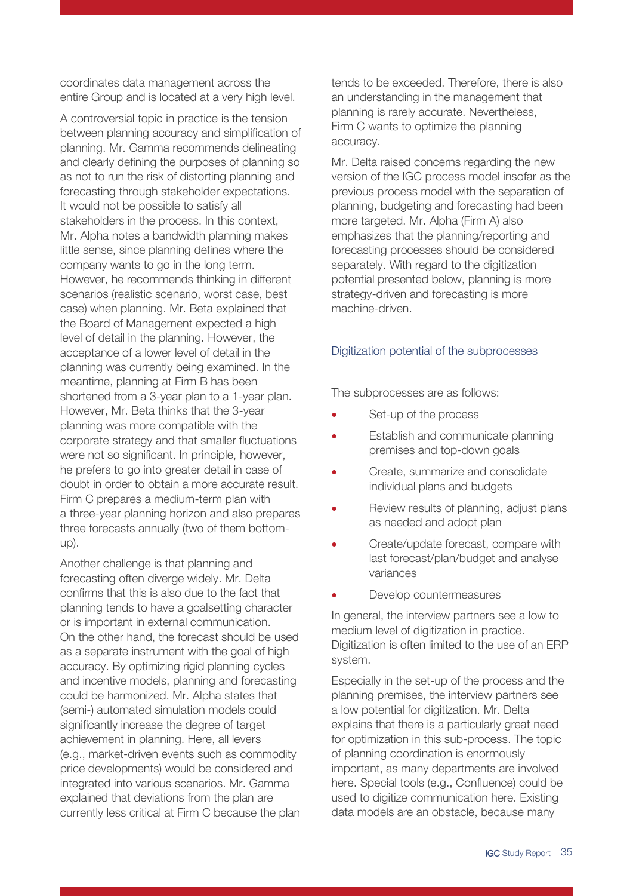coordinates data management across the entire Group and is located at a very high level.

A controversial topic in practice is the tension between planning accuracy and simplification of planning. Mr. Gamma recommends delineating and clearly defining the purposes of planning so as not to run the risk of distorting planning and forecasting through stakeholder expectations. It would not be possible to satisfy all stakeholders in the process. In this context, Mr. Alpha notes a bandwidth planning makes little sense, since planning defines where the company wants to go in the long term. However, he recommends thinking in different scenarios (realistic scenario, worst case, best case) when planning. Mr. Beta explained that the Board of Management expected a high level of detail in the planning. However, the acceptance of a lower level of detail in the planning was currently being examined. In the meantime, planning at Firm B has been shortened from a 3-year plan to a 1-year plan. However, Mr. Beta thinks that the 3-year planning was more compatible with the corporate strategy and that smaller fluctuations were not so significant. In principle, however, he prefers to go into greater detail in case of doubt in order to obtain a more accurate result. Firm C prepares a medium-term plan with a three-year planning horizon and also prepares three forecasts annually (two of them bottom-up).

Another challenge is that planning and forecasting often diverge widely. Mr. Delta confirms that this is also due to the fact that planning tends to have a goalsetting character or is important in external communication. On the other hand, the forecast should be used as a separate instrument with the goal of high accuracy. By optimizing rigid planning cycles and incentive models, planning and forecasting could be harmonized. Mr. Alpha states that (semi-) automated simulation models could significantly increase the degree of target achievement in planning. Here, all levers (e.g., market-driven events such as commodity price developments) would be considered and integrated into various scenarios. Mr. Gamma explained that deviations from the plan are currently less critical at Firm C because the plan tends to be exceeded. Therefore, there is also an understanding in the management that planning is rarely accurate. Nevertheless, Firm C wants to optimize the planning accuracy.

Mr. Delta raised concerns regarding the new version of the IGC process model insofar as the previous process model with the separation of planning, budgeting and forecasting had been more targeted. Mr. Alpha (Firm A) also emphasizes that the planning/reporting and forecasting processes should be considered separately. With regard to the digitization potential presented below, planning is more strategy-driven and forecasting is more machine-driven.

## Digitization potential of the subprocesses

The subprocesses are as follows:

- Set-up of the process
- Establish and communicate planning premises and top-down goals
- Create, summarize and consolidate individual plans and budgets
- Review results of planning, adjust plans as needed and adopt plan
- Create/update forecast, compare with last forecast/plan/budget and analyse variances
- Develop countermeasures

In general, the interview partners see a low to medium level of digitization in practice. Digitization is often limited to the use of an ERP system.

Especially in the set-up of the process and the planning premises, the interview partners see a low potential for digitization. Mr. Delta explains that there is a particularly great need for optimization in this sub-process. The topic of planning coordination is enormously important, as many departments are involved here. Special tools (e.g., Confluence) could be used to digitize communication here. Existing data models are an obstacle, because many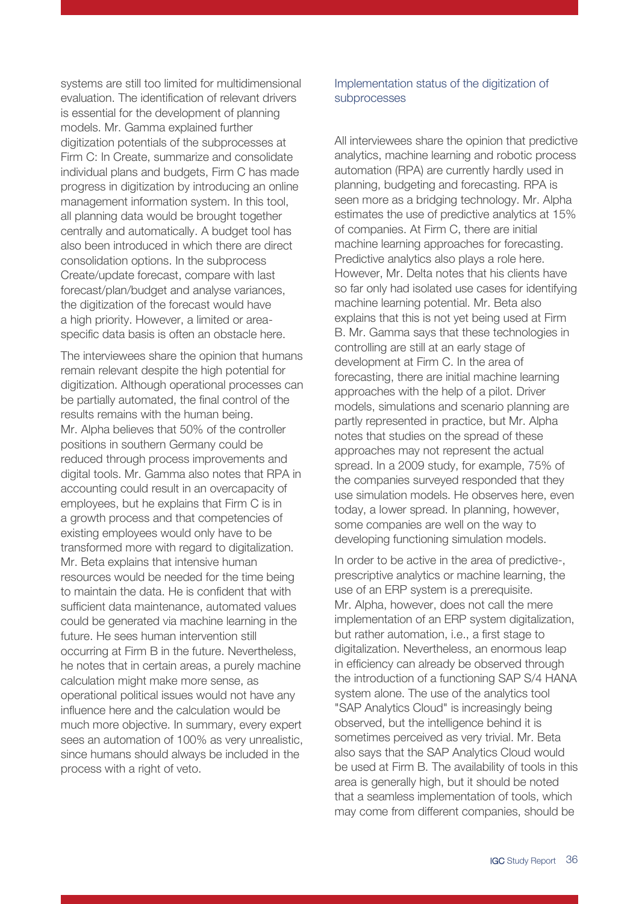systems are still too limited for multidimensional evaluation. The identification of relevant drivers is essential for the development of planning models. Mr. Gamma explained further digitization potentials of the subprocesses at Firm C: In Create, summarize and consolidate individual plans and budgets, Firm C has made progress in digitization by introducing an online management information system. In this tool, all planning data would be brought together centrally and automatically. A budget tool has also been introduced in which there are direct consolidation options. In the subprocess Create/update forecast, compare with last forecast/plan/budget and analyse variances, the digitization of the forecast would have a high priority. However, a limited or area-specific data basis is often an obstacle here.

The interviewees share the opinion that humans remain relevant despite the high potential for digitization. Although operational processes can be partially automated, the final control of the results remains with the human being. Mr. Alpha believes that 50% of the controller positions in southern Germany could be reduced through process improvements and digital tools. Mr. Gamma also notes that RPA in accounting could result in an overcapacity of employees, but he explains that Firm C is in a growth process and that competencies of existing employees would only have to be transformed more with regard to digitalization. Mr. Beta explains that intensive human resources would be needed for the time being to maintain the data. He is confident that with sufficient data maintenance, automated values could be generated via machine learning in the future. He sees human intervention still occurring at Firm B in the future. Nevertheless, he notes that in certain areas, a purely machine calculation might make more sense, as operational political issues would not have any influence here and the calculation would be much more objective. In summary, every expert sees an automation of 100% as very unrealistic, since humans should always be included in the process with a right of veto.

### Implementation status of the digitization of subprocesses

All interviewees share the opinion that predictive analytics, machine learning and robotic process automation (RPA) are currently hardly used in planning, budgeting and forecasting. RPA is seen more as a bridging technology. Mr. Alpha estimates the use of predictive analytics at 15% of companies. At Firm C, there are initial machine learning approaches for forecasting. Predictive analytics also plays a role here. However, Mr. Delta notes that his clients have so far only had isolated use cases for identifying machine learning potential. Mr. Beta also explains that this is not yet being used at Firm B. Mr. Gamma says that these technologies in controlling are still at an early stage of development at Firm C. In the area of forecasting, there are initial machine learning approaches with the help of a pilot. Driver models, simulations and scenario planning are partly represented in practice, but Mr. Alpha notes that studies on the spread of these approaches may not represent the actual spread. In a 2009 study, for example, 75% of the companies surveyed responded that they use simulation models. He observes here, even today, a lower spread. In planning, however, some companies are well on the way to developing functioning simulation models.

In order to be active in the area of predictive-, prescriptive analytics or machine learning, the use of an ERP system is a prerequisite. Mr. Alpha, however, does not call the mere implementation of an ERP system digitalization, but rather automation, i.e., a first stage to digitalization. Nevertheless, an enormous leap in efficiency can already be observed through the introduction of a functioning SAP S/4 HANA system alone. The use of the analytics tool "SAP Analytics Cloud" is increasingly being observed, but the intelligence behind it is sometimes perceived as very trivial. Mr. Beta also says that the SAP Analytics Cloud would be used at Firm B. The availability of tools in this area is generally high, but it should be noted that a seamless implementation of tools, which may come from different companies, should be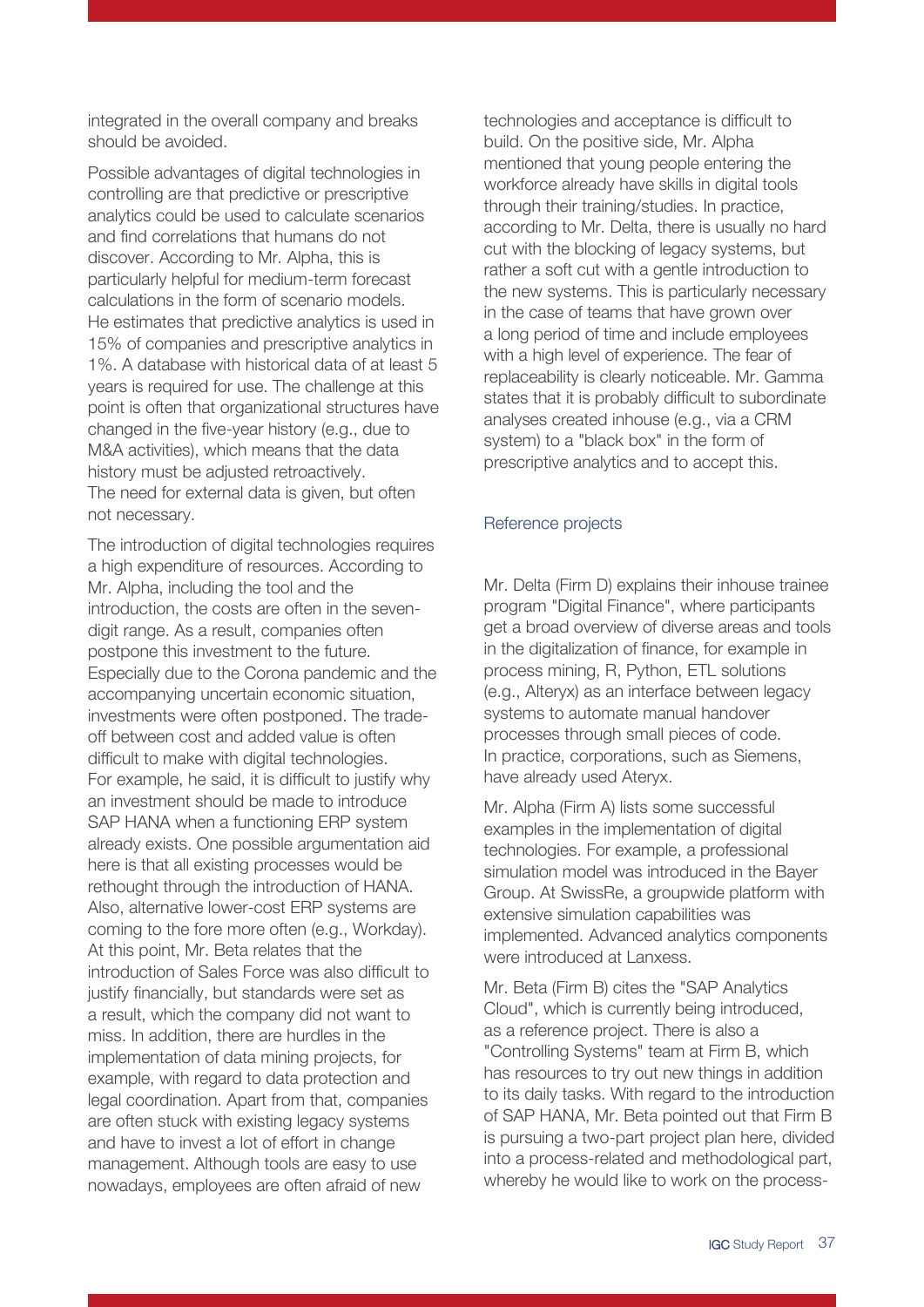integrated in the overall company and breaks should be avoided.

Possible advantages of digital technologies in controlling are that predictive or prescriptive analytics could be used to calculate scenarios and find correlations that humans do not discover. According to Mr. Alpha, this is particularly helpful for medium-term forecast calculations in the form of scenario models. He estimates that predictive analytics is used in 15% of companies and prescriptive analytics in 1%. A database with historical data of at least 5 years is required for use. The challenge at this point is often that organizational structures have changed in the five-year history (e.g., due to M&A activities), which means that the data history must be adjusted retroactively. The need for external data is given, but often not necessary.

The introduction of digital technologies requires a high expenditure of resources. According to Mr. Alpha, including the tool and the introduction, the costs are often in the seven-digit range. As a result, companies often postpone this investment to the future. Especially due to the Corona pandemic and the accompanying uncertain economic situation, investments were often postponed. The trade-off between cost and added value is often difficult to make with digital technologies. For example, he said, it is difficult to justify why an investment should be made to introduce SAP HANA when a functioning ERP system already exists. One possible argumentation aid here is that all existing processes would be rethought through the introduction of HANA. Also, alternative lower-cost ERP systems are coming to the fore more often (e.g., Workday). At this point, Mr. Beta relates that the introduction of Sales Force was also difficult to justify financially, but standards were set as a result, which the company did not want to miss. In addition, there are hurdles in the implementation of data mining projects, for example, with regard to data protection and legal coordination. Apart from that, companies are often stuck with existing legacy systems and have to invest a lot of effort in change management. Although tools are easy to use nowadays, employees are often afraid of new technologies and acceptance is difficult to build. On the positive side, Mr. Alpha mentioned that young people entering the workforce already have skills in digital tools through their training/studies. In practice, according to Mr. Delta, there is usually no hard cut with the blocking of legacy systems, but rather a soft cut with a gentle introduction to the new systems. This is particularly necessary in the case of teams that have grown over a long period of time and include employees with a high level of experience. The fear of replaceability is clearly noticeable. Mr. Gamma states that it is probably difficult to subordinate analyses created inhouse (e.g., via a CRM system) to a "black box" in the form of prescriptive analytics and to accept this.

## Reference projects

Mr. Delta (Firm D) explains their inhouse trainee program "Digital Finance", where participants get a broad overview of diverse areas and tools in the digitalization of finance, for example in process mining, R, Python, ETL solutions (e.g., Alteryx) as an interface between legacy systems to automate manual handover processes through small pieces of code. In practice, corporations, such as Siemens, have already used Ateryx.

Mr. Alpha (Firm A) lists some successful examples in the implementation of digital technologies. For example, a professional simulation model was introduced in the Bayer Group. At SwissRe, a groupwide platform with extensive simulation capabilities was implemented. Advanced analytics components were introduced at Lanxess.

Mr. Beta (Firm B) cites the "SAP Analytics Cloud", which is currently being introduced, as a reference project. There is also a "Controlling Systems" team at Firm B, which has resources to try out new things in addition to its daily tasks. With regard to the introduction of SAP HANA, Mr. Beta pointed out that Firm B is pursuing a two-part project plan here, divided into a process-related and methodological part, whereby he would like to work on the process-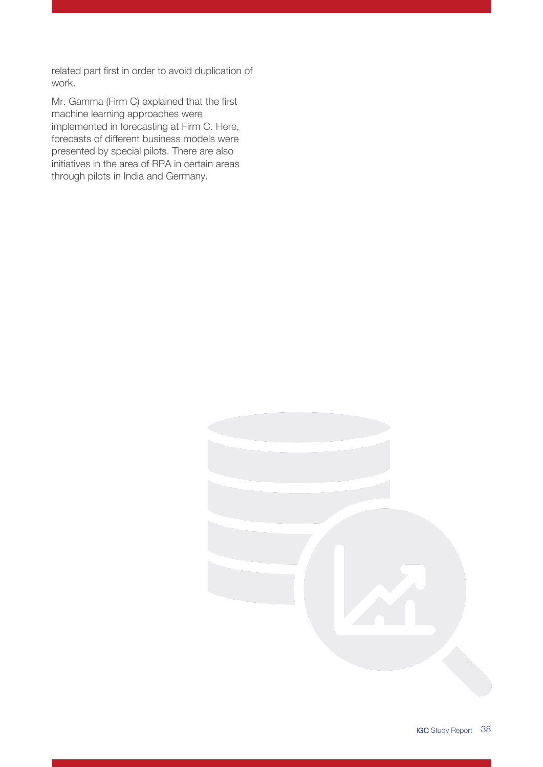related part first in order to avoid duplication of work.

Mr. Gamma (Firm C) explained that the first machine learning approaches were implemented in forecasting at Firm C. Here, forecasts of different business models were presented by special pilots. There are also initiatives in the area of RPA in certain areas through pilots in India and Germany.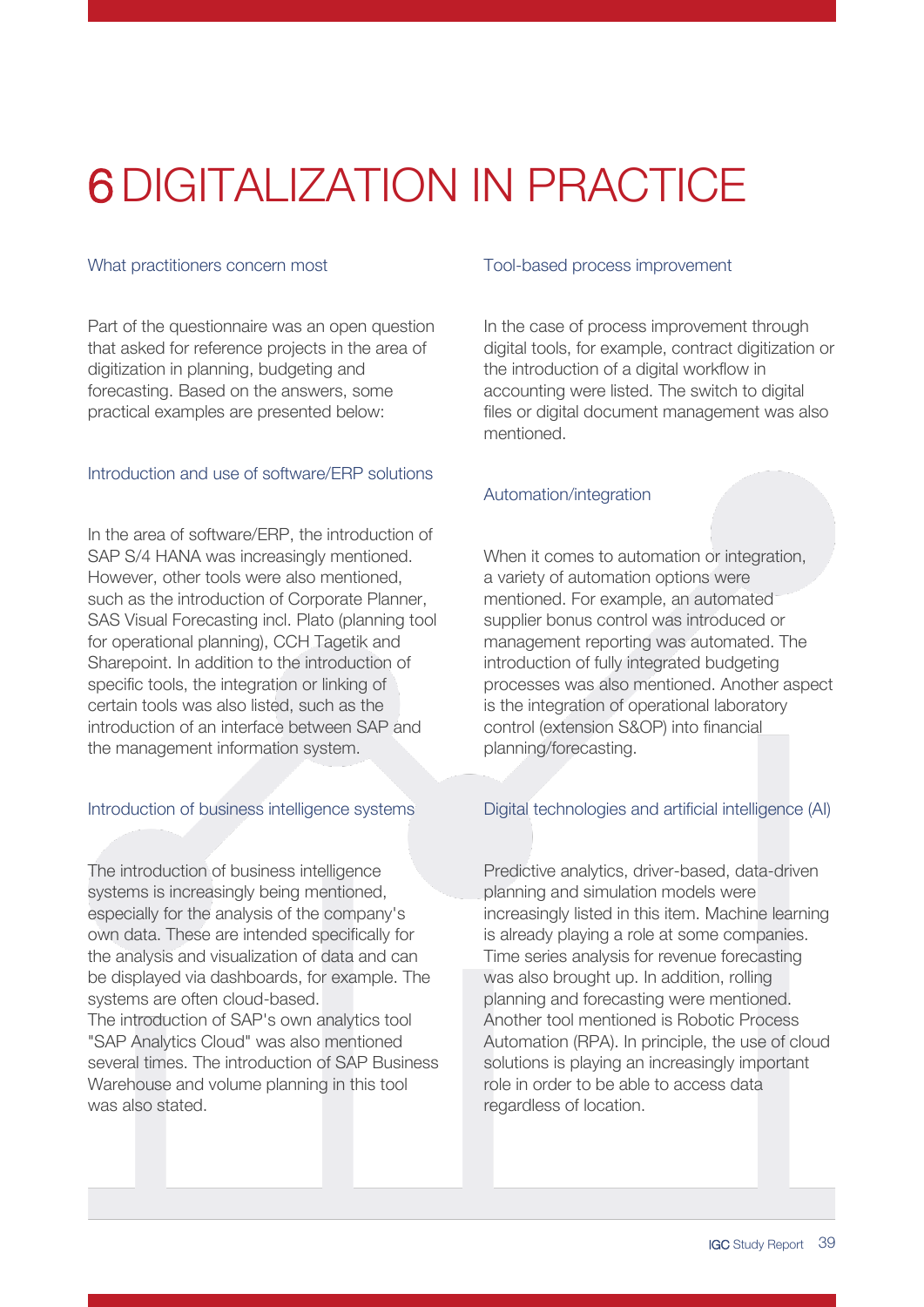# 6 DIGITALIZATION IN PRACTICE

## What practitioners concern most

Part of the questionnaire was an open question that asked for reference projects in the area of digitization in planning, budgeting and forecasting. Based on the answers, some practical examples are presented below:

### Introduction and use of software/ERP solutions

In the area of software/ERP, the introduction of SAP S/4 HANA was increasingly mentioned. However, other tools were also mentioned, such as the introduction of Corporate Planner, SAS Visual Forecasting incl. Plato (planning tool for operational planning), CCH Tagetik and Sharepoint. In addition to the introduction of specific tools, the integration or linking of certain tools was also listed, such as the introduction of an interface between SAP and the management information system.

### Introduction of business intelligence systems

The introduction of business intelligence systems is increasingly being mentioned, especially for the analysis of the company's own data. These are intended specifically for the analysis and visualization of data and can be displayed via dashboards, for example. The systems are often cloud-based.
The introduction of SAP's own analytics tool "SAP Analytics Cloud" was also mentioned several times. The introduction of SAP Business Warehouse and volume planning in this tool was also stated.

### Tool-based process improvement

In the case of process improvement through digital tools, for example, contract digitization or the introduction of a digital workflow in accounting were listed. The switch to digital files or digital document management was also mentioned.

### Automation/integration

When it comes to automation or integration, a variety of automation options were mentioned. For example, an automated supplier bonus control was introduced or management reporting was automated. The introduction of fully integrated budgeting processes was also mentioned. Another aspect is the integration of operational laboratory control (extension S&OP) into financial planning/forecasting.

### Digital technologies and artificial intelligence (AI)

Predictive analytics, driver-based, data-driven planning and simulation models were increasingly listed in this item. Machine learning is already playing a role at some companies. Time series analysis for revenue forecasting was also brought up. In addition, rolling planning and forecasting were mentioned. Another tool mentioned is Robotic Process Automation (RPA). In principle, the use of cloud solutions is playing an increasingly important role in order to be able to access data regardless of location.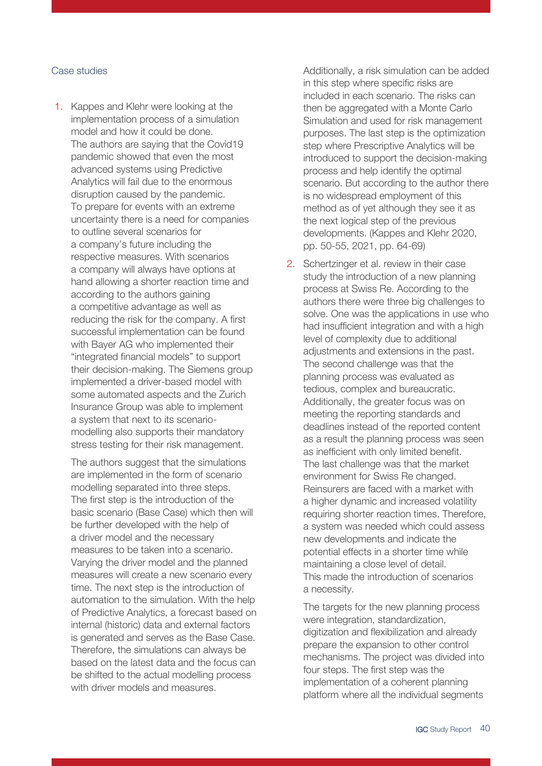Case studies

1. Kappes and Klehr were looking at the implementation process of a simulation model and how it could be done. The authors are saying that the Covid19 pandemic showed that even the most advanced systems using Predictive Analytics will fail due to the enormous disruption caused by the pandemic. To prepare for events with an extreme uncertainty there is a need for companies to outline several scenarios for a company's future including the respective measures. With scenarios a company will always have options at hand allowing a shorter reaction time and according to the authors gaining a competitive advantage as well as reducing the risk for the company. A first successful implementation can be found with Bayer AG who implemented their "integrated financial models" to support their decision-making. The Siemens group implemented a driver-based model with some automated aspects and the Zurich Insurance Group was able to implement a system that next to its scenario-modelling also supports their mandatory stress testing for their risk management.

   The authors suggest that the simulations are implemented in the form of scenario modelling separated into three steps. The first step is the introduction of the basic scenario (Base Case) which then will be further developed with the help of a driver model and the necessary measures to be taken into a scenario. Varying the driver model and the planned measures will create a new scenario every time. The next step is the introduction of automation to the simulation. With the help of Predictive Analytics, a forecast based on internal (historic) data and external factors is generated and serves as the Base Case. Therefore, the simulations can always be based on the latest data and the focus can be shifted to the actual modelling process with driver models and measures. Additionally, a risk simulation can be added in this step where specific risks are included in each scenario. The risks can then be aggregated with a Monte Carlo Simulation and used for risk management purposes. The last step is the optimization step where Prescriptive Analytics will be introduced to support the decision-making process and help identify the optimal scenario. But according to the author there is no widespread employment of this method as of yet although they see it as the next logical step of the previous developments. (Kappes and Klehr 2020, pp. 50-55, 2021, pp. 64-69)

2. Schertzinger et al. review in their case study the introduction of a new planning process at Swiss Re. According to the authors there were three big challenges to solve. One was the applications in use who had insufficient integration and with a high level of complexity due to additional adjustments and extensions in the past. The second challenge was that the planning process was evaluated as tedious, complex and bureaucratic. Additionally, the greater focus was on meeting the reporting standards and deadlines instead of the reported content as a result the planning process was seen as inefficient with only limited benefit. The last challenge was that the market environment for Swiss Re changed. Reinsurers are faced with a market with a higher dynamic and increased volatility requiring shorter reaction times. Therefore, a system was needed which could assess new developments and indicate the potential effects in a shorter time while maintaining a close level of detail. This made the introduction of scenarios a necessity.

   The targets for the new planning process were integration, standardization, digitization and flexibilization and already prepare the expansion to other control mechanisms. The project was divided into four steps. The first step was the implementation of a coherent planning platform where all the individual segments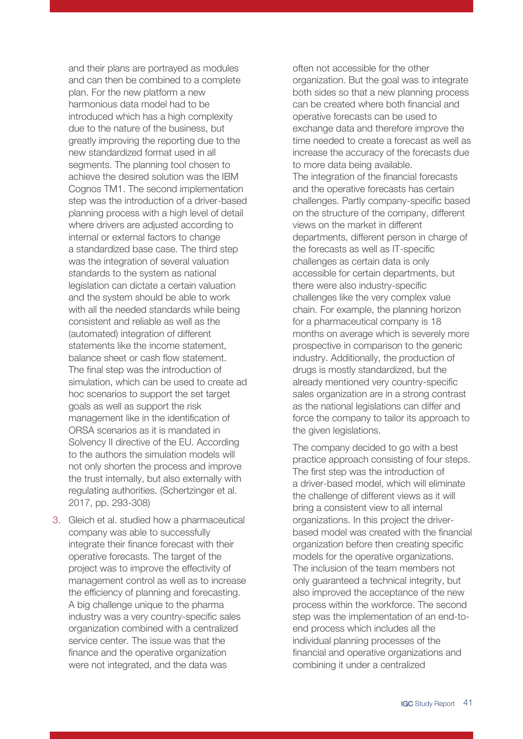and their plans are portrayed as modules and can then be combined to a complete plan. For the new platform a new harmonious data model had to be introduced which has a high complexity due to the nature of the business, but greatly improving the reporting due to the new standardized format used in all segments. The planning tool chosen to achieve the desired solution was the IBM Cognos TM1. The second implementation step was the introduction of a driver-based planning process with a high level of detail where drivers are adjusted according to internal or external factors to change a standardized base case. The third step was the integration of several valuation standards to the system as national legislation can dictate a certain valuation and the system should be able to work with all the needed standards while being consistent and reliable as well as the (automated) integration of different statements like the income statement, balance sheet or cash flow statement. The final step was the introduction of simulation, which can be used to create ad hoc scenarios to support the set target goals as well as support the risk management like in the identification of ORSA scenarios as it is mandated in Solvency II directive of the EU. According to the authors the simulation models will not only shorten the process and improve the trust internally, but also externally with regulating authorities. (Schertzinger et al. 2017, pp. 293-308)

3. Gleich et al. studied how a pharmaceutical company was able to successfully integrate their finance forecast with their operative forecasts. The target of the project was to improve the effectivity of management control as well as to increase the efficiency of planning and forecasting. A big challenge unique to the pharma industry was a very country-specific sales organization combined with a centralized service center. The issue was that the finance and the operative organization were not integrated, and the data was often not accessible for the other organization. But the goal was to integrate both sides so that a new planning process can be created where both financial and operative forecasts can be used to exchange data and therefore improve the time needed to create a forecast as well as increase the accuracy of the forecasts due to more data being available.
The integration of the financial forecasts and the operative forecasts has certain challenges. Partly company-specific based on the structure of the company, different views on the market in different departments, different person in charge of the forecasts as well as IT-specific challenges as certain data is only accessible for certain departments, but there were also industry-specific challenges like the very complex value chain. For example, the planning horizon for a pharmaceutical company is 18 months on average which is severely more prospective in comparison to the generic industry. Additionally, the production of drugs is mostly standardized, but the already mentioned very country-specific sales organization are in a strong contrast as the national legislations can differ and force the company to tailor its approach to the given legislations.

The company decided to go with a best practice approach consisting of four steps. The first step was the introduction of a driver-based model, which will eliminate the challenge of different views as it will bring a consistent view to all internal organizations. In this project the driver-based model was created with the financial organization before then creating specific models for the operative organizations. The inclusion of the team members not only guaranteed a technical integrity, but also improved the acceptance of the new process within the workforce. The second step was the implementation of an end-to-end process which includes all the individual planning processes of the financial and operative organizations and combining it under a centralized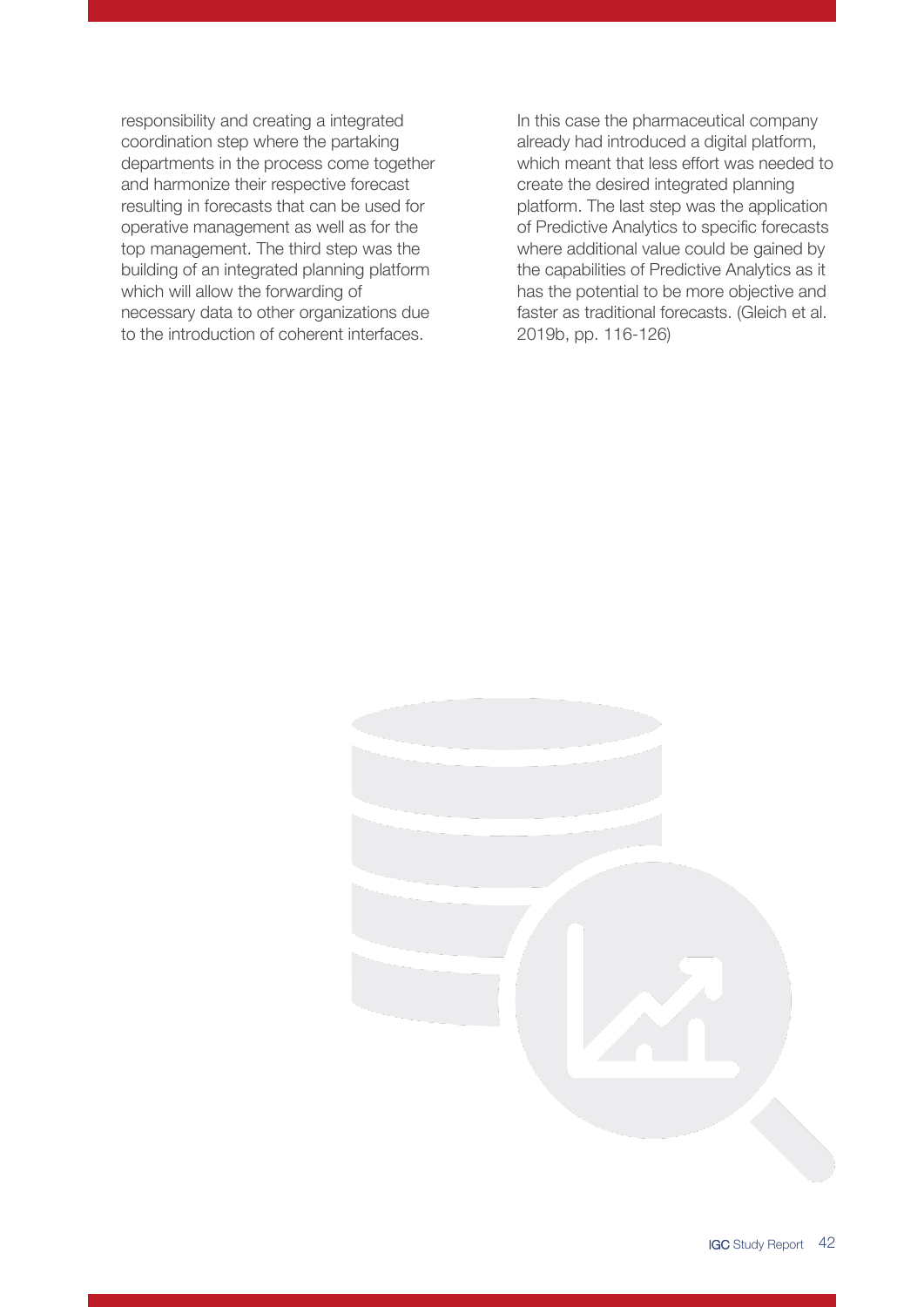responsibility and creating a integrated coordination step where the partaking departments in the process come together and harmonize their respective forecast resulting in forecasts that can be used for operative management as well as for the top management. The third step was the building of an integrated planning platform which will allow the forwarding of necessary data to other organizations due to the introduction of coherent interfaces.

In this case the pharmaceutical company already had introduced a digital platform, which meant that less effort was needed to create the desired integrated planning platform. The last step was the application of Predictive Analytics to specific forecasts where additional value could be gained by the capabilities of Predictive Analytics as it has the potential to be more objective and faster as traditional forecasts. (Gleich et al. 2019b, pp. 116-126)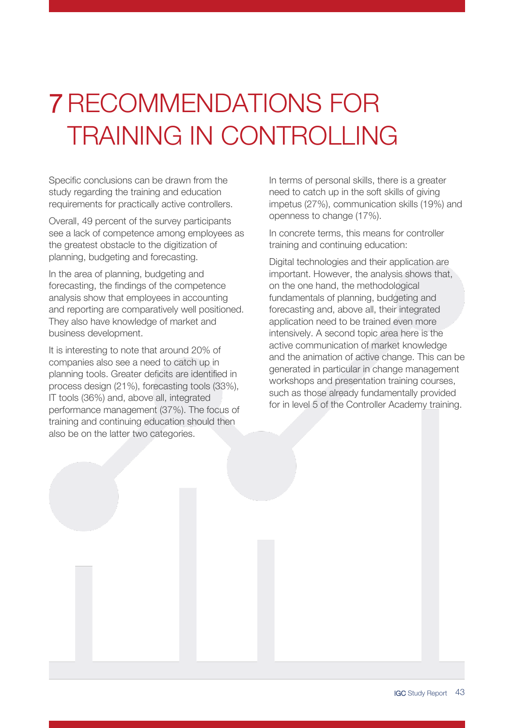# 7 RECOMMENDATIONS FOR TRAINING IN CONTROLLING

Specific conclusions can be drawn from the study regarding the training and education requirements for practically active controllers.

Overall, 49 percent of the survey participants see a lack of competence among employees as the greatest obstacle to the digitization of planning, budgeting and forecasting.

In the area of planning, budgeting and forecasting, the findings of the competence analysis show that employees in accounting and reporting are comparatively well positioned. They also have knowledge of market and business development.

It is interesting to note that around 20% of companies also see a need to catch up in planning tools. Greater deficits are identified in process design (21%), forecasting tools (33%), IT tools (36%) and, above all, integrated performance management (37%). The focus of training and continuing education should then also be on the latter two categories.

In terms of personal skills, there is a greater need to catch up in the soft skills of giving impetus (27%), communication skills (19%) and openness to change (17%).

In concrete terms, this means for controller training and continuing education:

Digital technologies and their application are important. However, the analysis shows that, on the one hand, the methodological fundamentals of planning, budgeting and forecasting and, above all, their integrated application need to be trained even more intensively. A second topic area here is the active communication of market knowledge and the animation of active change. This can be generated in particular in change management workshops and presentation training courses, such as those already fundamentally provided for in level 5 of the Controller Academy training.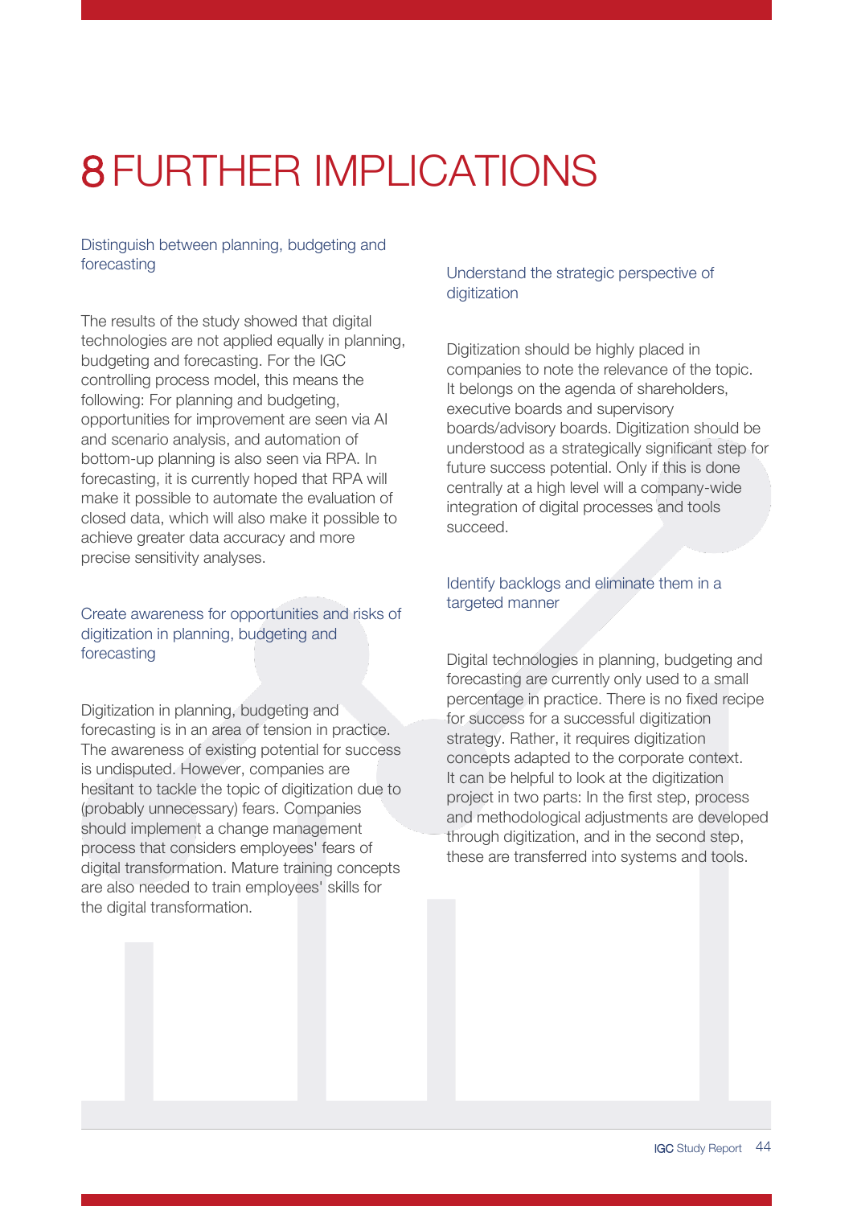# 8 FURTHER IMPLICATIONS

### Distinguish between planning, budgeting and forecasting

The results of the study showed that digital technologies are not applied equally in planning, budgeting and forecasting. For the IGC controlling process model, this means the following: For planning and budgeting, opportunities for improvement are seen via AI and scenario analysis, and automation of bottom-up planning is also seen via RPA. In forecasting, it is currently hoped that RPA will make it possible to automate the evaluation of closed data, which will also make it possible to achieve greater data accuracy and more precise sensitivity analyses.

### Create awareness for opportunities and risks of digitization in planning, budgeting and forecasting

Digitization in planning, budgeting and forecasting is in an area of tension in practice. The awareness of existing potential for success is undisputed. However, companies are hesitant to tackle the topic of digitization due to (probably unnecessary) fears. Companies should implement a change management process that considers employees' fears of digital transformation. Mature training concepts are also needed to train employees' skills for the digital transformation.

### Understand the strategic perspective of digitization

Digitization should be highly placed in companies to note the relevance of the topic. It belongs on the agenda of shareholders, executive boards and supervisory boards/advisory boards. Digitization should be understood as a strategically significant step for future success potential. Only if this is done centrally at a high level will a company-wide integration of digital processes and tools succeed.

### Identify backlogs and eliminate them in a targeted manner

Digital technologies in planning, budgeting and forecasting are currently only used to a small percentage in practice. There is no fixed recipe for success for a successful digitization strategy. Rather, it requires digitization concepts adapted to the corporate context. It can be helpful to look at the digitization project in two parts: In the first step, process and methodological adjustments are developed through digitization, and in the second step, these are transferred into systems and tools.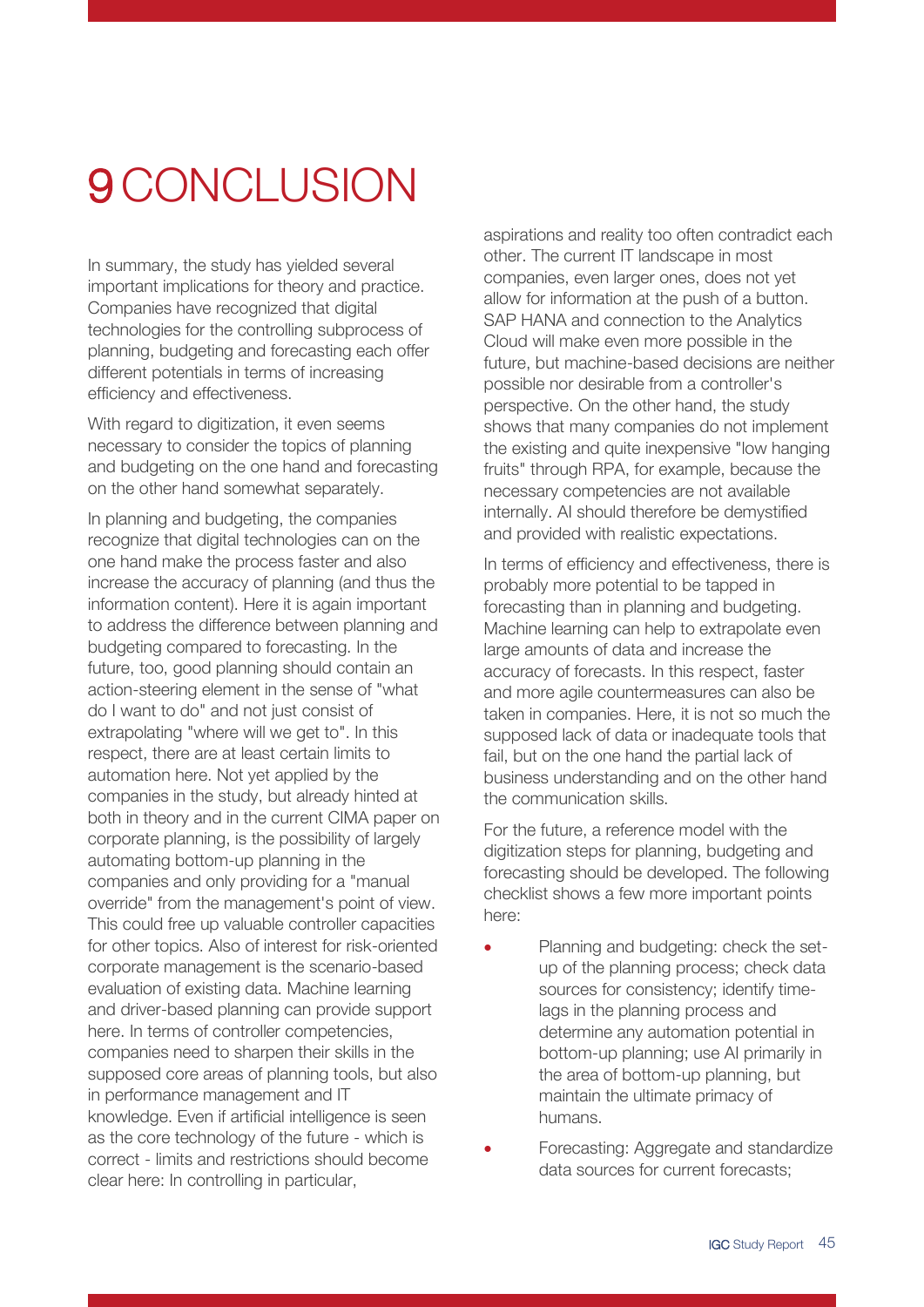# 9 CONCLUSION

In summary, the study has yielded several important implications for theory and practice. Companies have recognized that digital technologies for the controlling subprocess of planning, budgeting and forecasting each offer different potentials in terms of increasing efficiency and effectiveness.

With regard to digitization, it even seems necessary to consider the topics of planning and budgeting on the one hand and forecasting on the other hand somewhat separately.

In planning and budgeting, the companies recognize that digital technologies can on the one hand make the process faster and also increase the accuracy of planning (and thus the information content). Here it is again important to address the difference between planning and budgeting compared to forecasting. In the future, too, good planning should contain an action-steering element in the sense of "what do I want to do" and not just consist of extrapolating "where will we get to". In this respect, there are at least certain limits to automation here. Not yet applied by the companies in the study, but already hinted at both in theory and in the current CIMA paper on corporate planning, is the possibility of largely automating bottom-up planning in the companies and only providing for a "manual override" from the management's point of view. This could free up valuable controller capacities for other topics. Also of interest for risk-oriented corporate management is the scenario-based evaluation of existing data. Machine learning and driver-based planning can provide support here. In terms of controller competencies, companies need to sharpen their skills in the supposed core areas of planning tools, but also in performance management and IT knowledge. Even if artificial intelligence is seen as the core technology of the future - which is correct - limits and restrictions should become clear here: In controlling in particular, aspirations and reality too often contradict each other. The current IT landscape in most companies, even larger ones, does not yet allow for information at the push of a button. SAP HANA and connection to the Analytics Cloud will make even more possible in the future, but machine-based decisions are neither possible nor desirable from a controller's perspective. On the other hand, the study shows that many companies do not implement the existing and quite inexpensive "low hanging fruits" through RPA, for example, because the necessary competencies are not available internally. AI should therefore be demystified and provided with realistic expectations.

In terms of efficiency and effectiveness, there is probably more potential to be tapped in forecasting than in planning and budgeting. Machine learning can help to extrapolate even large amounts of data and increase the accuracy of forecasts. In this respect, faster and more agile countermeasures can also be taken in companies. Here, it is not so much the supposed lack of data or inadequate tools that fail, but on the one hand the partial lack of business understanding and on the other hand the communication skills.

For the future, a reference model with the digitization steps for planning, budgeting and forecasting should be developed. The following checklist shows a few more important points here:

- Planning and budgeting: check the set-up of the planning process; check data sources for consistency; identify time-lags in the planning process and determine any automation potential in bottom-up planning; use AI primarily in the area of bottom-up planning, but maintain the ultimate primacy of humans.
- Forecasting: Aggregate and standardize data sources for current forecasts;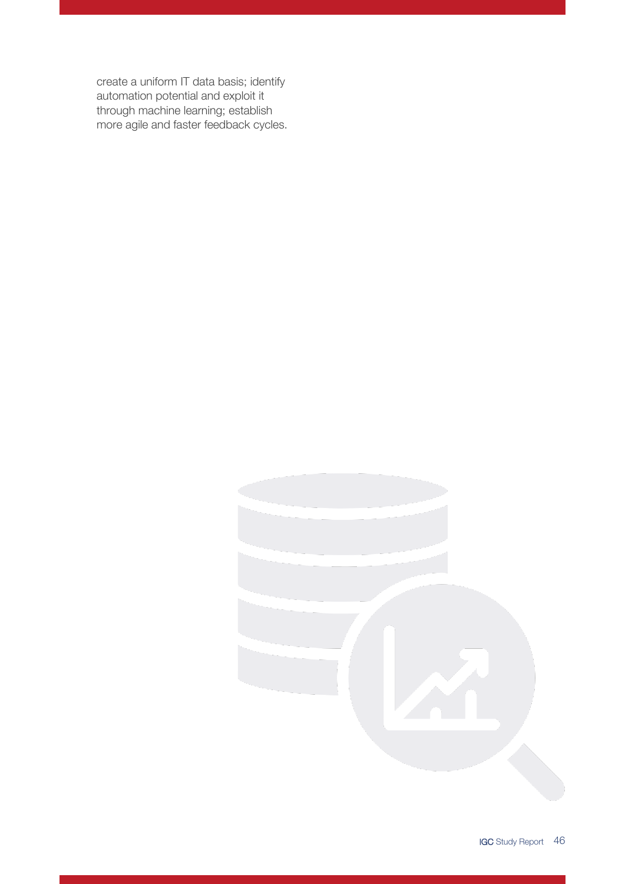create a uniform IT data basis; identify automation potential and exploit it through machine learning; establish more agile and faster feedback cycles.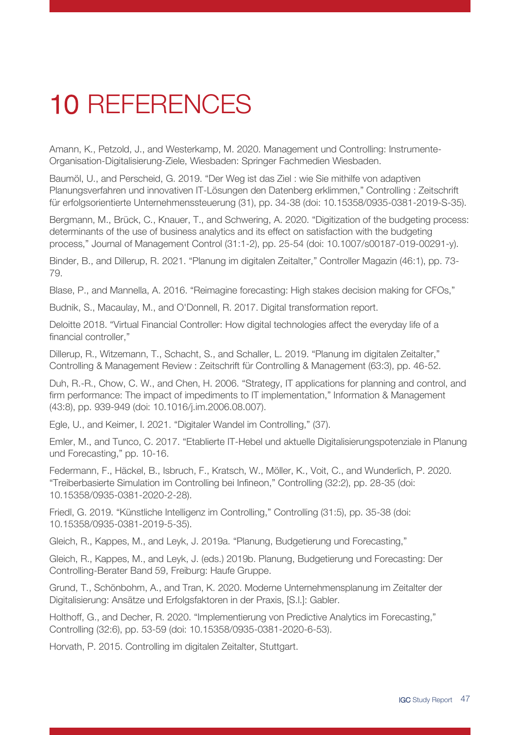# 10 REFERENCES

Amann, K., Petzold, J., and Westerkamp, M. 2020. Management und Controlling: Instrumente-Organisation-Digitalisierung-Ziele, Wiesbaden: Springer Fachmedien Wiesbaden.

Baumöl, U., and Perscheid, G. 2019. “Der Weg ist das Ziel : wie Sie mithilfe von adaptiven Planungsverfahren und innovativen IT-Lösungen den Datenberg erklimmen,” Controlling : Zeitschrift für erfolgsorientierte Unternehmenssteuerung (31), pp. 34-38 (doi: 10.15358/0935-0381-2019-S-35).

Bergmann, M., Brück, C., Knauer, T., and Schwering, A. 2020. “Digitization of the budgeting process: determinants of the use of business analytics and its effect on satisfaction with the budgeting process,” Journal of Management Control (31:1-2), pp. 25-54 (doi: 10.1007/s00187-019-00291-y).

Binder, B., and Dillerup, R. 2021. “Planung im digitalen Zeitalter,” Controller Magazin (46:1), pp. 73-79.

Blase, P., and Mannella, A. 2016. “Reimagine forecasting: High stakes decision making for CFOs,”

Budnik, S., Macaulay, M., and O'Donnell, R. 2017. Digital transformation report.

Deloitte 2018. “Virtual Financial Controller: How digital technologies affect the everyday life of a financial controller,”

Dillerup, R., Witzemann, T., Schacht, S., and Schaller, L. 2019. “Planung im digitalen Zeitalter,” Controlling & Management Review : Zeitschrift für Controlling & Management (63:3), pp. 46-52.

Duh, R.-R., Chow, C. W., and Chen, H. 2006. “Strategy, IT applications for planning and control, and firm performance: The impact of impediments to IT implementation,” Information & Management (43:8), pp. 939-949 (doi: 10.1016/j.im.2006.08.007).

Egle, U., and Keimer, I. 2021. “Digitaler Wandel im Controlling,” (37).

Emler, M., and Tunco, C. 2017. “Etablierte IT-Hebel und aktuelle Digitalisierungspotenziale in Planung und Forecasting,” pp. 10-16.

Federmann, F., Häckel, B., Isbruch, F., Kratsch, W., Möller, K., Voit, C., and Wunderlich, P. 2020. “Treiberbasierte Simulation im Controlling bei Infineon,” Controlling (32:2), pp. 28-35 (doi: 10.15358/0935-0381-2020-2-28).

Friedl, G. 2019. “Künstliche Intelligenz im Controlling,” Controlling (31:5), pp. 35-38 (doi: 10.15358/0935-0381-2019-5-35).

Gleich, R., Kappes, M., and Leyk, J. 2019a. “Planung, Budgetierung und Forecasting,”

Gleich, R., Kappes, M., and Leyk, J. (eds.) 2019b. Planung, Budgetierung und Forecasting: Der Controlling-Berater Band 59, Freiburg: Haufe Gruppe.

Grund, T., Schönbohm, A., and Tran, K. 2020. Moderne Unternehmensplanung im Zeitalter der Digitalisierung: Ansätze und Erfolgsfaktoren in der Praxis, [S.l.]: Gabler.

Holthoff, G., and Decher, R. 2020. “Implementierung von Predictive Analytics im Forecasting,” Controlling (32:6), pp. 53-59 (doi: 10.15358/0935-0381-2020-6-53).

Horvath, P. 2015. Controlling im digitalen Zeitalter, Stuttgart.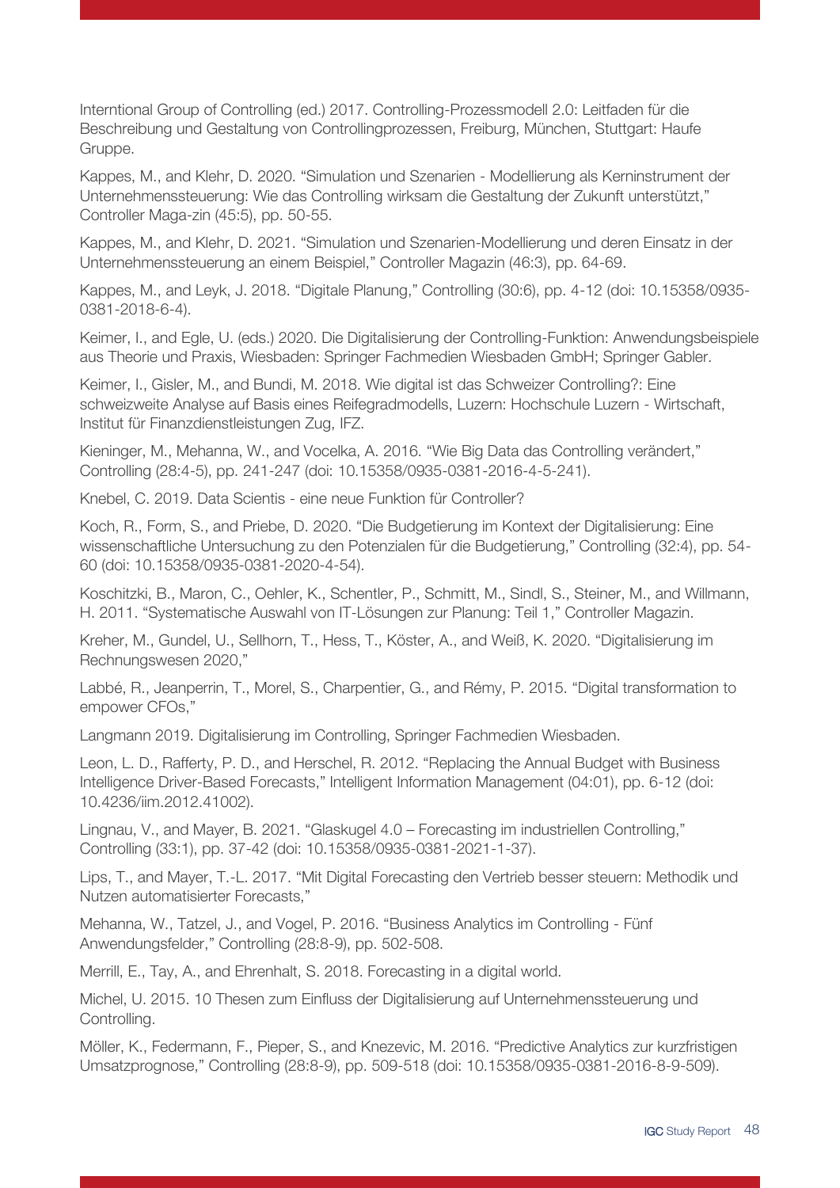Interntional Group of Controlling (ed.) 2017. Controlling-Prozessmodell 2.0: Leitfaden für die Beschreibung und Gestaltung von Controllingprozessen, Freiburg, München, Stuttgart: Haufe Gruppe.

Kappes, M., and Klehr, D. 2020. "Simulation und Szenarien - Modellierung als Kerninstrument der Unternehmenssteuerung: Wie das Controlling wirksam die Gestaltung der Zukunft unterstützt," Controller Maga-zin (45:5), pp. 50-55.

Kappes, M., and Klehr, D. 2021. "Simulation und Szenarien-Modellierung und deren Einsatz in der Unternehmenssteuerung an einem Beispiel," Controller Magazin (46:3), pp. 64-69.

Kappes, M., and Leyk, J. 2018. "Digitale Planung," Controlling (30:6), pp. 4-12 (doi: 10.15358/0935-0381-2018-6-4).

Keimer, I., and Egle, U. (eds.) 2020. Die Digitalisierung der Controlling-Funktion: Anwendungsbeispiele aus Theorie und Praxis, Wiesbaden: Springer Fachmedien Wiesbaden GmbH; Springer Gabler.

Keimer, I., Gisler, M., and Bundi, M. 2018. Wie digital ist das Schweizer Controlling?: Eine schweizweite Analyse auf Basis eines Reifegradmodells, Luzern: Hochschule Luzern - Wirtschaft, Institut für Finanzdienstleistungen Zug, IFZ.

Kieninger, M., Mehanna, W., and Vocelka, A. 2016. "Wie Big Data das Controlling verändert," Controlling (28:4-5), pp. 241-247 (doi: 10.15358/0935-0381-2016-4-5-241).

Knebel, C. 2019. Data Scientis - eine neue Funktion für Controller?

Koch, R., Form, S., and Priebe, D. 2020. "Die Budgetierung im Kontext der Digitalisierung: Eine wissenschaftliche Untersuchung zu den Potenzialen für die Budgetierung," Controlling (32:4), pp. 54-60 (doi: 10.15358/0935-0381-2020-4-54).

Koschitzki, B., Maron, C., Oehler, K., Schentler, P., Schmitt, M., Sindl, S., Steiner, M., and Willmann, H. 2011. "Systematische Auswahl von IT-Lösungen zur Planung: Teil 1," Controller Magazin.

Kreher, M., Gundel, U., Sellhorn, T., Hess, T., Köster, A., and Weiß, K. 2020. "Digitalisierung im Rechnungswesen 2020,"

Labbé, R., Jeanperrin, T., Morel, S., Charpentier, G., and Rémy, P. 2015. "Digital transformation to empower CFOs,"

Langmann 2019. Digitalisierung im Controlling, Springer Fachmedien Wiesbaden.

Leon, L. D., Rafferty, P. D., and Herschel, R. 2012. "Replacing the Annual Budget with Business Intelligence Driver-Based Forecasts," Intelligent Information Management (04:01), pp. 6-12 (doi: 10.4236/iim.2012.41002).

Lingnau, V., and Mayer, B. 2021. "Glaskugel 4.0 – Forecasting im industriellen Controlling," Controlling (33:1), pp. 37-42 (doi: 10.15358/0935-0381-2021-1-37).

Lips, T., and Mayer, T.-L. 2017. "Mit Digital Forecasting den Vertrieb besser steuern: Methodik und Nutzen automatisierter Forecasts,"

Mehanna, W., Tatzel, J., and Vogel, P. 2016. "Business Analytics im Controlling - Fünf Anwendungsfelder," Controlling (28:8-9), pp. 502-508.

Merrill, E., Tay, A., and Ehrenhalt, S. 2018. Forecasting in a digital world.

Michel, U. 2015. 10 Thesen zum Einfluss der Digitalisierung auf Unternehmenssteuerung und Controlling.

Möller, K., Federmann, F., Pieper, S., and Knezevic, M. 2016. "Predictive Analytics zur kurzfristigen Umsatzprognose," Controlling (28:8-9), pp. 509-518 (doi: 10.15358/0935-0381-2016-8-9-509).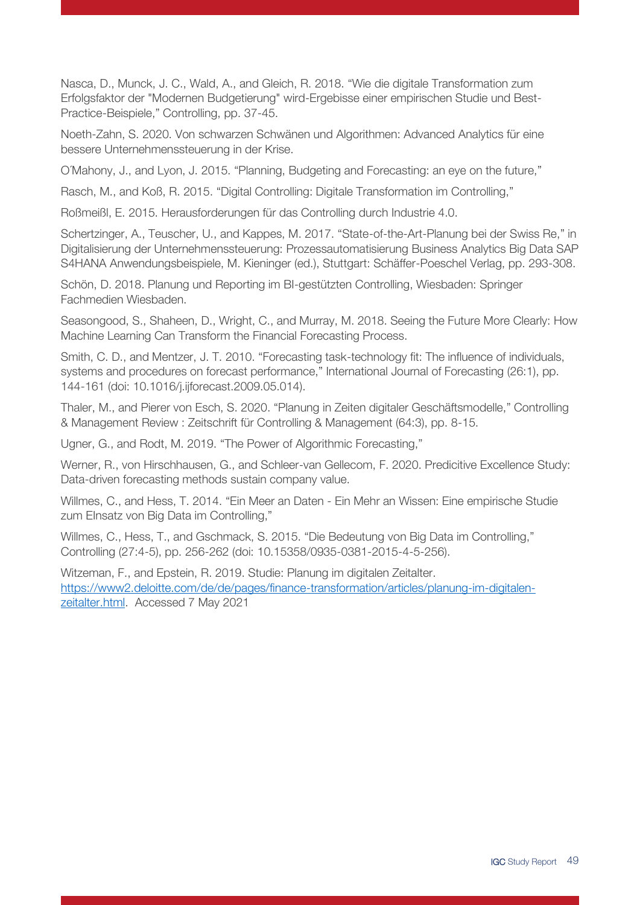Nasca, D., Munck, J. C., Wald, A., and Gleich, R. 2018. “Wie die digitale Transformation zum Erfolgsfaktor der "Modernen Budgetierung" wird-Ergebisse einer empirischen Studie und Best-Practice-Beispiele,” Controlling, pp. 37-45.

Noeth-Zahn, S. 2020. Von schwarzen Schwänen und Algorithmen: Advanced Analytics für eine bessere Unternehmenssteuerung in der Krise.

O´Mahony, J., and Lyon, J. 2015. “Planning, Budgeting and Forecasting: an eye on the future,”

Rasch, M., and Koß, R. 2015. “Digital Controlling: Digitale Transformation im Controlling,”

Roßmeißl, E. 2015. Herausforderungen für das Controlling durch Industrie 4.0.

Schertzinger, A., Teuscher, U., and Kappes, M. 2017. “State-of-the-Art-Planung bei der Swiss Re,” in Digitalisierung der Unternehmenssteuerung: Prozessautomatisierung Business Analytics Big Data SAP S4HANA Anwendungsbeispiele, M. Kieninger (ed.), Stuttgart: Schäffer-Poeschel Verlag, pp. 293-308.

Schön, D. 2018. Planung und Reporting im BI-gestützten Controlling, Wiesbaden: Springer Fachmedien Wiesbaden.

Seasongood, S., Shaheen, D., Wright, C., and Murray, M. 2018. Seeing the Future More Clearly: How Machine Learning Can Transform the Financial Forecasting Process.

Smith, C. D., and Mentzer, J. T. 2010. “Forecasting task-technology fit: The influence of individuals, systems and procedures on forecast performance,” International Journal of Forecasting (26:1), pp. 144-161 (doi: 10.1016/j.ijforecast.2009.05.014).

Thaler, M., and Pierer von Esch, S. 2020. “Planung in Zeiten digitaler Geschäftsmodelle,” Controlling & Management Review : Zeitschrift für Controlling & Management (64:3), pp. 8-15.

Ugner, G., and Rodt, M. 2019. “The Power of Algorithmic Forecasting,”

Werner, R., von Hirschhausen, G., and Schleer-van Gellecom, F. 2020. Predicitive Excellence Study: Data-driven forecasting methods sustain company value.

Willmes, C., and Hess, T. 2014. “Ein Meer an Daten - Ein Mehr an Wissen: Eine empirische Studie zum EInsatz von Big Data im Controlling,”

Willmes, C., Hess, T., and Gschmack, S. 2015. “Die Bedeutung von Big Data im Controlling,” Controlling (27:4-5), pp. 256-262 (doi: 10.15358/0935-0381-2015-4-5-256).

Witzeman, F., and Epstein, R. 2019. Studie: Planung im digitalen Zeitalter. https://www2.deloitte.com/de/de/pages/finance-transformation/articles/planung-im-digitalen-zeitalter.html. Accessed 7 May 2021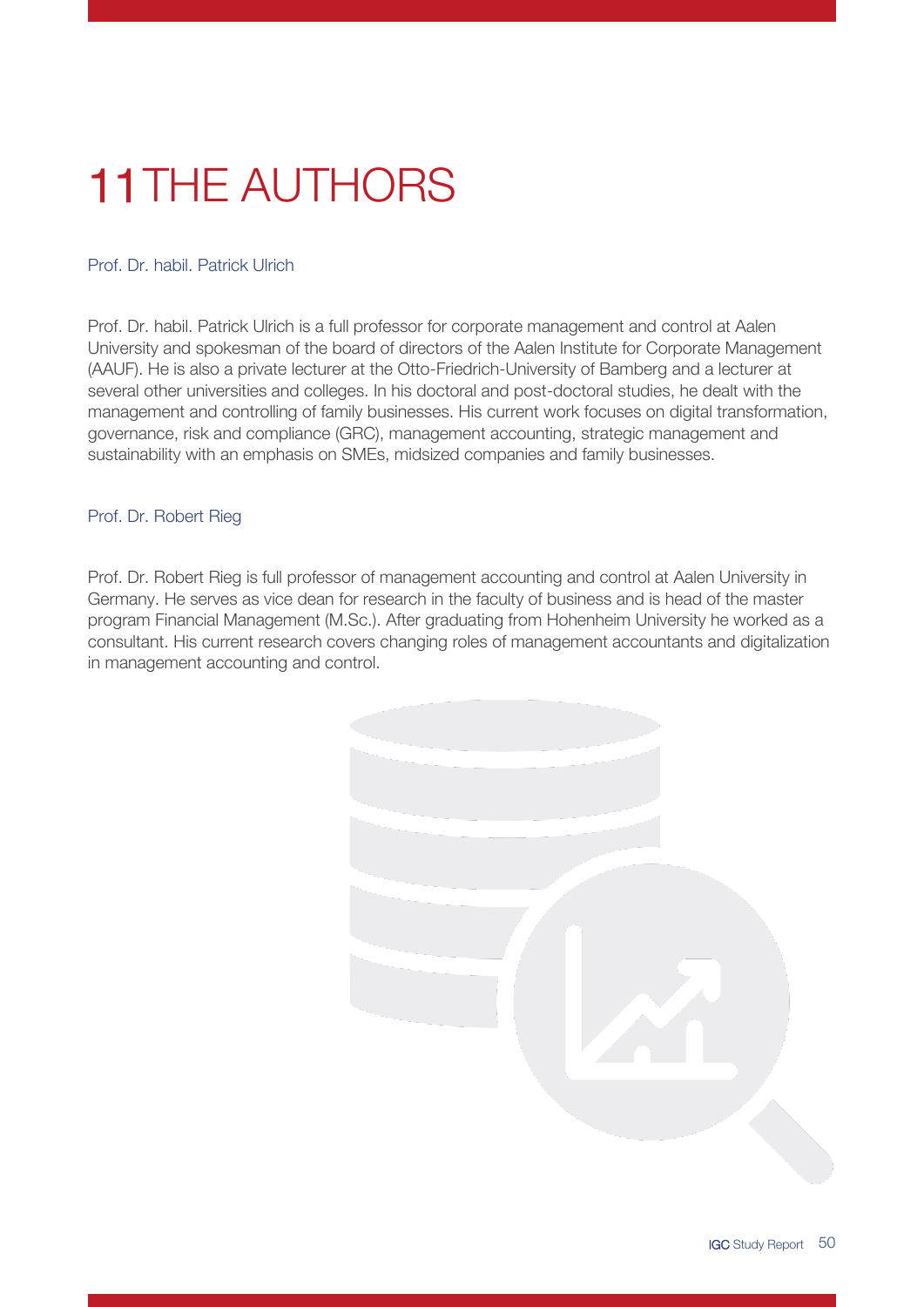# 11 THE AUTHORS

### Prof. Dr. habil. Patrick Ulrich

Prof. Dr. habil. Patrick Ulrich is a full professor for corporate management and control at Aalen University and spokesman of the board of directors of the Aalen Institute for Corporate Management (AAUF). He is also a private lecturer at the Otto-Friedrich-University of Bamberg and a lecturer at several other universities and colleges. In his doctoral and post-doctoral studies, he dealt with the management and controlling of family businesses. His current work focuses on digital transformation, governance, risk and compliance (GRC), management accounting, strategic management and sustainability with an emphasis on SMEs, midsized companies and family businesses.

### Prof. Dr. Robert Rieg

Prof. Dr. Robert Rieg is full professor of management accounting and control at Aalen University in Germany. He serves as vice dean for research in the faculty of business and is head of the master program Financial Management (M.Sc.). After graduating from Hohenheim University he worked as a consultant. His current research covers changing roles of management accountants and digitalization in management accounting and control.